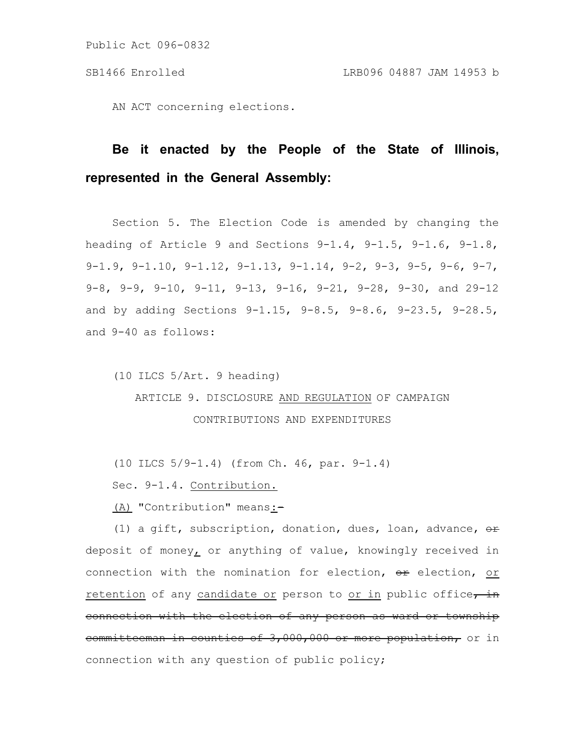AN ACT concerning elections.

**Be it enacted by the People of the State of Illinois, represented in the General Assembly:**

Section 5. The Election Code is amended by changing the heading of Article 9 and Sections 9-1.4, 9-1.5, 9-1.6, 9-1.8, 9-1.9, 9-1.10, 9-1.12, 9-1.13, 9-1.14, 9-2, 9-3, 9-5, 9-6, 9-7, 9-8, 9-9, 9-10, 9-11, 9-13, 9-16, 9-21, 9-28, 9-30, and 29-12 and by adding Sections 9-1.15, 9-8.5, 9-8.6, 9-23.5, 9-28.5, and 9-40 as follows:

(10 ILCS 5/Art. 9 heading)

ARTICLE 9. DISCLOSURE <u>AND REGULATION</u> OF CAMPAIGN CONTRIBUTIONS AND EXPENDITURES

(10 ILCS 5/9-1.4) (from Ch. 46, par. 9-1.4)

Sec. 9-1.4. <u>Contribution.</u>

<u>(A)</u> "Contribution" means<u>:</u>~~-~~

(1) a gift, subscription, donation, dues, loan, advance, ~~or~~ deposit of money<u>,</u> or anything of value, knowingly received in connection with the nomination for election, ~~or~~ election, <u>or retention</u> of any <u>candidate or</u> person to <u>or in</u> public office~~, in connection with the election of any person as ward or township committeeman in counties of 3,000,000 or more population,~~ or in connection with any question of public policy;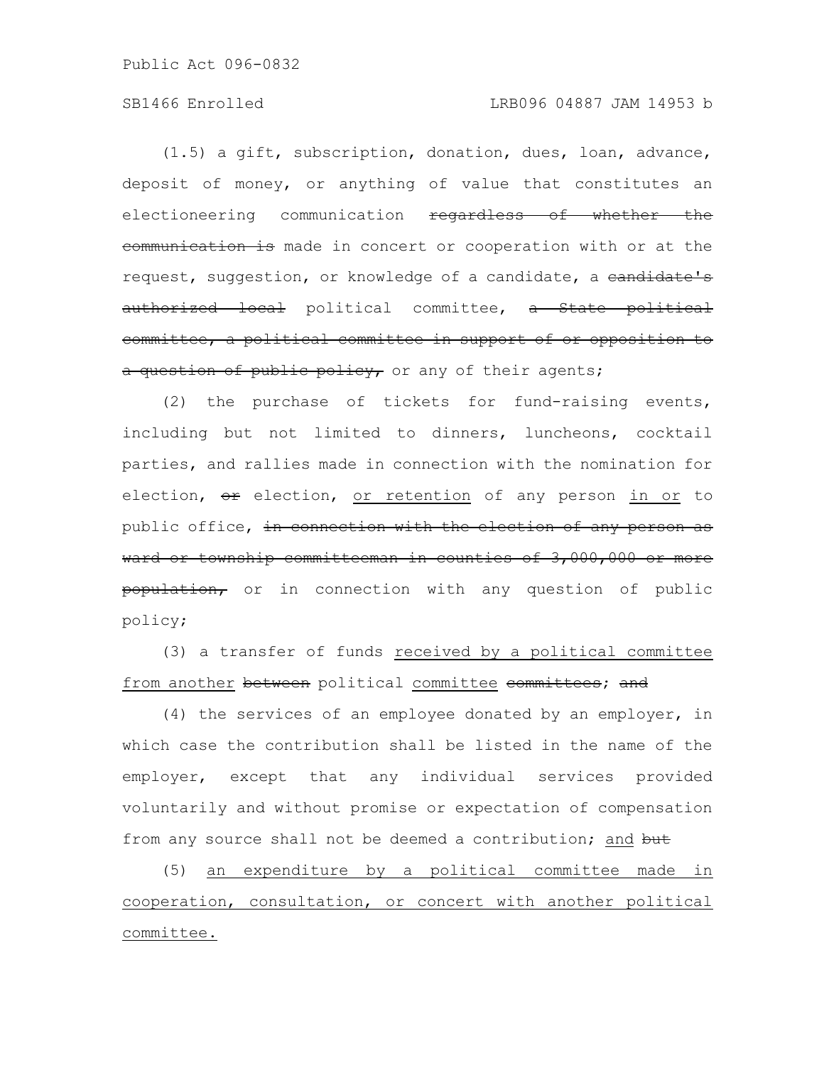(1.5) a gift, subscription, donation, dues, loan, advance, deposit of money, or anything of value that constitutes an electioneering communication ~~regardless of whether the communication is~~ made in concert or cooperation with or at the request, suggestion, or knowledge of a candidate, a ~~candidate's authorized local~~ political committee, ~~a State political committee, a political committee in support of or opposition to a question of public policy,~~ or any of their agents;

(2) the purchase of tickets for fund-raising events, including but not limited to dinners, luncheons, cocktail parties, and rallies made in connection with the nomination for election, ~~or~~ election, <u>or retention</u> of any person <u>in or</u> to public office, ~~in connection with the election of any person as ward or township committeeman in counties of 3,000,000 or more population,~~ or in connection with any question of public policy;

(3) a transfer of funds <u>received by a political committee from another</u> ~~between~~ political <u>committee</u> ~~committees~~; ~~and~~

(4) the services of an employee donated by an employer, in which case the contribution shall be listed in the name of the employer, except that any individual services provided voluntarily and without promise or expectation of compensation from any source shall not be deemed a contribution; <u>and</u> ~~but~~

(5) <u>an expenditure by a political committee made in cooperation, consultation, or concert with another political committee.</u>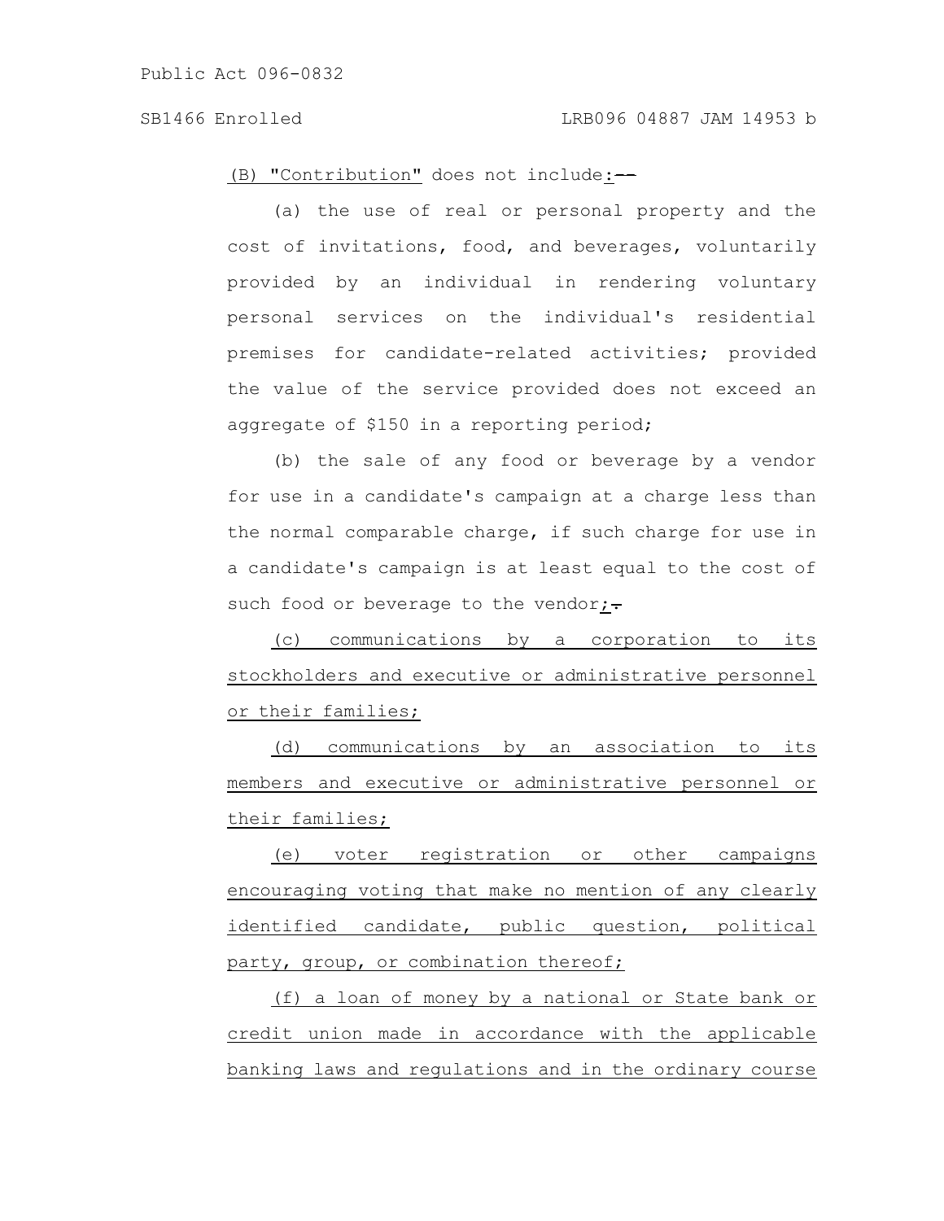(B) "Contribution" does not include:--

(a) the use of real or personal property and the cost of invitations, food, and beverages, voluntarily provided by an individual in rendering voluntary personal services on the individual's residential premises for candidate-related activities; provided the value of the service provided does not exceed an aggregate of $150 in a reporting period;

(b) the sale of any food or beverage by a vendor for use in a candidate's campaign at a charge less than the normal comparable charge, if such charge for use in a candidate's campaign is at least equal to the cost of such food or beverage to the vendor;.

(c) communications by a corporation to its stockholders and executive or administrative personnel or their families;

(d) communications by an association to its members and executive or administrative personnel or their families;

(e) voter registration or other campaigns encouraging voting that make no mention of any clearly identified candidate, public question, political party, group, or combination thereof;

(f) a loan of money by a national or State bank or credit union made in accordance with the applicable banking laws and regulations and in the ordinary course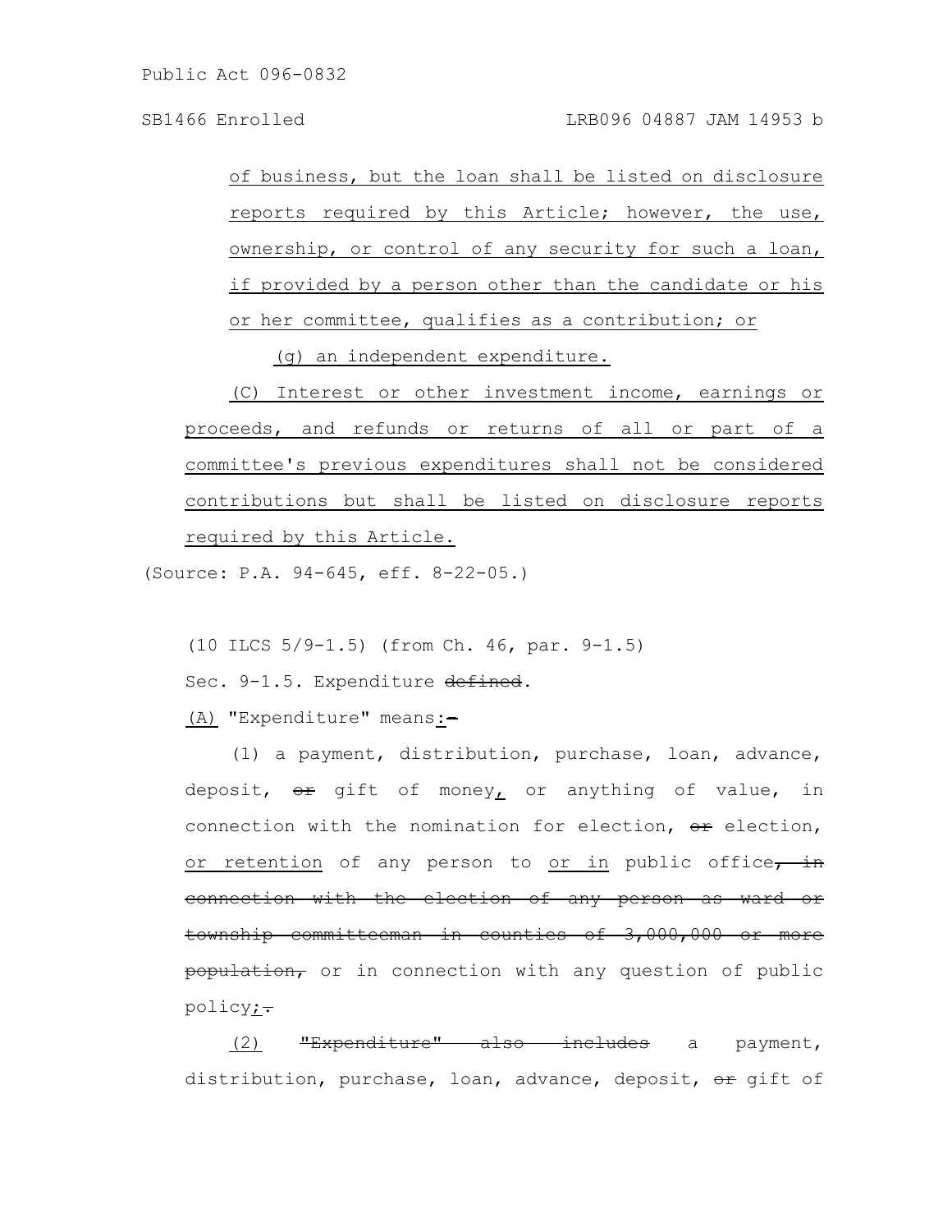of business, but the loan shall be listed on disclosure reports required by this Article; however, the use, ownership, or control of any security for such a loan, if provided by a person other than the candidate or his or her committee, qualifies as a contribution; or

(g) an independent expenditure.

(C) Interest or other investment income, earnings or proceeds, and refunds or returns of all or part of a committee's previous expenditures shall not be considered contributions but shall be listed on disclosure reports required by this Article.

(Source: P.A. 94-645, eff. 8-22-05.)

(10 ILCS 5/9-1.5) (from Ch. 46, par. 9-1.5)

Sec. 9-1.5. Expenditure ~~defined~~.

(A) "Expenditure" means:~~-~~

(1) a payment, distribution, purchase, loan, advance, deposit, ~~or~~ gift of money, or anything of value, in connection with the nomination for election, ~~or~~ election, or retention of any person to or in public office~~, in connection with the election of any person as ward or township committeeman in counties of 3,000,000 or more population,~~ or in connection with any question of public policy;~~.~~

(2) ~~"Expenditure" also includes~~ a payment, distribution, purchase, loan, advance, deposit, ~~or~~ gift of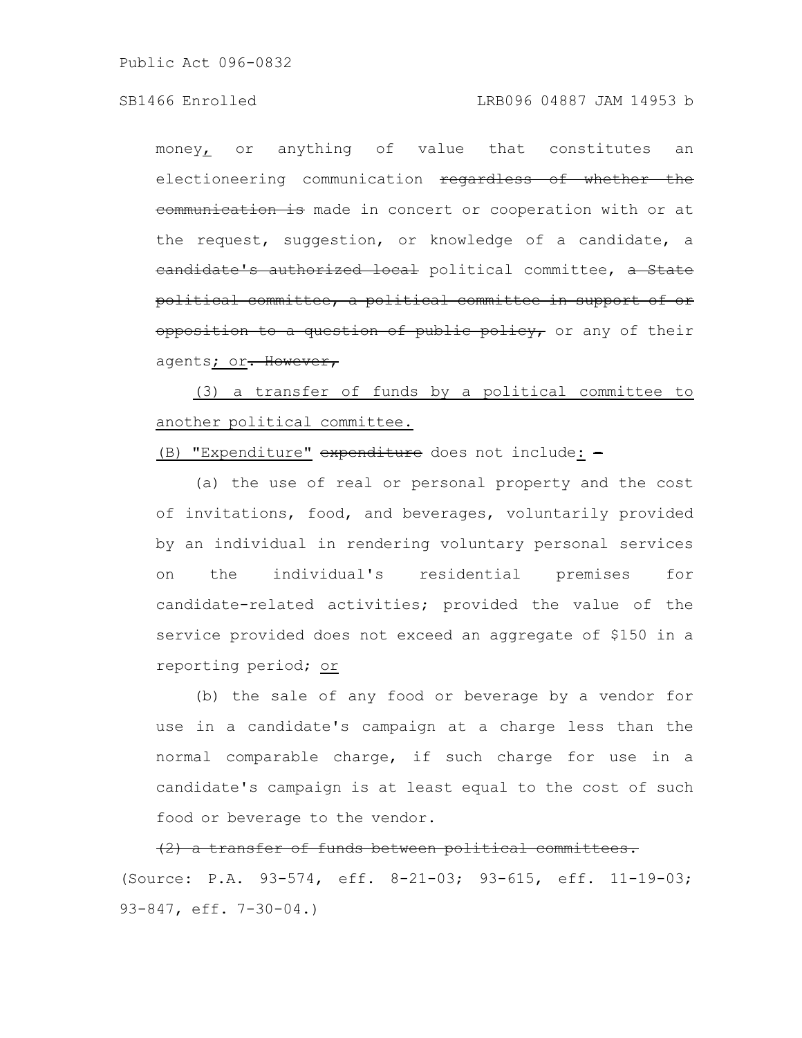money, or anything of value that constitutes an electioneering communication ~~regardless of whether the communication is~~ made in concert or cooperation with or at the request, suggestion, or knowledge of a candidate, a ~~candidate's authorized local~~ political committee, ~~a State political committee, a political committee in support of or opposition to a question of public policy,~~ or any of their agents; or~~. However,~~

(3) a transfer of funds by a political committee to another political committee.

(B) "Expenditure" ~~expenditure~~ does not include: ~~-~~

(a) the use of real or personal property and the cost of invitations, food, and beverages, voluntarily provided by an individual in rendering voluntary personal services on the individual's residential premises for candidate-related activities; provided the value of the service provided does not exceed an aggregate of $150 in a reporting period; or

(b) the sale of any food or beverage by a vendor for use in a candidate's campaign at a charge less than the normal comparable charge, if such charge for use in a candidate's campaign is at least equal to the cost of such food or beverage to the vendor.

~~(2) a transfer of funds between political committees.~~

(Source: P.A. 93-574, eff. 8-21-03; 93-615, eff. 11-19-03; 93-847, eff. 7-30-04.)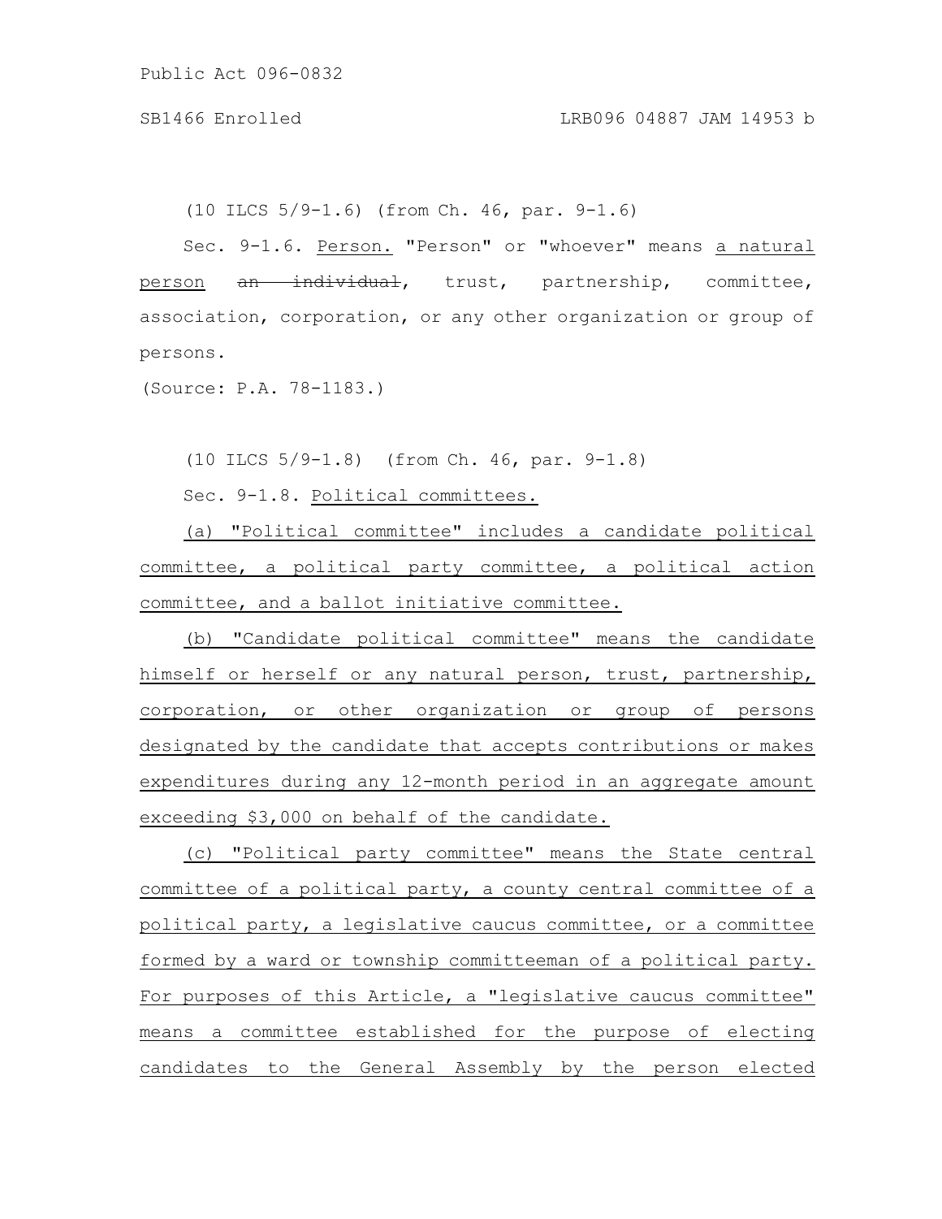(10 ILCS 5/9-1.6) (from Ch. 46, par. 9-1.6)

Sec. 9-1.6. Person. "Person" or "whoever" means a natural person ~~an individual~~, trust, partnership, committee, association, corporation, or any other organization or group of persons.

(Source: P.A. 78-1183.)

(10 ILCS 5/9-1.8) (from Ch. 46, par. 9-1.8)

Sec. 9-1.8. Political committees.

(a) "Political committee" includes a candidate political committee, a political party committee, a political action committee, and a ballot initiative committee.

(b) "Candidate political committee" means the candidate himself or herself or any natural person, trust, partnership, corporation, or other organization or group of persons designated by the candidate that accepts contributions or makes expenditures during any 12-month period in an aggregate amount exceeding $3,000 on behalf of the candidate.

(c) "Political party committee" means the State central committee of a political party, a county central committee of a political party, a legislative caucus committee, or a committee formed by a ward or township committeeman of a political party. For purposes of this Article, a "legislative caucus committee" means a committee established for the purpose of electing candidates to the General Assembly by the person elected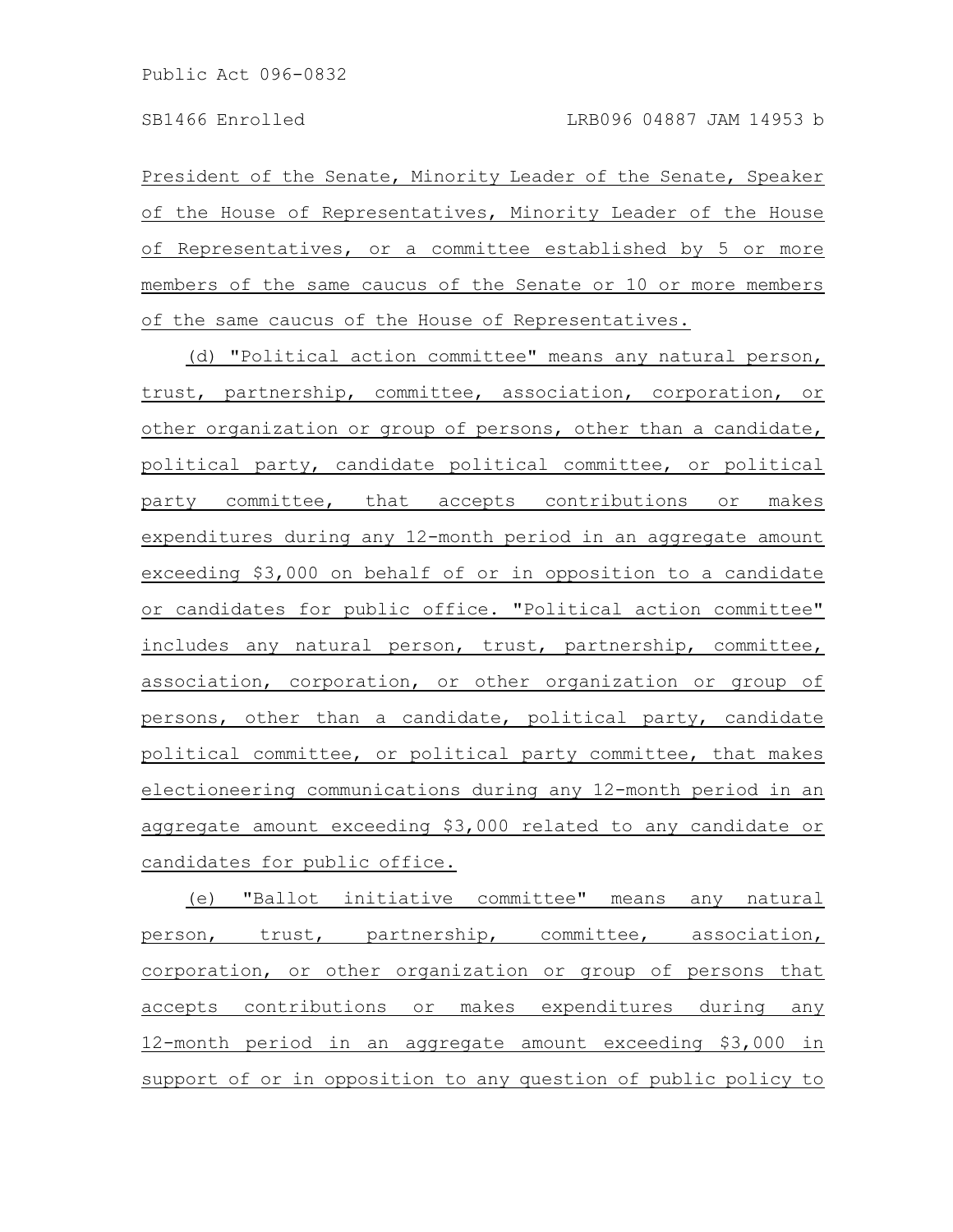President of the Senate, Minority Leader of the Senate, Speaker of the House of Representatives, Minority Leader of the House of Representatives, or a committee established by 5 or more members of the same caucus of the Senate or 10 or more members of the same caucus of the House of Representatives.

(d) "Political action committee" means any natural person, trust, partnership, committee, association, corporation, or other organization or group of persons, other than a candidate, political party, candidate political committee, or political party committee, that accepts contributions or makes expenditures during any 12-month period in an aggregate amount exceeding $3,000 on behalf of or in opposition to a candidate or candidates for public office. "Political action committee" includes any natural person, trust, partnership, committee, association, corporation, or other organization or group of persons, other than a candidate, political party, candidate political committee, or political party committee, that makes electioneering communications during any 12-month period in an aggregate amount exceeding $3,000 related to any candidate or candidates for public office.

(e) "Ballot initiative committee" means any natural person, trust, partnership, committee, association, corporation, or other organization or group of persons that accepts contributions or makes expenditures during any 12-month period in an aggregate amount exceeding $3,000 in support of or in opposition to any question of public policy to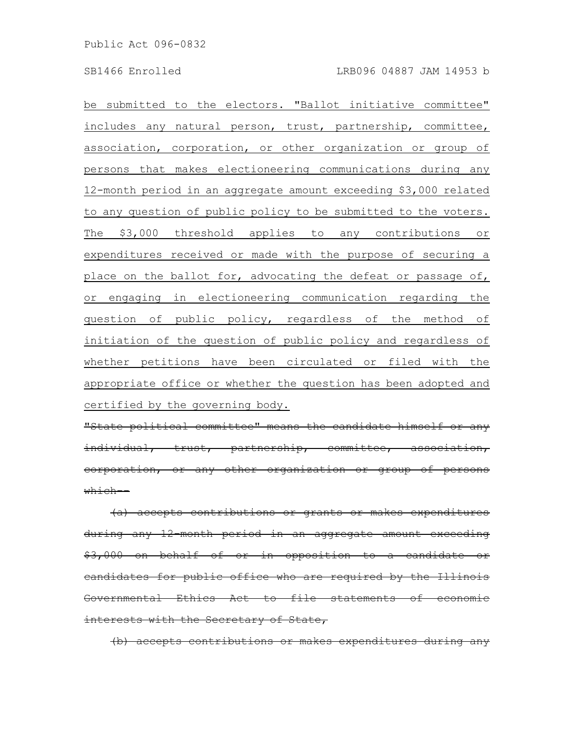be submitted to the electors. "Ballot initiative committee" includes any natural person, trust, partnership, committee, association, corporation, or other organization or group of persons that makes electioneering communications during any 12-month period in an aggregate amount exceeding $3,000 related to any question of public policy to be submitted to the voters. The $3,000 threshold applies to any contributions or expenditures received or made with the purpose of securing a place on the ballot for, advocating the defeat or passage of, or engaging in electioneering communication regarding the question of public policy, regardless of the method of initiation of the question of public policy and regardless of whether petitions have been circulated or filed with the appropriate office or whether the question has been adopted and certified by the governing body.

~~"State political committee" means the candidate himself or any individual, trust, partnership, committee, association, corporation, or any other organization or group of persons which--~~

~~(a) accepts contributions or grants or makes expenditures during any 12-month period in an aggregate amount exceeding $3,000 on behalf of or in opposition to a candidate or candidates for public office who are required by the Illinois Governmental Ethics Act to file statements of economic interests with the Secretary of State,~~

~~(b) accepts contributions or makes expenditures during any~~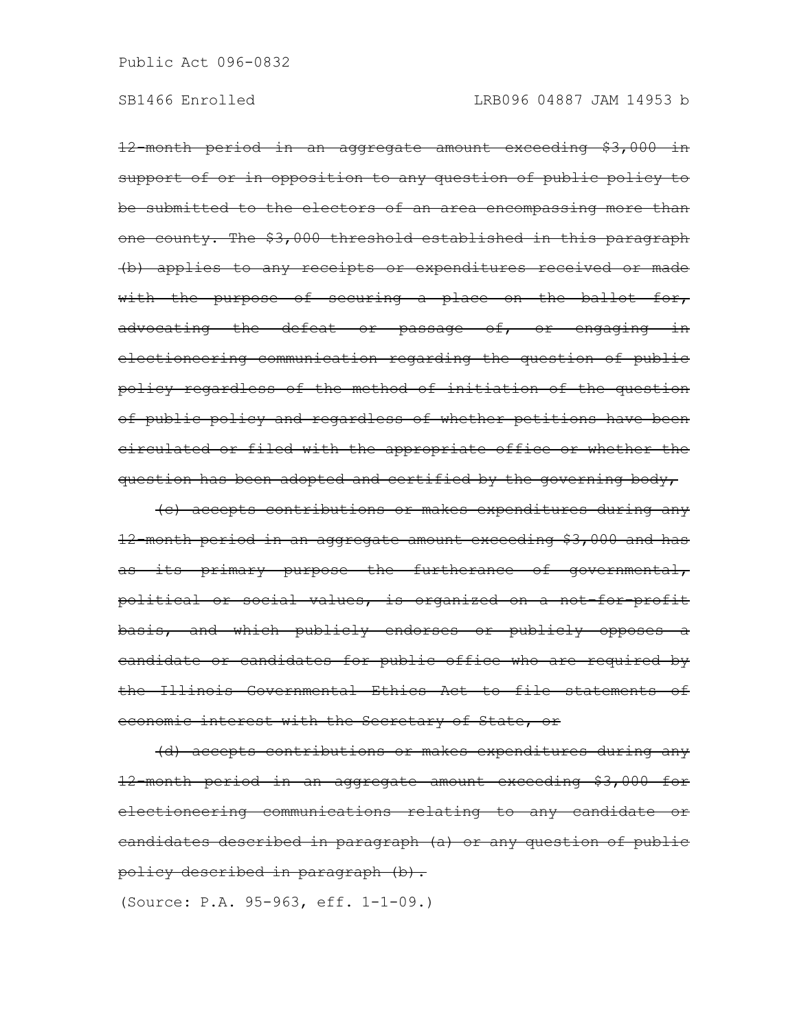~~12-month period in an aggregate amount exceeding $3,000 in support of or in opposition to any question of public policy to be submitted to the electors of an area encompassing more than one county. The $3,000 threshold established in this paragraph (b) applies to any receipts or expenditures received or made with the purpose of securing a place on the ballot for, advocating the defeat or passage of, or engaging in electioneering communication regarding the question of public policy regardless of the method of initiation of the question of public policy and regardless of whether petitions have been circulated or filed with the appropriate office or whether the question has been adopted and certified by the governing body,~~

~~(c) accepts contributions or makes expenditures during any 12-month period in an aggregate amount exceeding $3,000 and has as its primary purpose the furtherance of governmental, political or social values, is organized on a not-for-profit basis, and which publicly endorses or publicly opposes a candidate or candidates for public office who are required by the Illinois Governmental Ethics Act to file statements of economic interest with the Secretary of State, or~~

~~(d) accepts contributions or makes expenditures during any 12-month period in an aggregate amount exceeding $3,000 for electioneering communications relating to any candidate or candidates described in paragraph (a) or any question of public policy described in paragraph (b).~~

(Source: P.A. 95-963, eff. 1-1-09.)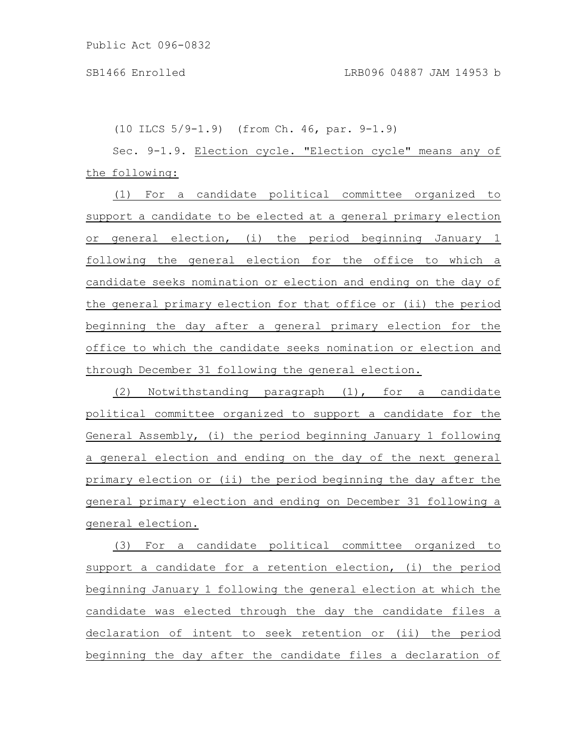(10 ILCS 5/9-1.9) (from Ch. 46, par. 9-1.9)

Sec. 9-1.9. Election cycle. "Election cycle" means any of the following:

(1) For a candidate political committee organized to support a candidate to be elected at a general primary election or general election, (i) the period beginning January 1 following the general election for the office to which a candidate seeks nomination or election and ending on the day of the general primary election for that office or (ii) the period beginning the day after a general primary election for the office to which the candidate seeks nomination or election and through December 31 following the general election.

(2) Notwithstanding paragraph (1), for a candidate political committee organized to support a candidate for the General Assembly, (i) the period beginning January 1 following a general election and ending on the day of the next general primary election or (ii) the period beginning the day after the general primary election and ending on December 31 following a general election.

(3) For a candidate political committee organized to support a candidate for a retention election, (i) the period beginning January 1 following the general election at which the candidate was elected through the day the candidate files a declaration of intent to seek retention or (ii) the period beginning the day after the candidate files a declaration of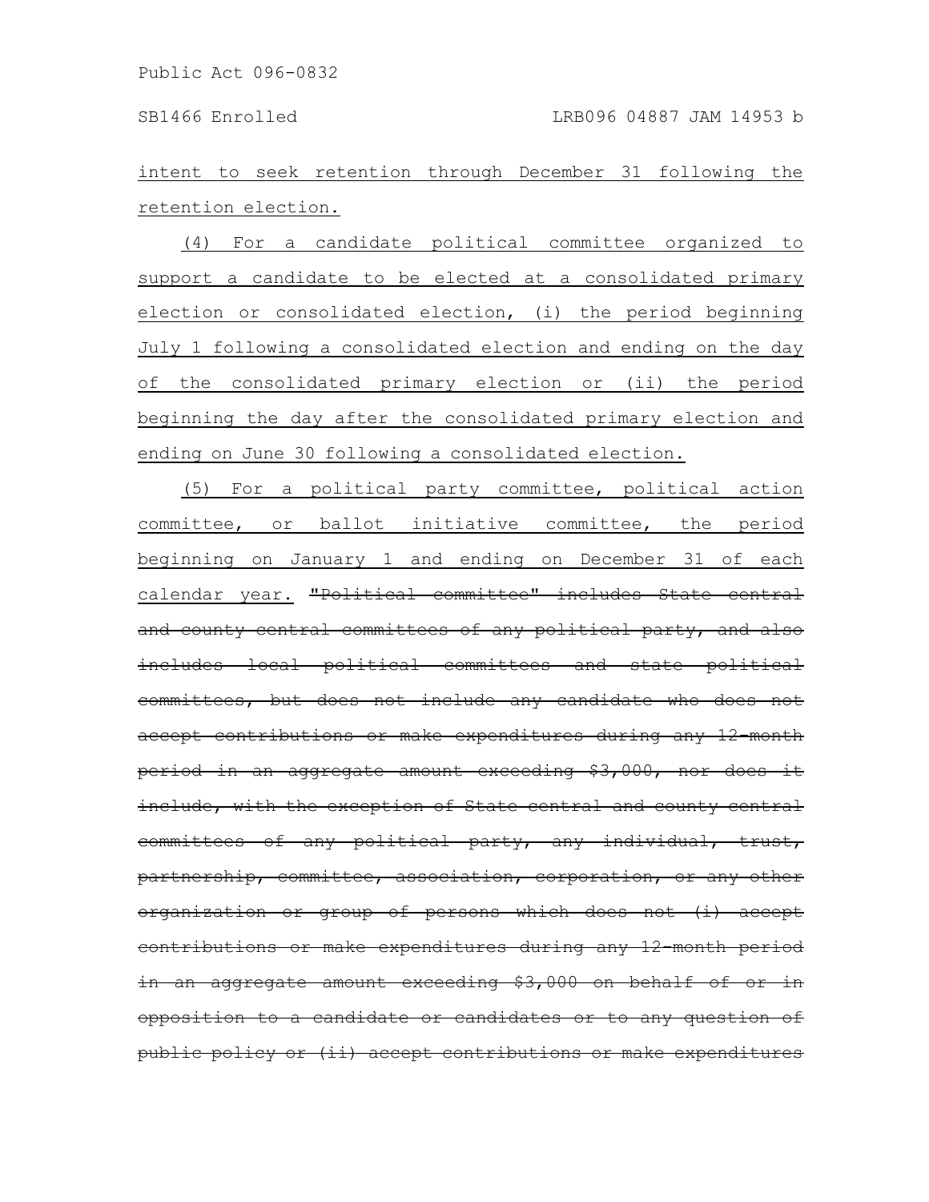intent to seek retention through December 31 following the retention election.

(4) For a candidate political committee organized to support a candidate to be elected at a consolidated primary election or consolidated election, (i) the period beginning July 1 following a consolidated election and ending on the day of the consolidated primary election or (ii) the period beginning the day after the consolidated primary election and ending on June 30 following a consolidated election.

(5) For a political party committee, political action committee, or ballot initiative committee, the period beginning on January 1 and ending on December 31 of each calendar year. ~~"Political committee" includes State central and county central committees of any political party, and also includes local political committees and state political committees, but does not include any candidate who does not accept contributions or make expenditures during any 12-month period in an aggregate amount exceeding $3,000, nor does it include, with the exception of State central and county central committees of any political party, any individual, trust, partnership, committee, association, corporation, or any other organization or group of persons which does not (i) accept contributions or make expenditures during any 12-month period in an aggregate amount exceeding $3,000 on behalf of or in opposition to a candidate or candidates or to any question of public policy or (ii) accept contributions or make expenditures~~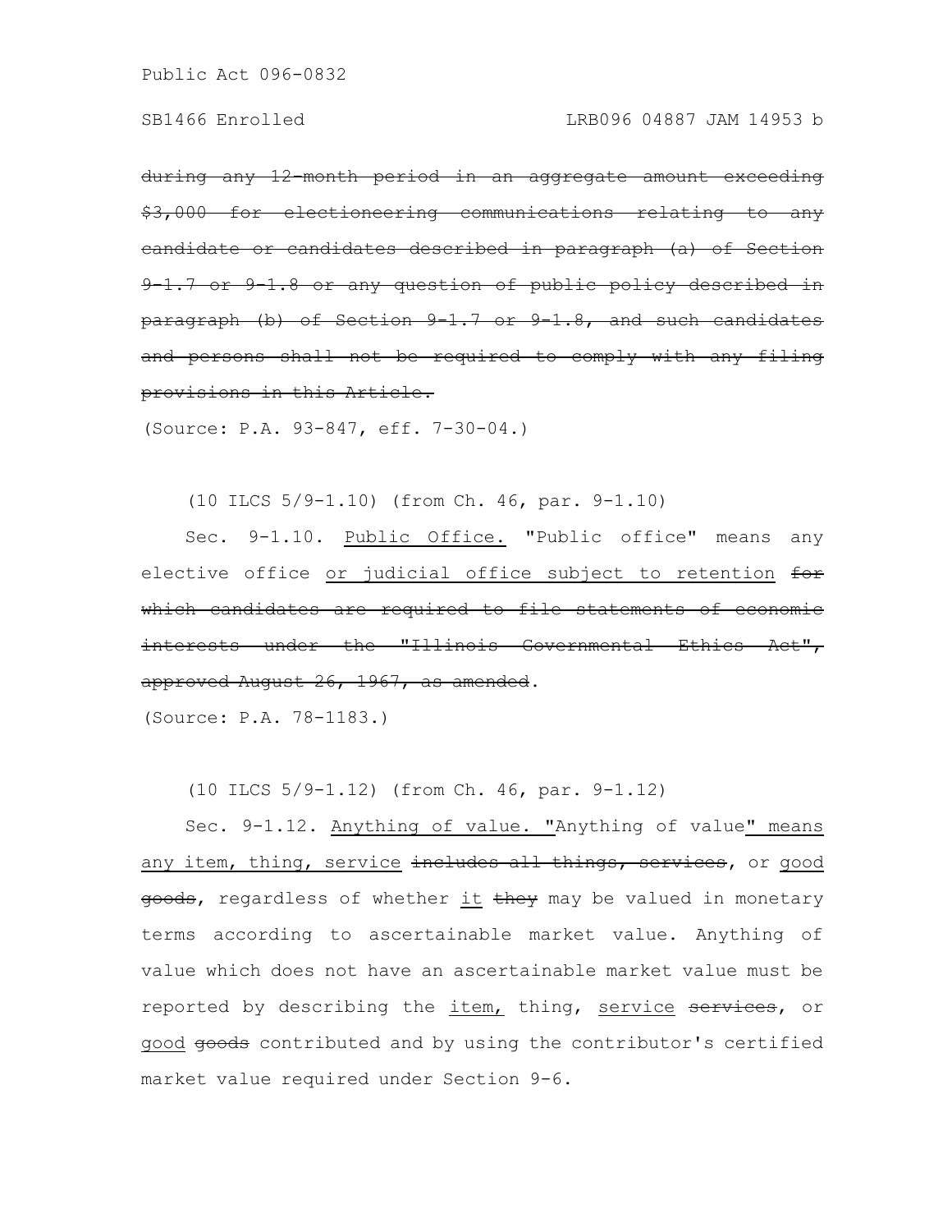~~during any 12-month period in an aggregate amount exceeding $3,000 for electioneering communications relating to any candidate or candidates described in paragraph (a) of Section 9-1.7 or 9-1.8 or any question of public policy described in paragraph (b) of Section 9-1.7 or 9-1.8, and such candidates and persons shall not be required to comply with any filing provisions in this Article.~~

(Source: P.A. 93-847, eff. 7-30-04.)

(10 ILCS 5/9-1.10) (from Ch. 46, par. 9-1.10)

Sec. 9-1.10. <u>Public Office.</u> "Public office" means any elective office <u>or judicial office subject to retention</u> ~~for which candidates are required to file statements of economic interests under the "Illinois Governmental Ethics Act", approved August 26, 1967, as amended~~.

(Source: P.A. 78-1183.)

(10 ILCS 5/9-1.12) (from Ch. 46, par. 9-1.12)

Sec. 9-1.12. <u>Anything of value. "</u>Anything of value<u>" means any item, thing, service</u> ~~includes all things, services~~, or <u>good</u> ~~goods~~, regardless of whether <u>it</u> ~~they~~ may be valued in monetary terms according to ascertainable market value. Anything of value which does not have an ascertainable market value must be reported by describing the <u>item,</u> thing, <u>service</u> ~~services~~, or <u>good</u> ~~goods~~ contributed and by using the contributor's certified market value required under Section 9-6.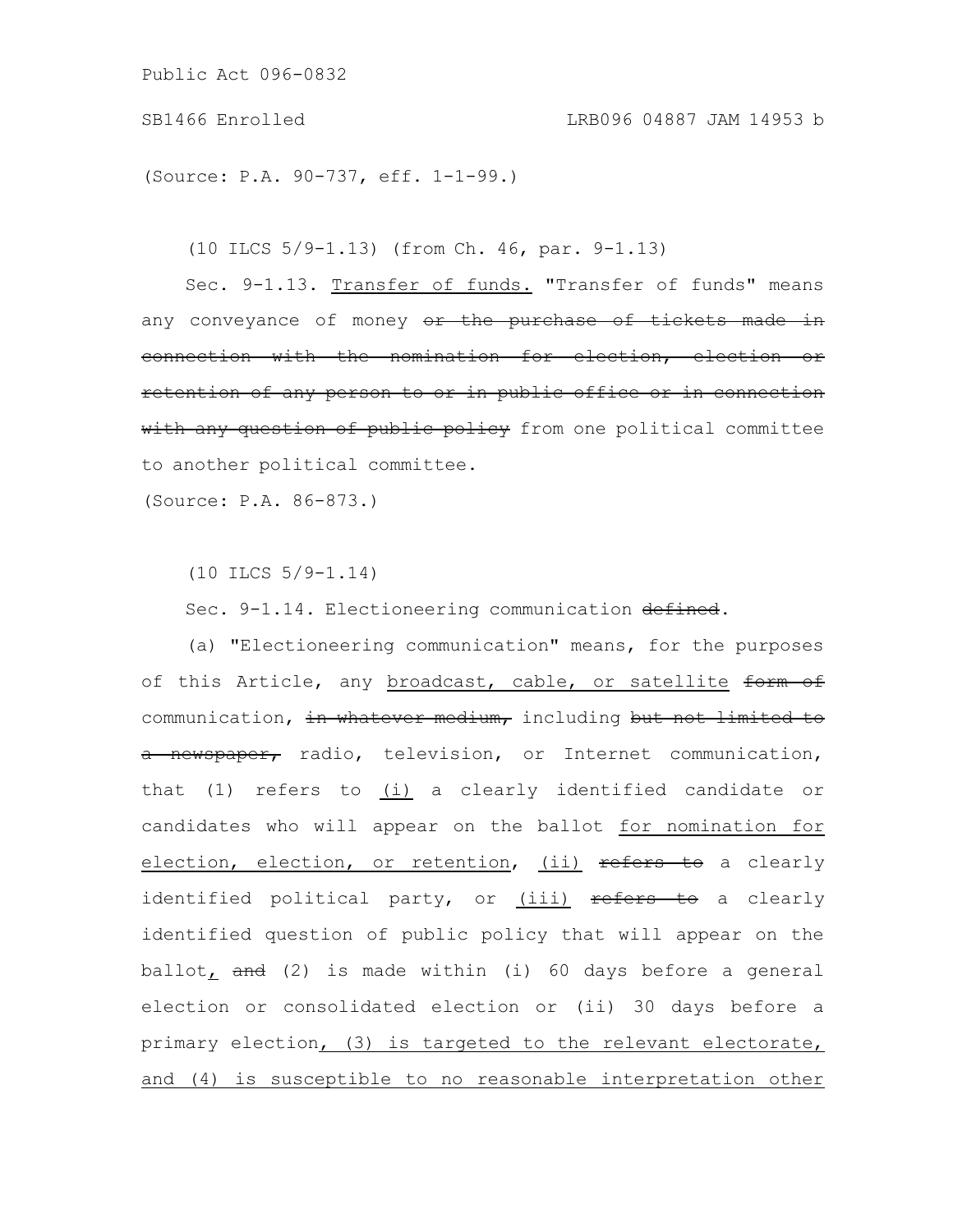(Source: P.A. 90-737, eff. 1-1-99.)

(10 ILCS 5/9-1.13) (from Ch. 46, par. 9-1.13)

Sec. 9-1.13. Transfer of funds. "Transfer of funds" means any conveyance of money ~~or the purchase of tickets made in connection with the nomination for election, election or retention of any person to or in public office or in connection with any question of public policy~~ from one political committee to another political committee.

(Source: P.A. 86-873.)

(10 ILCS 5/9-1.14)

Sec. 9-1.14. Electioneering communication ~~defined~~.

(a) "Electioneering communication" means, for the purposes of this Article, any broadcast, cable, or satellite ~~form of~~ communication, ~~in whatever medium,~~ including ~~but not limited to a newspaper,~~ radio, television, or Internet communication, that (1) refers to (i) a clearly identified candidate or candidates who will appear on the ballot for nomination for election, election, or retention, (ii) ~~refers to~~ a clearly identified political party, or (iii) ~~refers to~~ a clearly identified question of public policy that will appear on the ballot, ~~and~~ (2) is made within (i) 60 days before a general election or consolidated election or (ii) 30 days before a primary election, (3) is targeted to the relevant electorate, and (4) is susceptible to no reasonable interpretation other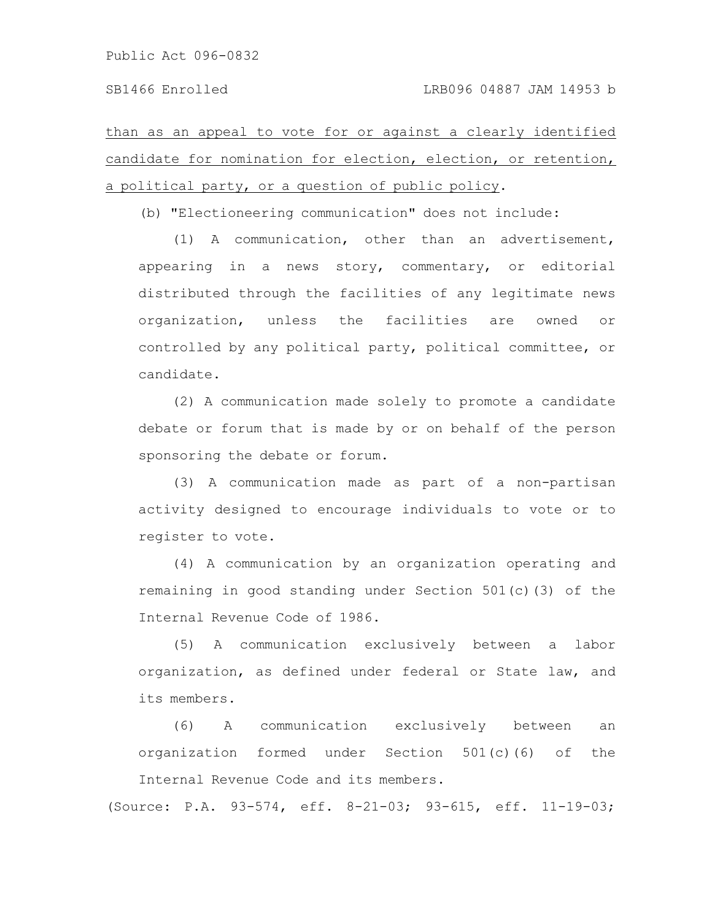than as an appeal to vote for or against a clearly identified candidate for nomination for election, election, or retention, a political party, or a question of public policy.

(b) "Electioneering communication" does not include:

(1) A communication, other than an advertisement, appearing in a news story, commentary, or editorial distributed through the facilities of any legitimate news organization, unless the facilities are owned or controlled by any political party, political committee, or candidate.

(2) A communication made solely to promote a candidate debate or forum that is made by or on behalf of the person sponsoring the debate or forum.

(3) A communication made as part of a non-partisan activity designed to encourage individuals to vote or to register to vote.

(4) A communication by an organization operating and remaining in good standing under Section 501(c)(3) of the Internal Revenue Code of 1986.

(5) A communication exclusively between a labor organization, as defined under federal or State law, and its members.

(6) A communication exclusively between an organization formed under Section 501(c)(6) of the Internal Revenue Code and its members.

(Source: P.A. 93-574, eff. 8-21-03; 93-615, eff. 11-19-03;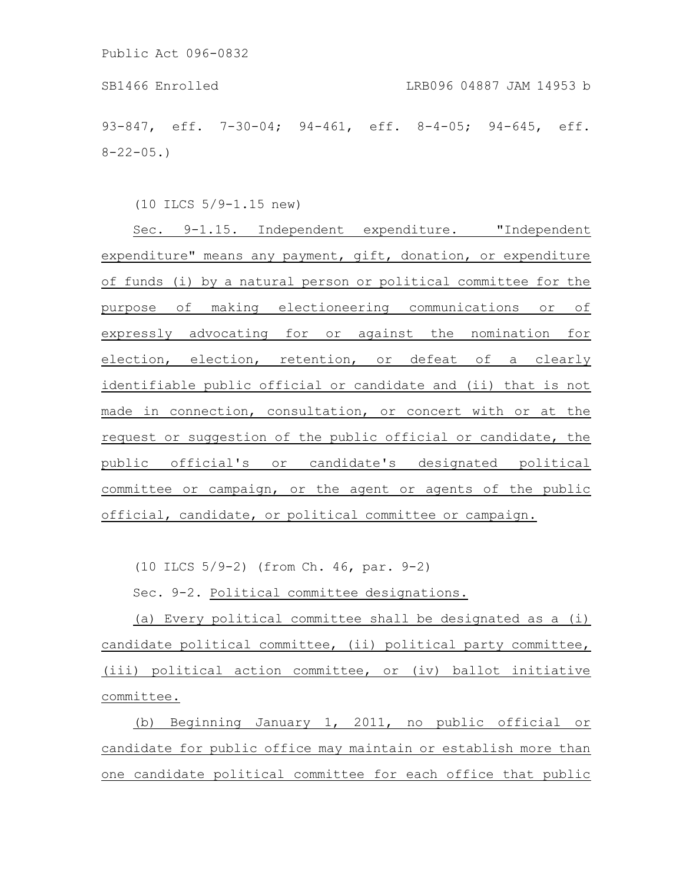93-847, eff. 7-30-04; 94-461, eff. 8-4-05; 94-645, eff. 8-22-05.)

(10 ILCS 5/9-1.15 new)

Sec. 9-1.15. Independent expenditure. "Independent expenditure" means any payment, gift, donation, or expenditure of funds (i) by a natural person or political committee for the purpose of making electioneering communications or of expressly advocating for or against the nomination for election, election, retention, or defeat of a clearly identifiable public official or candidate and (ii) that is not made in connection, consultation, or concert with or at the request or suggestion of the public official or candidate, the public official's or candidate's designated political committee or campaign, or the agent or agents of the public official, candidate, or political committee or campaign.

(10 ILCS 5/9-2) (from Ch. 46, par. 9-2)

Sec. 9-2. Political committee designations.

(a) Every political committee shall be designated as a (i) candidate political committee, (ii) political party committee, (iii) political action committee, or (iv) ballot initiative committee.

(b) Beginning January 1, 2011, no public official or candidate for public office may maintain or establish more than one candidate political committee for each office that public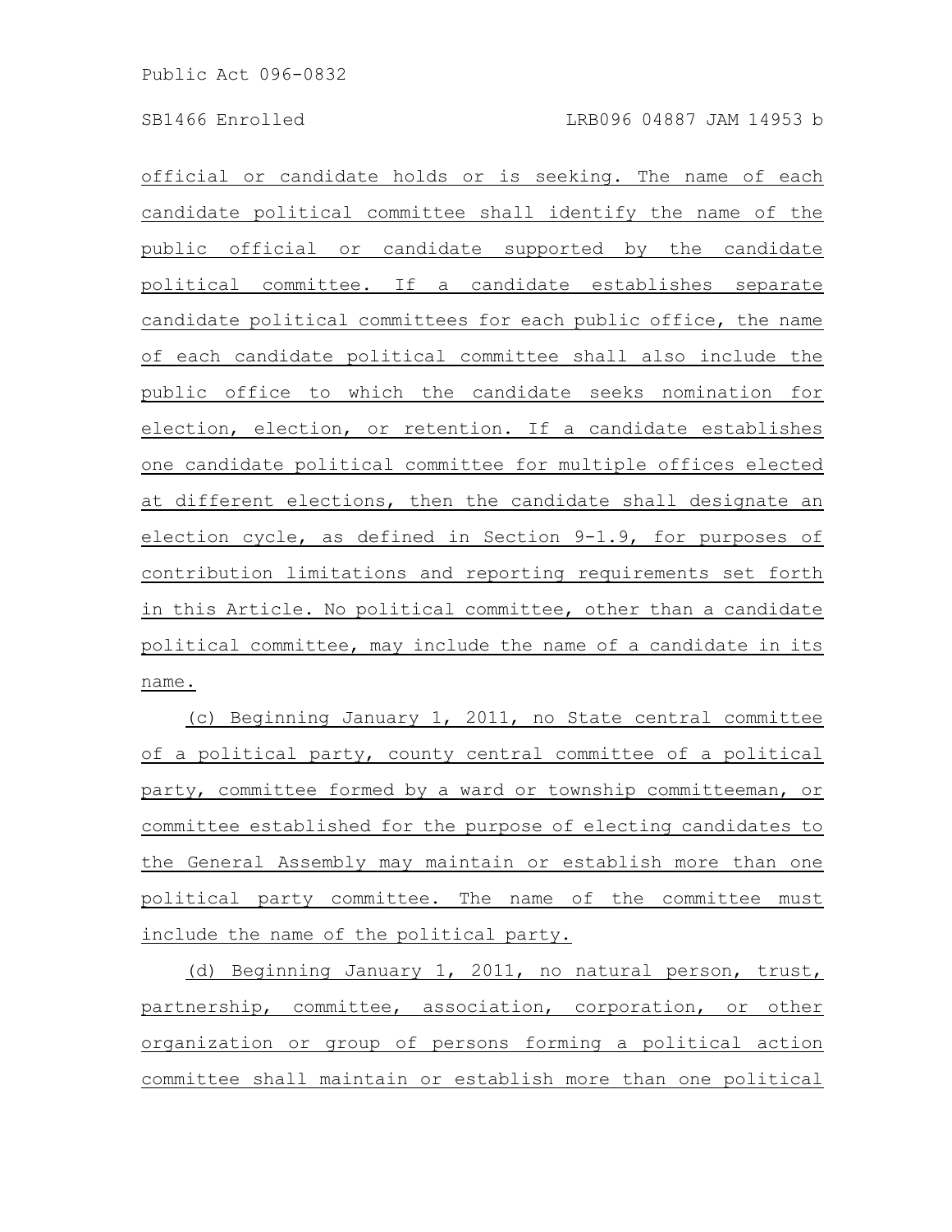official or candidate holds or is seeking. The name of each candidate political committee shall identify the name of the public official or candidate supported by the candidate political committee. If a candidate establishes separate candidate political committees for each public office, the name of each candidate political committee shall also include the public office to which the candidate seeks nomination for election, election, or retention. If a candidate establishes one candidate political committee for multiple offices elected at different elections, then the candidate shall designate an election cycle, as defined in Section 9-1.9, for purposes of contribution limitations and reporting requirements set forth in this Article. No political committee, other than a candidate political committee, may include the name of a candidate in its name.

(c) Beginning January 1, 2011, no State central committee of a political party, county central committee of a political party, committee formed by a ward or township committeeman, or committee established for the purpose of electing candidates to the General Assembly may maintain or establish more than one political party committee. The name of the committee must include the name of the political party.

(d) Beginning January 1, 2011, no natural person, trust, partnership, committee, association, corporation, or other organization or group of persons forming a political action committee shall maintain or establish more than one political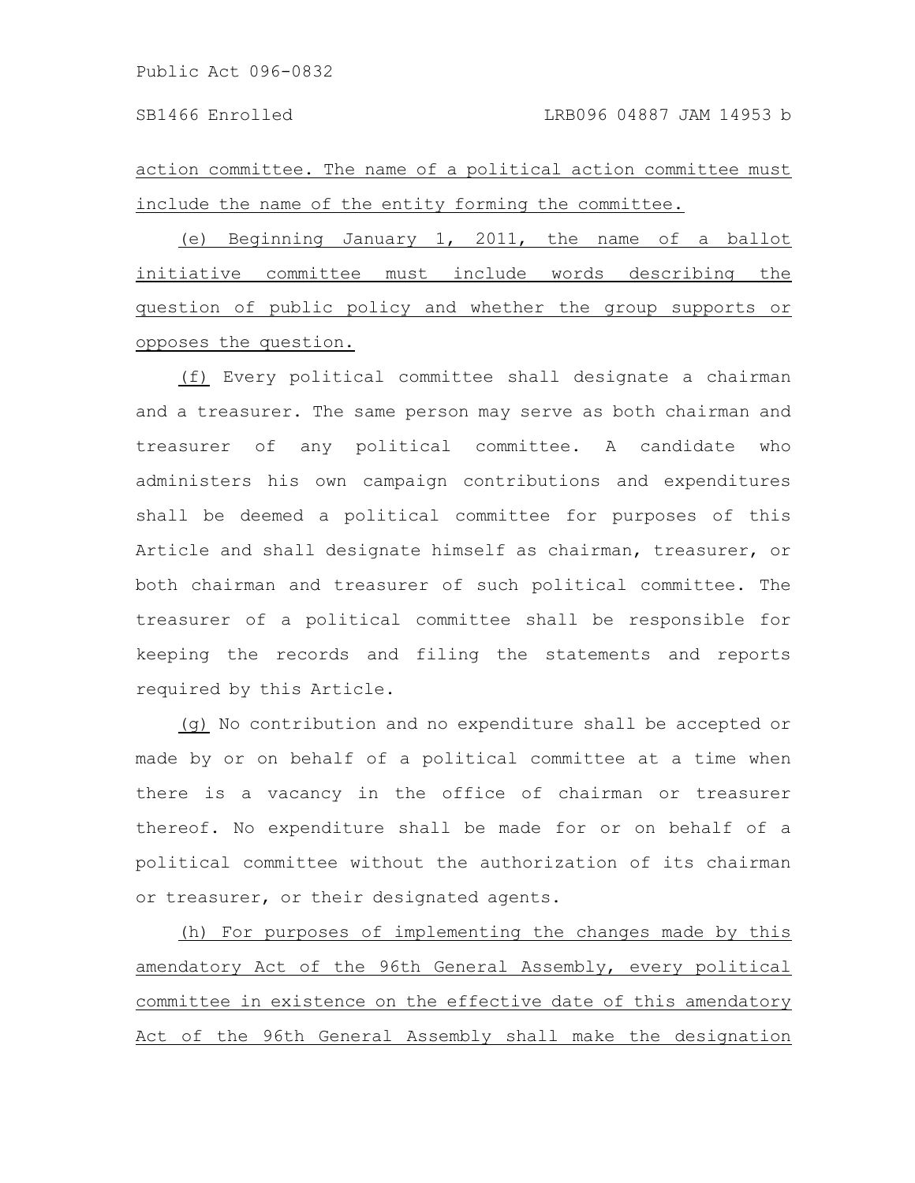action committee. The name of a political action committee must include the name of the entity forming the committee.

(e) Beginning January 1, 2011, the name of a ballot initiative committee must include words describing the question of public policy and whether the group supports or opposes the question.

(f) Every political committee shall designate a chairman and a treasurer. The same person may serve as both chairman and treasurer of any political committee. A candidate who administers his own campaign contributions and expenditures shall be deemed a political committee for purposes of this Article and shall designate himself as chairman, treasurer, or both chairman and treasurer of such political committee. The treasurer of a political committee shall be responsible for keeping the records and filing the statements and reports required by this Article.

(g) No contribution and no expenditure shall be accepted or made by or on behalf of a political committee at a time when there is a vacancy in the office of chairman or treasurer thereof. No expenditure shall be made for or on behalf of a political committee without the authorization of its chairman or treasurer, or their designated agents.

(h) For purposes of implementing the changes made by this amendatory Act of the 96th General Assembly, every political committee in existence on the effective date of this amendatory Act of the 96th General Assembly shall make the designation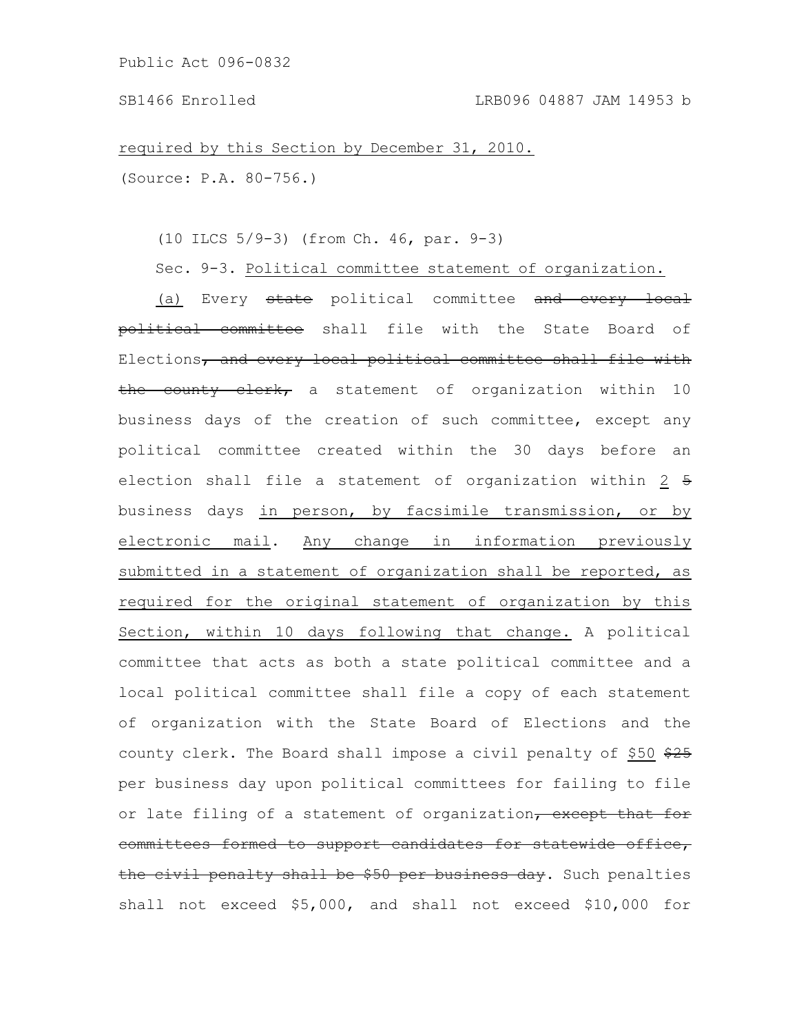<u>required by this Section by December 31, 2010.</u>

(Source: P.A. 80-756.)

(10 ILCS 5/9-3) (from Ch. 46, par. 9-3)

Sec. 9-3. <u>Political committee statement of organization.</u>

<u>(a)</u> Every ~~state~~ political committee ~~and every local political committee~~ shall file with the State Board of Elections~~, and every local political committee shall file with the county clerk,~~ a statement of organization within 10 business days of the creation of such committee, except any political committee created within the 30 days before an election shall file a statement of organization within <u>2</u> ~~5~~ business days <u>in person, by facsimile transmission, or by electronic mail</u>. <u>Any change in information previously submitted in a statement of organization shall be reported, as required for the original statement of organization by this Section, within 10 days following that change.</u> A political committee that acts as both a state political committee and a local political committee shall file a copy of each statement of organization with the State Board of Elections and the county clerk. The Board shall impose a civil penalty of <u>$50</u> ~~$25~~ per business day upon political committees for failing to file or late filing of a statement of organization~~, except that for committees formed to support candidates for statewide office, the civil penalty shall be $50 per business day~~. Such penalties shall not exceed $5,000, and shall not exceed $10,000 for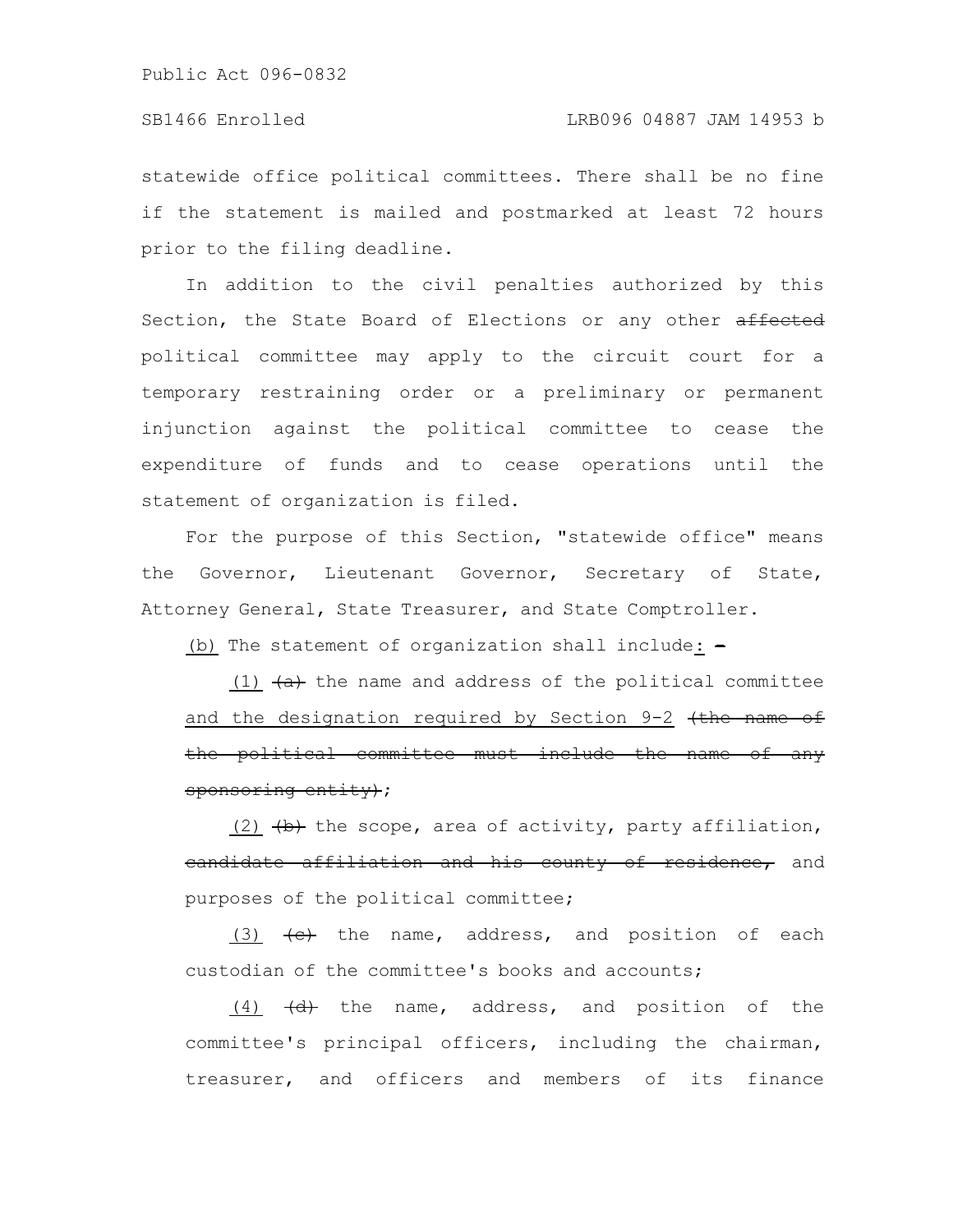statewide office political committees. There shall be no fine if the statement is mailed and postmarked at least 72 hours prior to the filing deadline.

In addition to the civil penalties authorized by this Section, the State Board of Elections or any other ~~affected~~ political committee may apply to the circuit court for a temporary restraining order or a preliminary or permanent injunction against the political committee to cease the expenditure of funds and to cease operations until the statement of organization is filed.

For the purpose of this Section, "statewide office" means the Governor, Lieutenant Governor, Secretary of State, Attorney General, State Treasurer, and State Comptroller.

<u>(b)</u> The statement of organization shall include<u>:</u> ~~-~~

<u>(1)</u> ~~(a)~~ the name and address of the political committee <u>and the designation required by Section 9-2</u> ~~(the name of the political committee must include the name of any sponsoring entity)~~;

<u>(2)</u> ~~(b)~~ the scope, area of activity, party affiliation, ~~candidate affiliation and his county of residence,~~ and purposes of the political committee;

<u>(3)</u> ~~(c)~~ the name, address, and position of each custodian of the committee's books and accounts;

<u>(4)</u> ~~(d)~~ the name, address, and position of the committee's principal officers, including the chairman, treasurer, and officers and members of its finance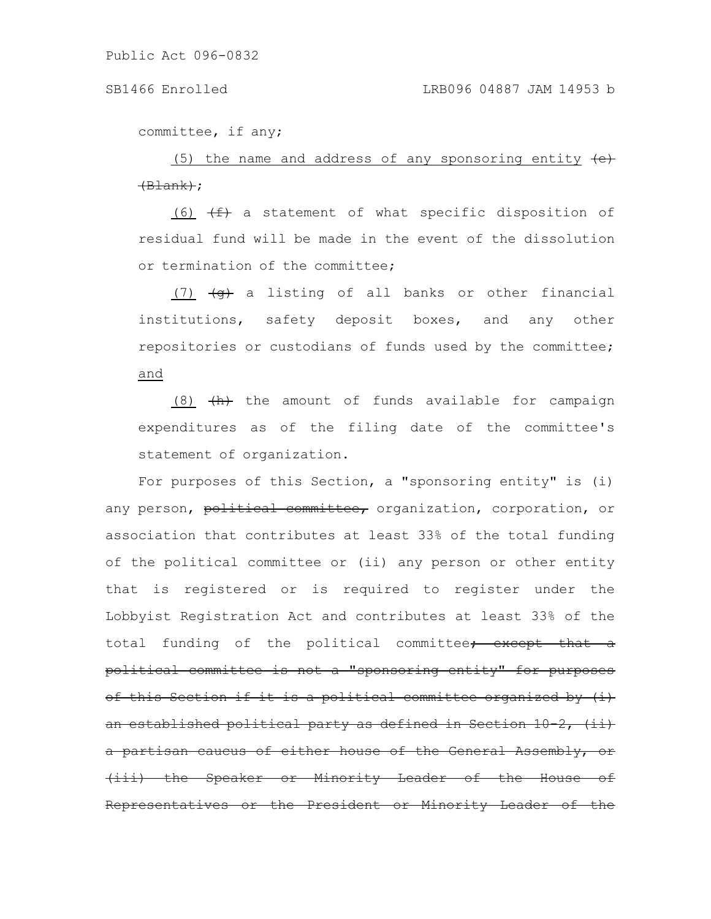committee, if any;

(5) the name and address of any sponsoring entity ~~(e) (Blank)~~;

(6) ~~(f)~~ a statement of what specific disposition of residual fund will be made in the event of the dissolution or termination of the committee;

(7) ~~(g)~~ a listing of all banks or other financial institutions, safety deposit boxes, and any other repositories or custodians of funds used by the committee; and

(8) ~~(h)~~ the amount of funds available for campaign expenditures as of the filing date of the committee's statement of organization.

For purposes of this Section, a "sponsoring entity" is (i) any person, ~~political committee,~~ organization, corporation, or association that contributes at least 33% of the total funding of the political committee or (ii) any person or other entity that is registered or is required to register under the Lobbyist Registration Act and contributes at least 33% of the total funding of the political committee~~; except that a political committee is not a "sponsoring entity" for purposes of this Section if it is a political committee organized by (i) an established political party as defined in Section 10-2, (ii) a partisan caucus of either house of the General Assembly, or (iii) the Speaker or Minority Leader of the House of Representatives or the President or Minority Leader of the~~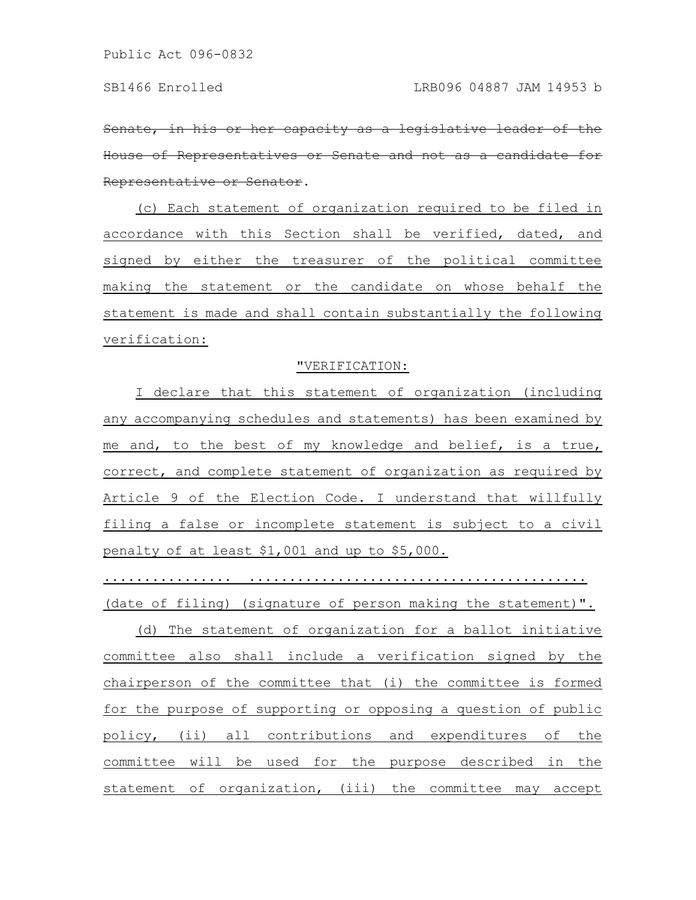~~Senate, in his or her capacity as a legislative leader of the House of Representatives or Senate and not as a candidate for Representative or Senator~~.

(c) Each statement of organization required to be filed in accordance with this Section shall be verified, dated, and signed by either the treasurer of the political committee making the statement or the candidate on whose behalf the statement is made and shall contain substantially the following verification:

"VERIFICATION:

I declare that this statement of organization (including any accompanying schedules and statements) has been examined by me and, to the best of my knowledge and belief, is a true, correct, and complete statement of organization as required by Article 9 of the Election Code. I understand that willfully filing a false or incomplete statement is subject to a civil penalty of at least $1,001 and up to $5,000.

................ ........................................

(date of filing) (signature of person making the statement)".

(d) The statement of organization for a ballot initiative committee also shall include a verification signed by the chairperson of the committee that (i) the committee is formed for the purpose of supporting or opposing a question of public policy, (ii) all contributions and expenditures of the committee will be used for the purpose described in the statement of organization, (iii) the committee may accept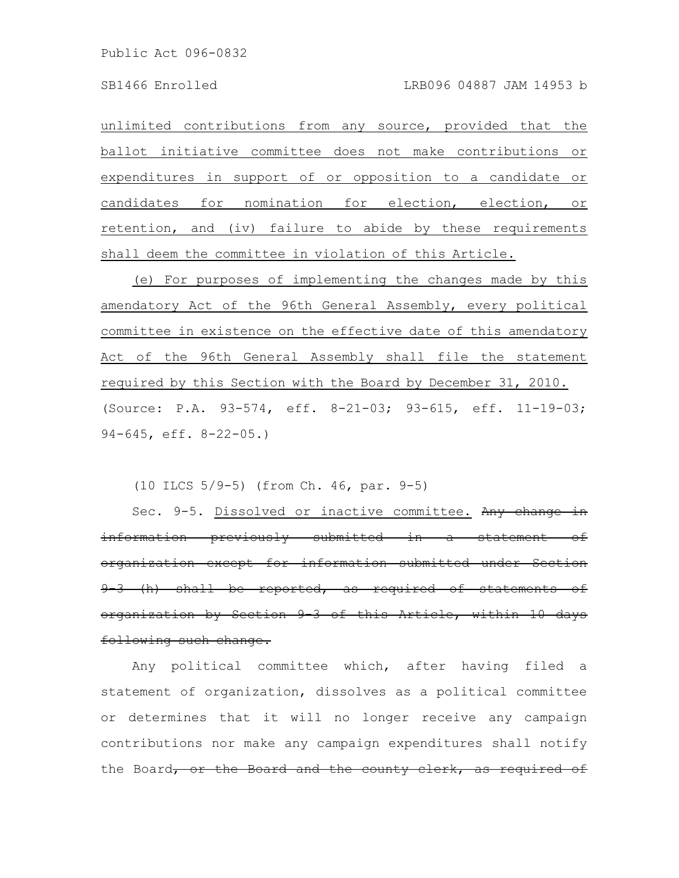unlimited contributions from any source, provided that the ballot initiative committee does not make contributions or expenditures in support of or opposition to a candidate or candidates for nomination for election, election, or retention, and (iv) failure to abide by these requirements shall deem the committee in violation of this Article.

(e) For purposes of implementing the changes made by this amendatory Act of the 96th General Assembly, every political committee in existence on the effective date of this amendatory Act of the 96th General Assembly shall file the statement required by this Section with the Board by December 31, 2010.

(Source: P.A. 93-574, eff. 8-21-03; 93-615, eff. 11-19-03; 94-645, eff. 8-22-05.)

(10 ILCS 5/9-5) (from Ch. 46, par. 9-5)

Sec. 9-5. Dissolved or inactive committee. ~~Any change in information previously submitted in a statement of organization except for information submitted under Section 9-3 (h) shall be reported, as required of statements of organization by Section 9-3 of this Article, within 10 days following such change.~~

Any political committee which, after having filed a statement of organization, dissolves as a political committee or determines that it will no longer receive any campaign contributions nor make any campaign expenditures shall notify the Board~~, or the Board and the county clerk, as required of~~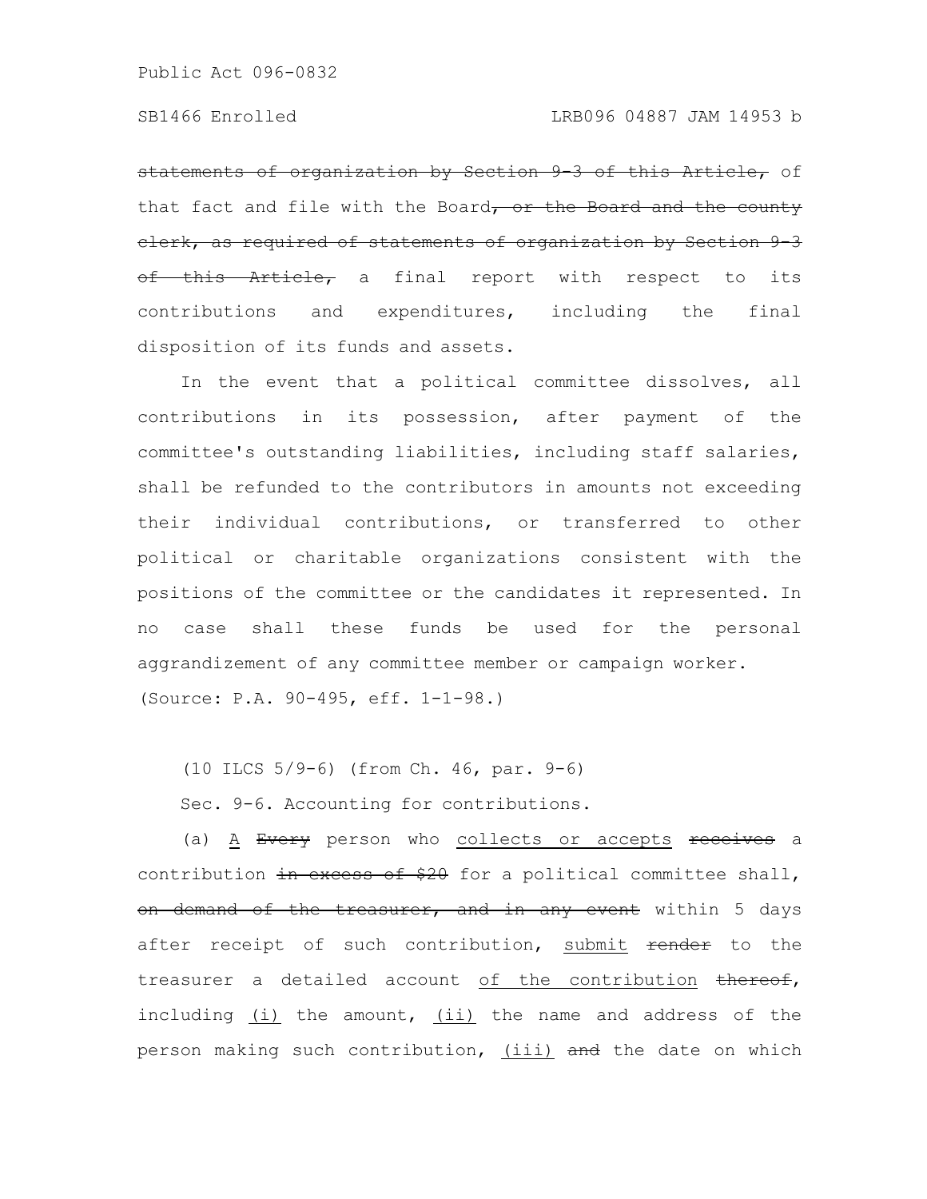~~statements of organization by Section 9-3 of this Article,~~ of that fact and file with the Board~~, or the Board and the county clerk, as required of statements of organization by Section 9-3 of this Article,~~ a final report with respect to its contributions and expenditures, including the final disposition of its funds and assets.

In the event that a political committee dissolves, all contributions in its possession, after payment of the committee's outstanding liabilities, including staff salaries, shall be refunded to the contributors in amounts not exceeding their individual contributions, or transferred to other political or charitable organizations consistent with the positions of the committee or the candidates it represented. In no case shall these funds be used for the personal aggrandizement of any committee member or campaign worker.

(Source: P.A. 90-495, eff. 1-1-98.)

(10 ILCS 5/9-6) (from Ch. 46, par. 9-6)

Sec. 9-6. Accounting for contributions.

(a) A ~~Every~~ person who collects or accepts ~~receives~~ a contribution ~~in excess of \$20~~ for a political committee shall, ~~on demand of the treasurer, and in any event~~ within 5 days after receipt of such contribution, submit ~~render~~ to the treasurer a detailed account of the contribution ~~thereof~~, including (i) the amount, (ii) the name and address of the person making such contribution, (iii) ~~and~~ the date on which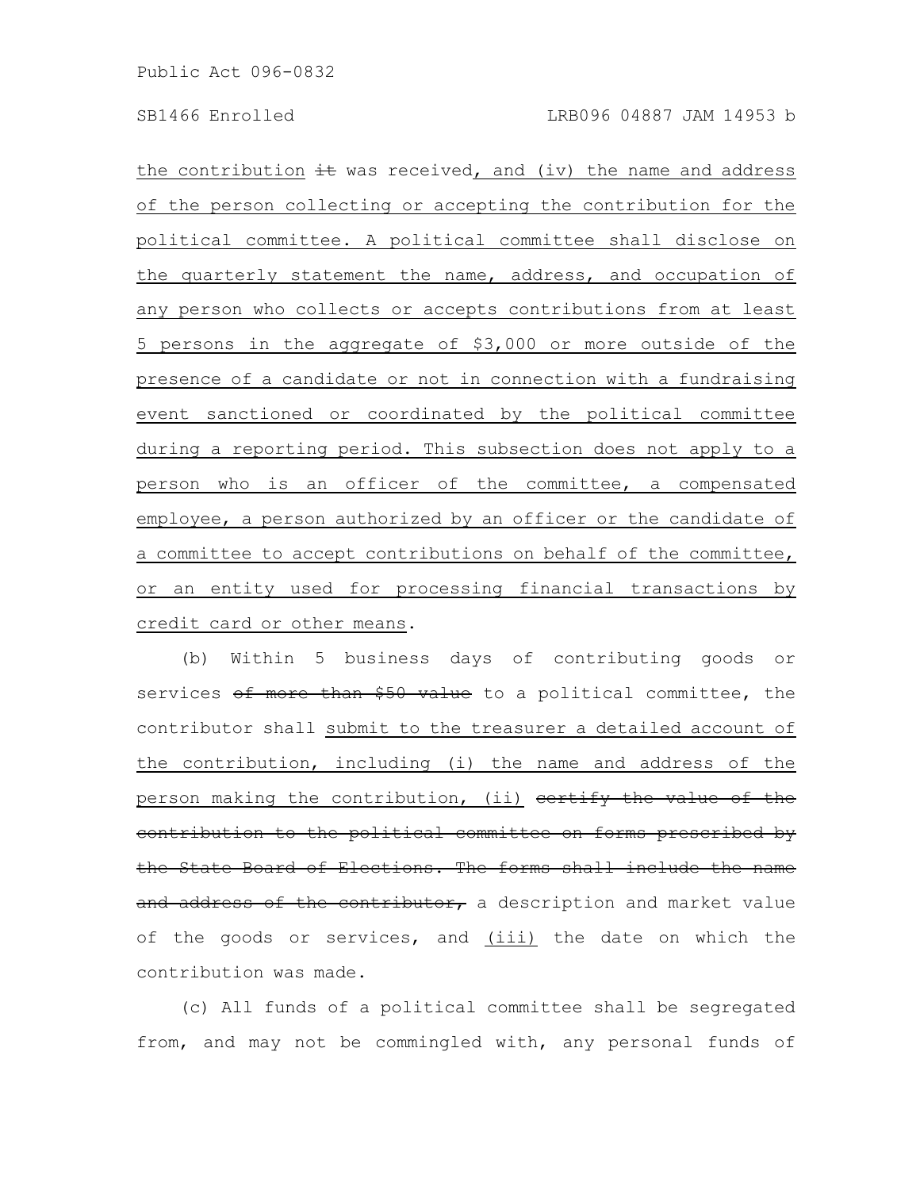the contribution ~~it~~ was received, and (iv) the name and address of the person collecting or accepting the contribution for the political committee. A political committee shall disclose on the quarterly statement the name, address, and occupation of any person who collects or accepts contributions from at least 5 persons in the aggregate of $3,000 or more outside of the presence of a candidate or not in connection with a fundraising event sanctioned or coordinated by the political committee during a reporting period. This subsection does not apply to a person who is an officer of the committee, a compensated employee, a person authorized by an officer or the candidate of a committee to accept contributions on behalf of the committee, or an entity used for processing financial transactions by credit card or other means.

(b) Within 5 business days of contributing goods or services ~~of more than $50 value~~ to a political committee, the contributor shall submit to the treasurer a detailed account of the contribution, including (i) the name and address of the person making the contribution, (ii) ~~certify the value of the contribution to the political committee on forms prescribed by the State Board of Elections. The forms shall include the name and address of the contributor,~~ a description and market value of the goods or services, and (iii) the date on which the contribution was made.

(c) All funds of a political committee shall be segregated from, and may not be commingled with, any personal funds of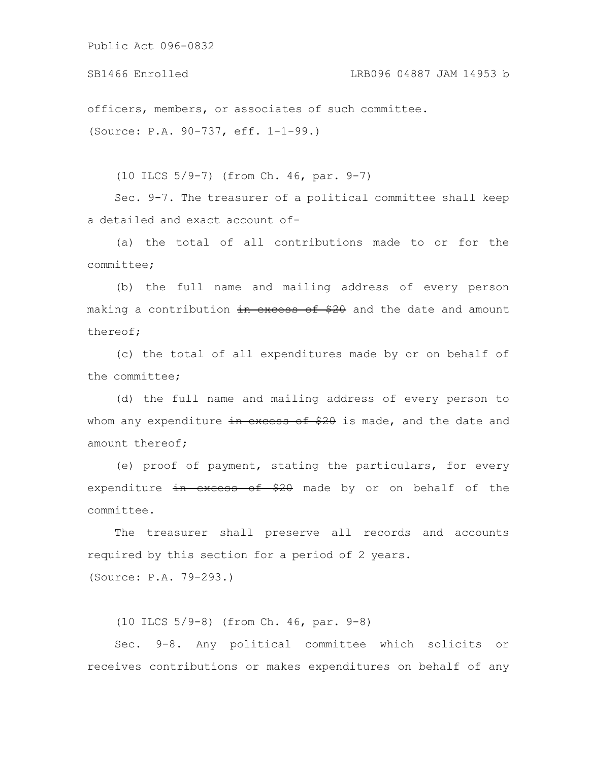officers, members, or associates of such committee.

(Source: P.A. 90-737, eff. 1-1-99.)

(10 ILCS 5/9-7) (from Ch. 46, par. 9-7)

Sec. 9-7. The treasurer of a political committee shall keep a detailed and exact account of-

(a) the total of all contributions made to or for the committee;

(b) the full name and mailing address of every person making a contribution ~~in excess of $20~~ and the date and amount thereof;

(c) the total of all expenditures made by or on behalf of the committee;

(d) the full name and mailing address of every person to whom any expenditure ~~in excess of $20~~ is made, and the date and amount thereof;

(e) proof of payment, stating the particulars, for every expenditure ~~in excess of $20~~ made by or on behalf of the committee.

The treasurer shall preserve all records and accounts required by this section for a period of 2 years.

(Source: P.A. 79-293.)

(10 ILCS 5/9-8) (from Ch. 46, par. 9-8)

Sec. 9-8. Any political committee which solicits or receives contributions or makes expenditures on behalf of any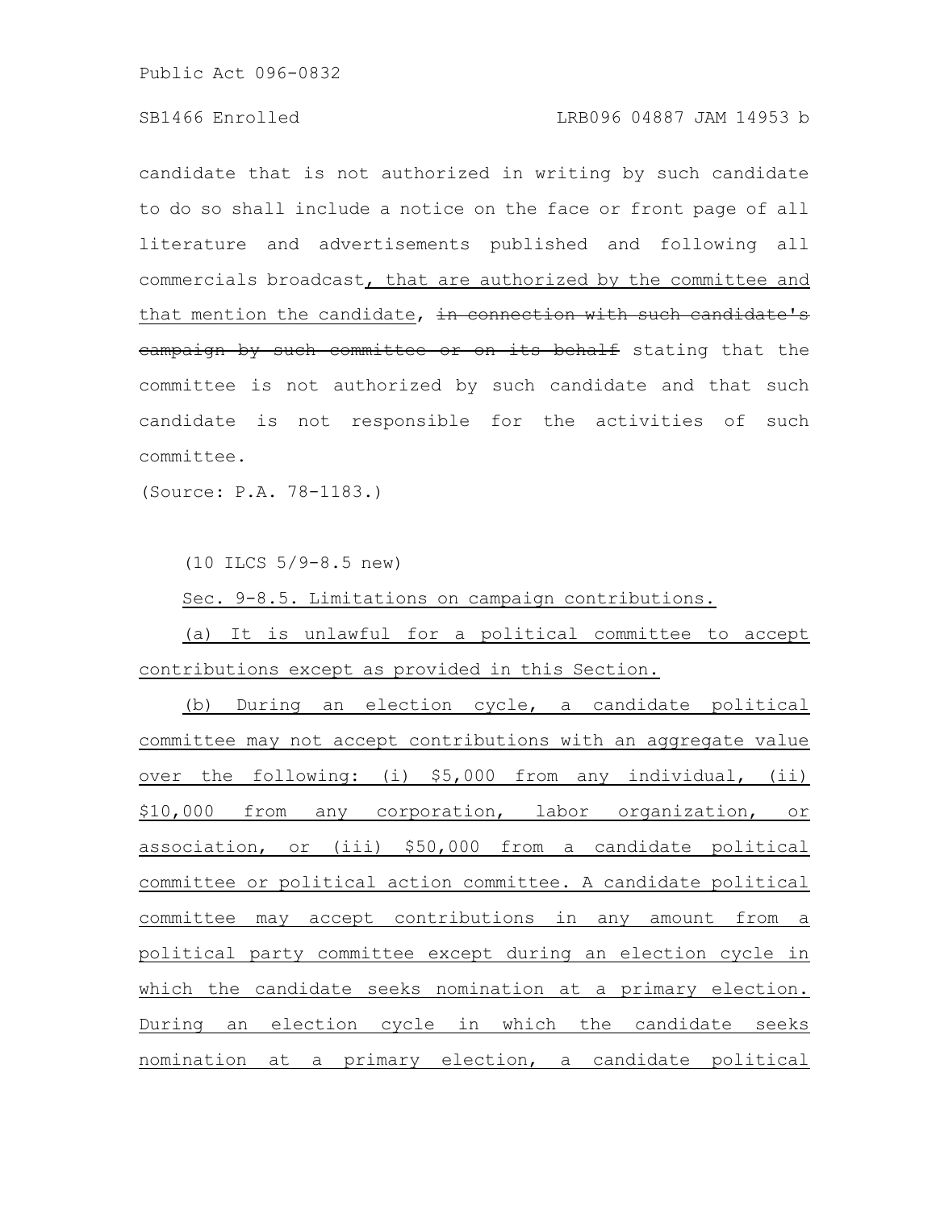candidate that is not authorized in writing by such candidate to do so shall include a notice on the face or front page of all literature and advertisements published and following all commercials broadcast, that are authorized by the committee and that mention the candidate, ~~in connection with such candidate's campaign by such committee or on its behalf~~ stating that the committee is not authorized by such candidate and that such candidate is not responsible for the activities of such committee.

(Source: P.A. 78-1183.)

(10 ILCS 5/9-8.5 new)

Sec. 9-8.5. Limitations on campaign contributions.

(a) It is unlawful for a political committee to accept contributions except as provided in this Section.

(b) During an election cycle, a candidate political committee may not accept contributions with an aggregate value over the following: (i) $5,000 from any individual, (ii) $10,000 from any corporation, labor organization, or association, or (iii) $50,000 from a candidate political committee or political action committee. A candidate political committee may accept contributions in any amount from a political party committee except during an election cycle in which the candidate seeks nomination at a primary election. During an election cycle in which the candidate seeks nomination at a primary election, a candidate political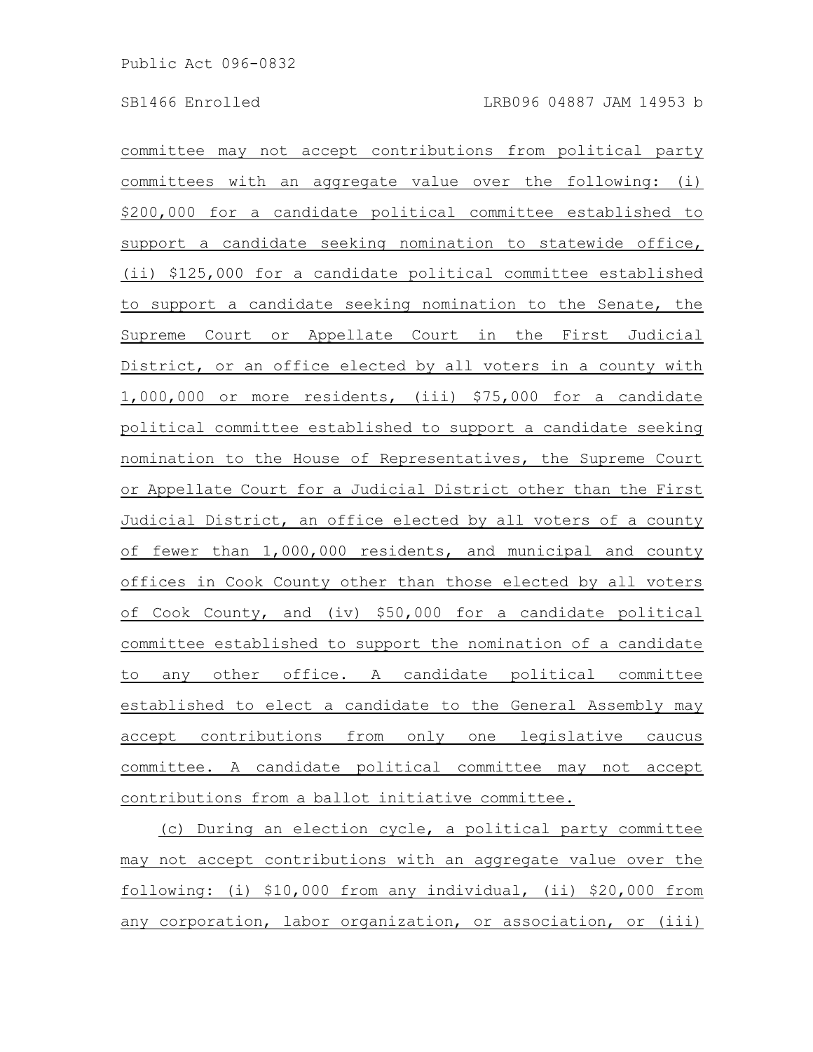committee may not accept contributions from political party committees with an aggregate value over the following: (i) $200,000 for a candidate political committee established to support a candidate seeking nomination to statewide office, (ii) $125,000 for a candidate political committee established to support a candidate seeking nomination to the Senate, the Supreme Court or Appellate Court in the First Judicial District, or an office elected by all voters in a county with 1,000,000 or more residents, (iii) $75,000 for a candidate political committee established to support a candidate seeking nomination to the House of Representatives, the Supreme Court or Appellate Court for a Judicial District other than the First Judicial District, an office elected by all voters of a county of fewer than 1,000,000 residents, and municipal and county offices in Cook County other than those elected by all voters of Cook County, and (iv) $50,000 for a candidate political committee established to support the nomination of a candidate to any other office. A candidate political committee established to elect a candidate to the General Assembly may accept contributions from only one legislative caucus committee. A candidate political committee may not accept contributions from a ballot initiative committee.

(c) During an election cycle, a political party committee may not accept contributions with an aggregate value over the following: (i) $10,000 from any individual, (ii) $20,000 from any corporation, labor organization, or association, or (iii)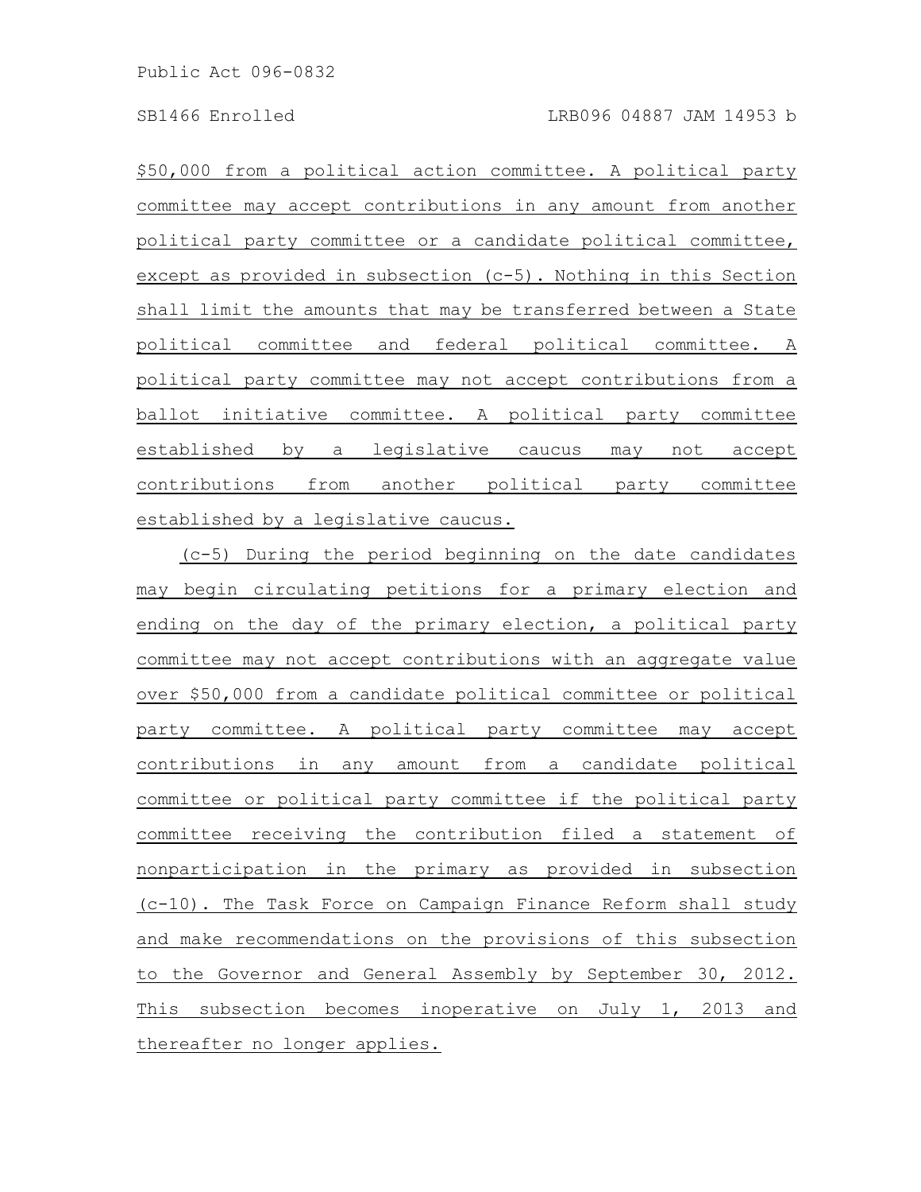$50,000 from a political action committee. A political party committee may accept contributions in any amount from another political party committee or a candidate political committee, except as provided in subsection (c-5). Nothing in this Section shall limit the amounts that may be transferred between a State political committee and federal political committee. A political party committee may not accept contributions from a ballot initiative committee. A political party committee established by a legislative caucus may not accept contributions from another political party committee established by a legislative caucus.

(c-5) During the period beginning on the date candidates may begin circulating petitions for a primary election and ending on the day of the primary election, a political party committee may not accept contributions with an aggregate value over $50,000 from a candidate political committee or political party committee. A political party committee may accept contributions in any amount from a candidate political committee or political party committee if the political party committee receiving the contribution filed a statement of nonparticipation in the primary as provided in subsection (c-10). The Task Force on Campaign Finance Reform shall study and make recommendations on the provisions of this subsection to the Governor and General Assembly by September 30, 2012. This subsection becomes inoperative on July 1, 2013 and thereafter no longer applies.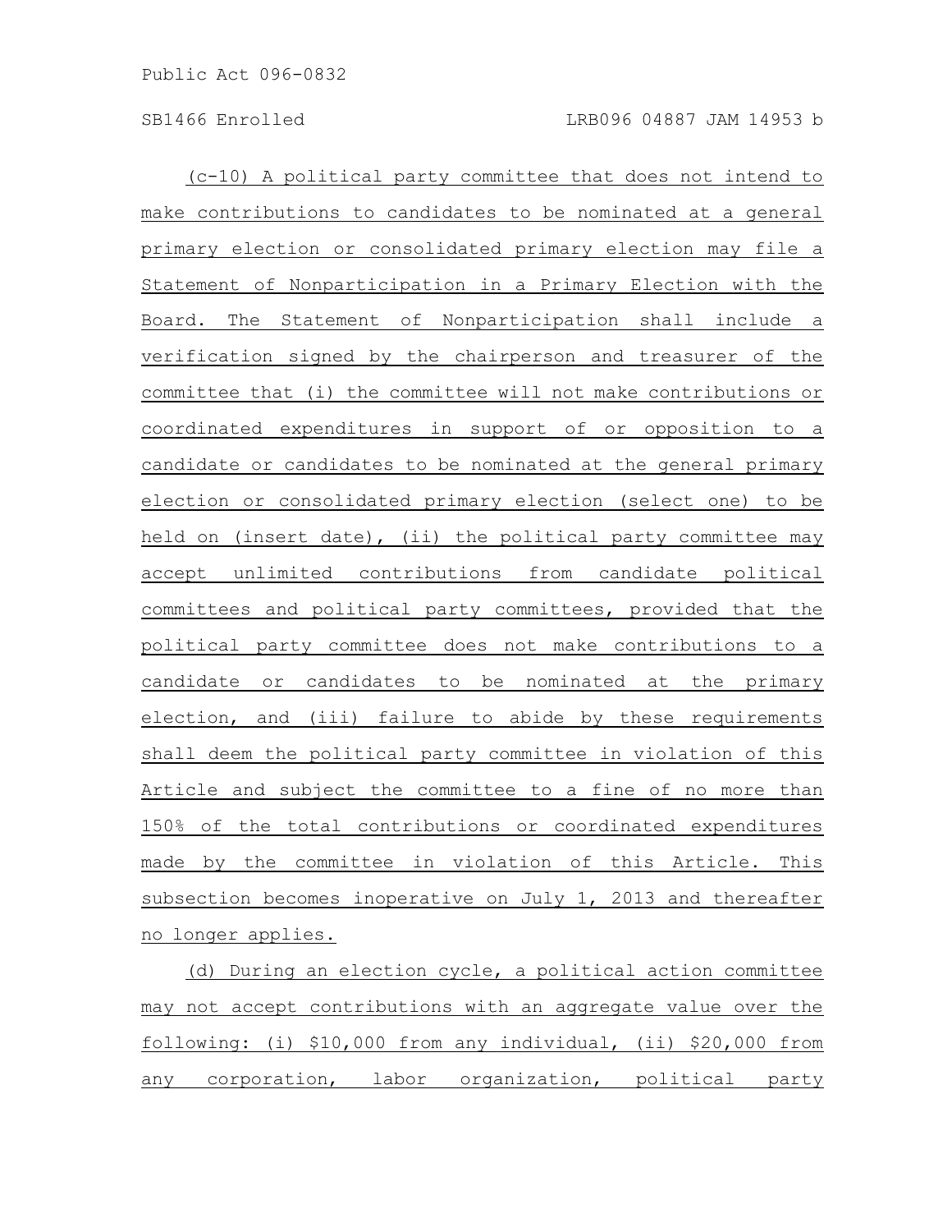(c-10) A political party committee that does not intend to make contributions to candidates to be nominated at a general primary election or consolidated primary election may file a Statement of Nonparticipation in a Primary Election with the Board. The Statement of Nonparticipation shall include a verification signed by the chairperson and treasurer of the committee that (i) the committee will not make contributions or coordinated expenditures in support of or opposition to a candidate or candidates to be nominated at the general primary election or consolidated primary election (select one) to be held on (insert date), (ii) the political party committee may accept unlimited contributions from candidate political committees and political party committees, provided that the political party committee does not make contributions to a candidate or candidates to be nominated at the primary election, and (iii) failure to abide by these requirements shall deem the political party committee in violation of this Article and subject the committee to a fine of no more than 150% of the total contributions or coordinated expenditures made by the committee in violation of this Article. This subsection becomes inoperative on July 1, 2013 and thereafter no longer applies.

(d) During an election cycle, a political action committee may not accept contributions with an aggregate value over the following: (i) $10,000 from any individual, (ii) $20,000 from any corporation, labor organization, political party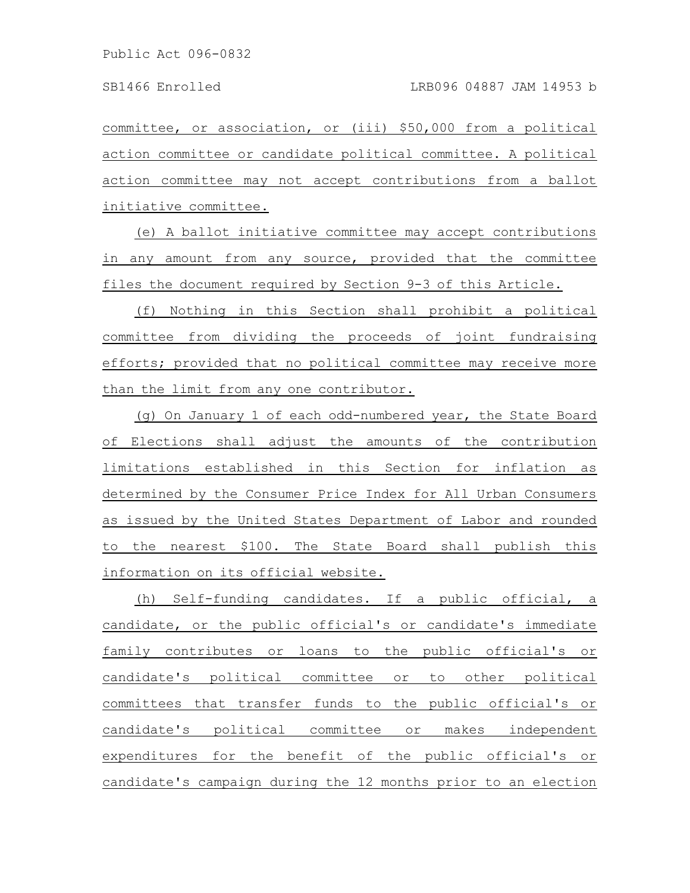committee, or association, or (iii) $50,000 from a political action committee or candidate political committee. A political action committee may not accept contributions from a ballot initiative committee.

(e) A ballot initiative committee may accept contributions in any amount from any source, provided that the committee files the document required by Section 9-3 of this Article.

(f) Nothing in this Section shall prohibit a political committee from dividing the proceeds of joint fundraising efforts; provided that no political committee may receive more than the limit from any one contributor.

(g) On January 1 of each odd-numbered year, the State Board of Elections shall adjust the amounts of the contribution limitations established in this Section for inflation as determined by the Consumer Price Index for All Urban Consumers as issued by the United States Department of Labor and rounded to the nearest $100. The State Board shall publish this information on its official website.

(h) Self-funding candidates. If a public official, a candidate, or the public official's or candidate's immediate family contributes or loans to the public official's or candidate's political committee or to other political committees that transfer funds to the public official's or candidate's political committee or makes independent expenditures for the benefit of the public official's or candidate's campaign during the 12 months prior to an election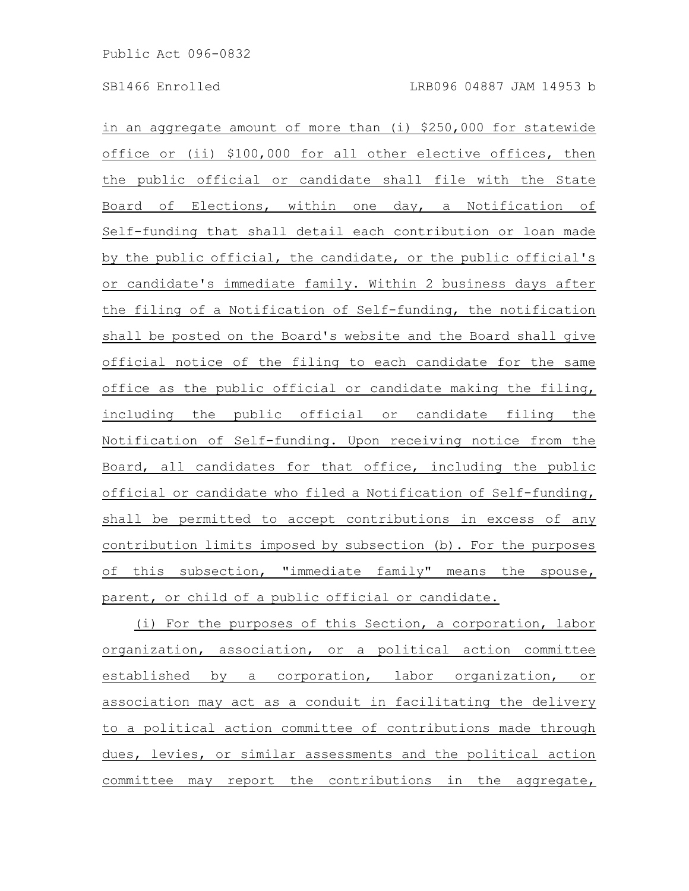in an aggregate amount of more than (i) $250,000 for statewide office or (ii) $100,000 for all other elective offices, then the public official or candidate shall file with the State Board of Elections, within one day, a Notification of Self-funding that shall detail each contribution or loan made by the public official, the candidate, or the public official's or candidate's immediate family. Within 2 business days after the filing of a Notification of Self-funding, the notification shall be posted on the Board's website and the Board shall give official notice of the filing to each candidate for the same office as the public official or candidate making the filing, including the public official or candidate filing the Notification of Self-funding. Upon receiving notice from the Board, all candidates for that office, including the public official or candidate who filed a Notification of Self-funding, shall be permitted to accept contributions in excess of any contribution limits imposed by subsection (b). For the purposes of this subsection, "immediate family" means the spouse, parent, or child of a public official or candidate.

(i) For the purposes of this Section, a corporation, labor organization, association, or a political action committee established by a corporation, labor organization, or association may act as a conduit in facilitating the delivery to a political action committee of contributions made through dues, levies, or similar assessments and the political action committee may report the contributions in the aggregate,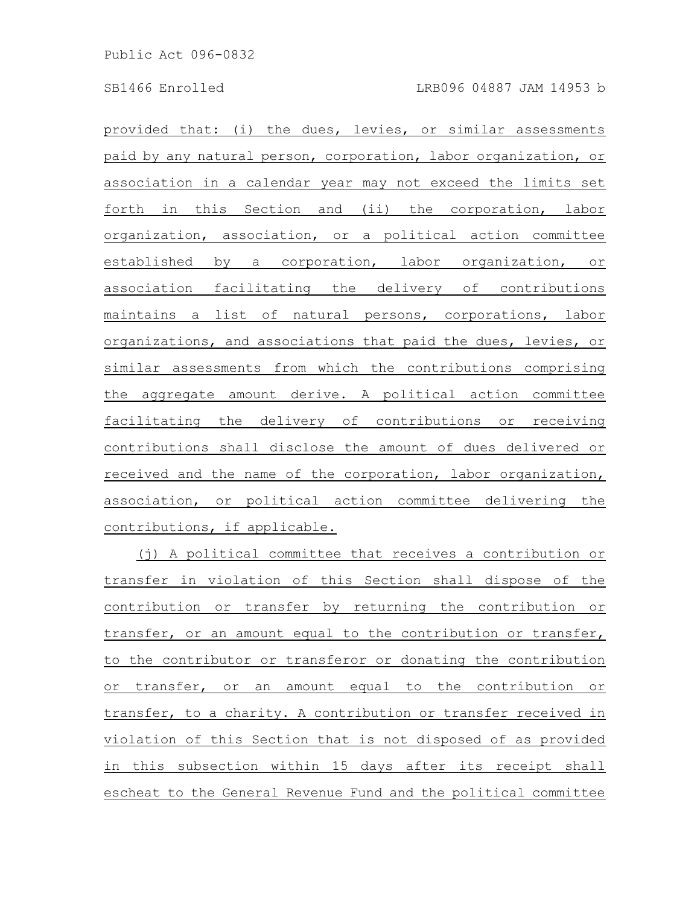provided that: (i) the dues, levies, or similar assessments paid by any natural person, corporation, labor organization, or association in a calendar year may not exceed the limits set forth in this Section and (ii) the corporation, labor organization, association, or a political action committee established by a corporation, labor organization, or association facilitating the delivery of contributions maintains a list of natural persons, corporations, labor organizations, and associations that paid the dues, levies, or similar assessments from which the contributions comprising the aggregate amount derive. A political action committee facilitating the delivery of contributions or receiving contributions shall disclose the amount of dues delivered or received and the name of the corporation, labor organization, association, or political action committee delivering the contributions, if applicable.

(j) A political committee that receives a contribution or transfer in violation of this Section shall dispose of the contribution or transfer by returning the contribution or transfer, or an amount equal to the contribution or transfer, to the contributor or transferor or donating the contribution or transfer, or an amount equal to the contribution or transfer, to a charity. A contribution or transfer received in violation of this Section that is not disposed of as provided in this subsection within 15 days after its receipt shall escheat to the General Revenue Fund and the political committee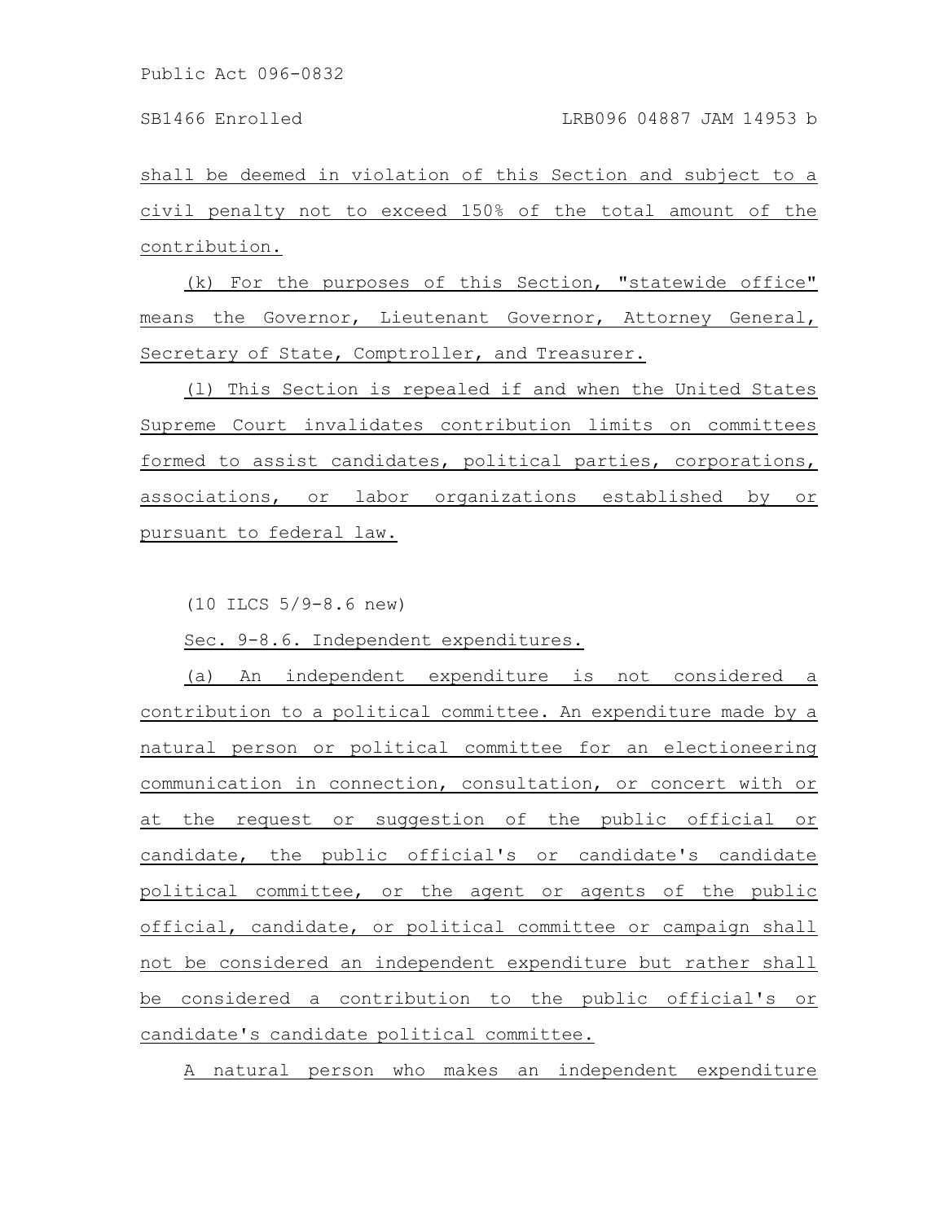shall be deemed in violation of this Section and subject to a civil penalty not to exceed 150% of the total amount of the contribution.

(k) For the purposes of this Section, "statewide office" means the Governor, Lieutenant Governor, Attorney General, Secretary of State, Comptroller, and Treasurer.

(l) This Section is repealed if and when the United States Supreme Court invalidates contribution limits on committees formed to assist candidates, political parties, corporations, associations, or labor organizations established by or pursuant to federal law.

(10 ILCS 5/9-8.6 new)

Sec. 9-8.6. Independent expenditures.

(a) An independent expenditure is not considered a contribution to a political committee. An expenditure made by a natural person or political committee for an electioneering communication in connection, consultation, or concert with or at the request or suggestion of the public official or candidate, the public official's or candidate's candidate political committee, or the agent or agents of the public official, candidate, or political committee or campaign shall not be considered an independent expenditure but rather shall be considered a contribution to the public official's or candidate's candidate political committee.

A natural person who makes an independent expenditure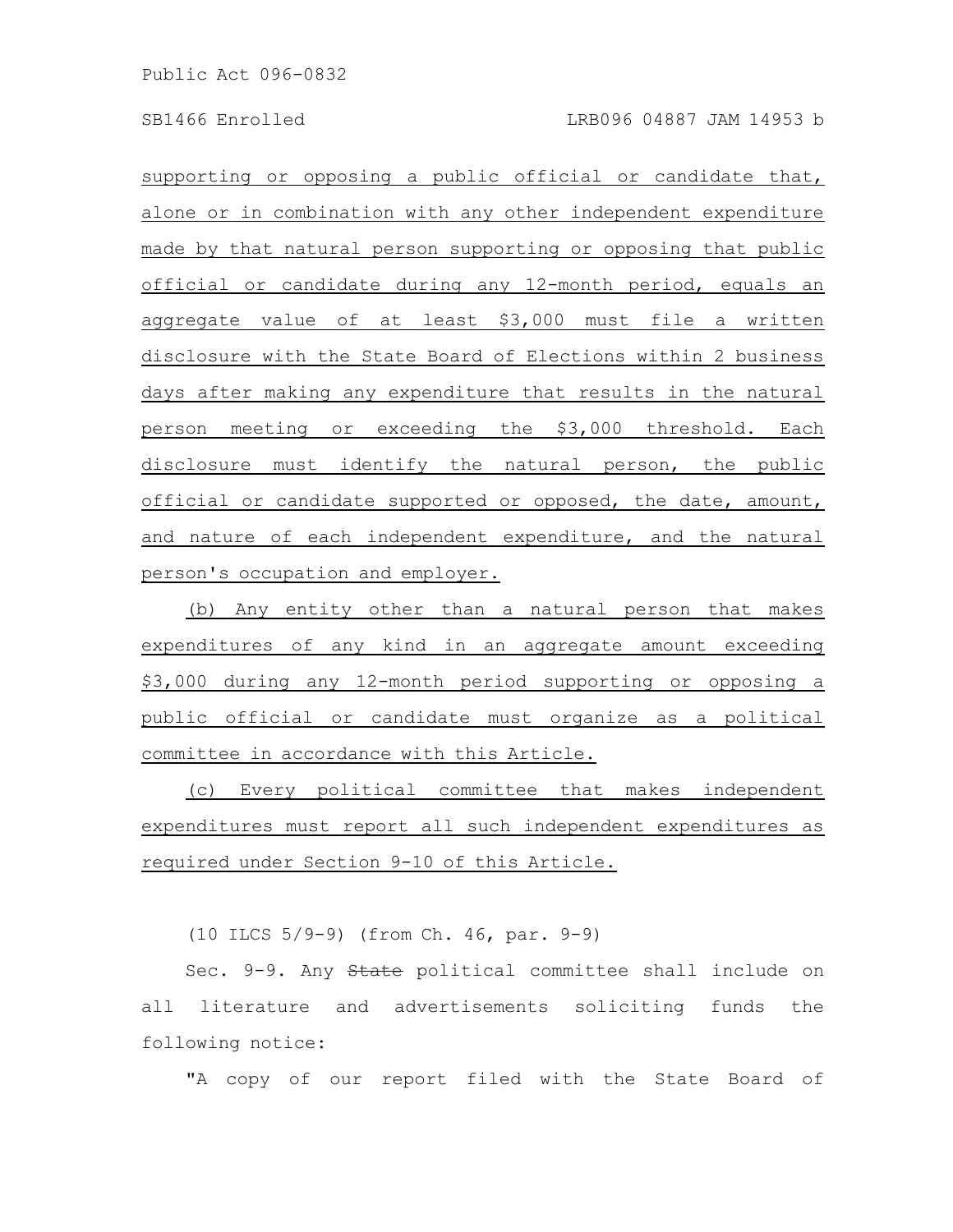supporting or opposing a public official or candidate that, alone or in combination with any other independent expenditure made by that natural person supporting or opposing that public official or candidate during any 12-month period, equals an aggregate value of at least $3,000 must file a written disclosure with the State Board of Elections within 2 business days after making any expenditure that results in the natural person meeting or exceeding the $3,000 threshold. Each disclosure must identify the natural person, the public official or candidate supported or opposed, the date, amount, and nature of each independent expenditure, and the natural person's occupation and employer.

(b) Any entity other than a natural person that makes expenditures of any kind in an aggregate amount exceeding $3,000 during any 12-month period supporting or opposing a public official or candidate must organize as a political committee in accordance with this Article.

(c) Every political committee that makes independent expenditures must report all such independent expenditures as required under Section 9-10 of this Article.

(10 ILCS 5/9-9) (from Ch. 46, par. 9-9)

Sec. 9-9. Any ~~State~~ political committee shall include on all literature and advertisements soliciting funds the following notice:

"A copy of our report filed with the State Board of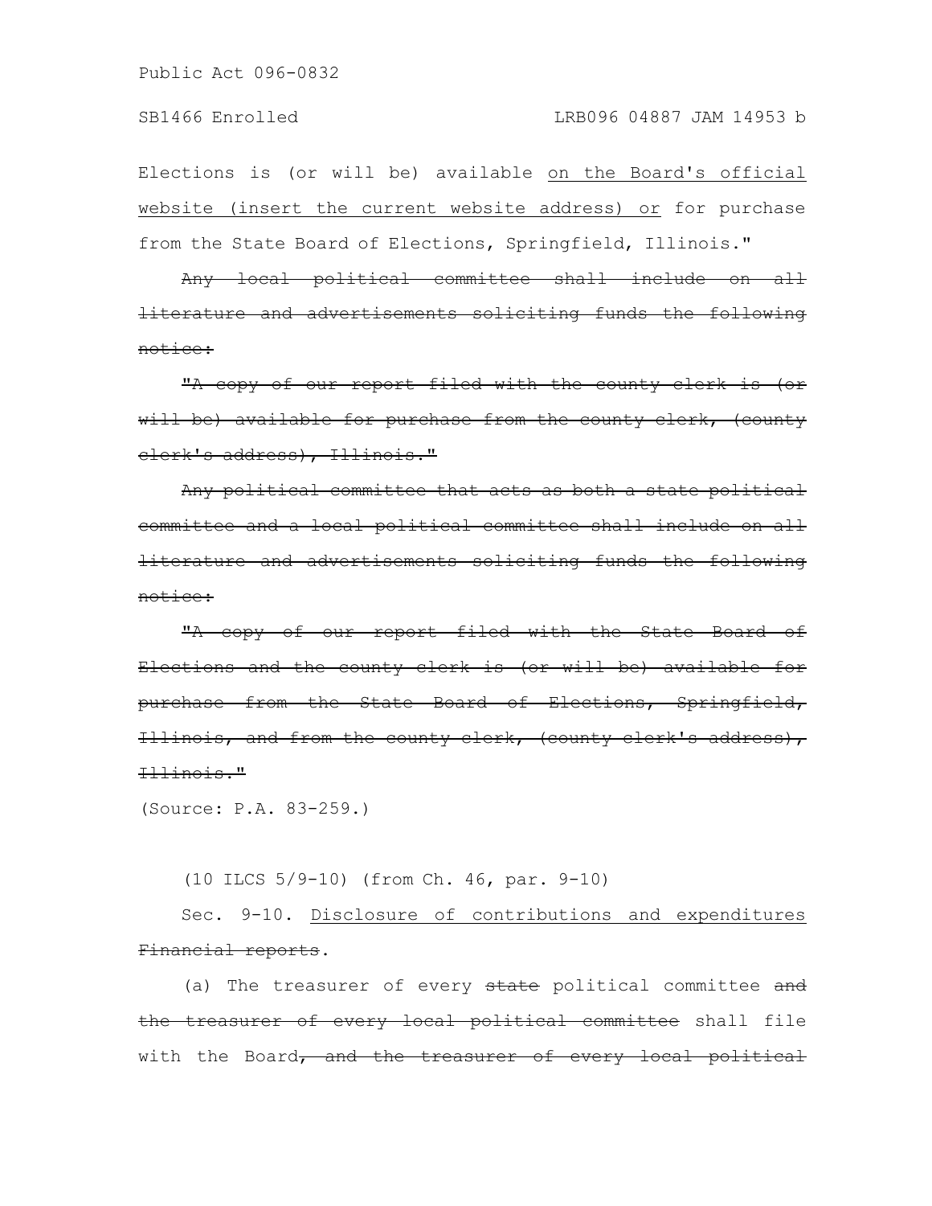Elections is (or will be) available <u>on the Board's official website (insert the current website address) or</u> for purchase from the State Board of Elections, Springfield, Illinois."

~~Any local political committee shall include on all literature and advertisements soliciting funds the following notice:~~

~~"A copy of our report filed with the county clerk is (or will be) available for purchase from the county clerk, (county clerk's address), Illinois."~~

~~Any political committee that acts as both a state political committee and a local political committee shall include on all literature and advertisements soliciting funds the following notice:~~

~~"A copy of our report filed with the State Board of Elections and the county clerk is (or will be) available for purchase from the State Board of Elections, Springfield, Illinois, and from the county clerk, (county clerk's address), Illinois."~~

(Source: P.A. 83-259.)

(10 ILCS 5/9-10) (from Ch. 46, par. 9-10)

Sec. 9-10. <u>Disclosure of contributions and expenditures</u> ~~Financial reports~~.

(a) The treasurer of every ~~state~~ political committee ~~and the treasurer of every local political committee~~ shall file with the Board~~, and the treasurer of every local political~~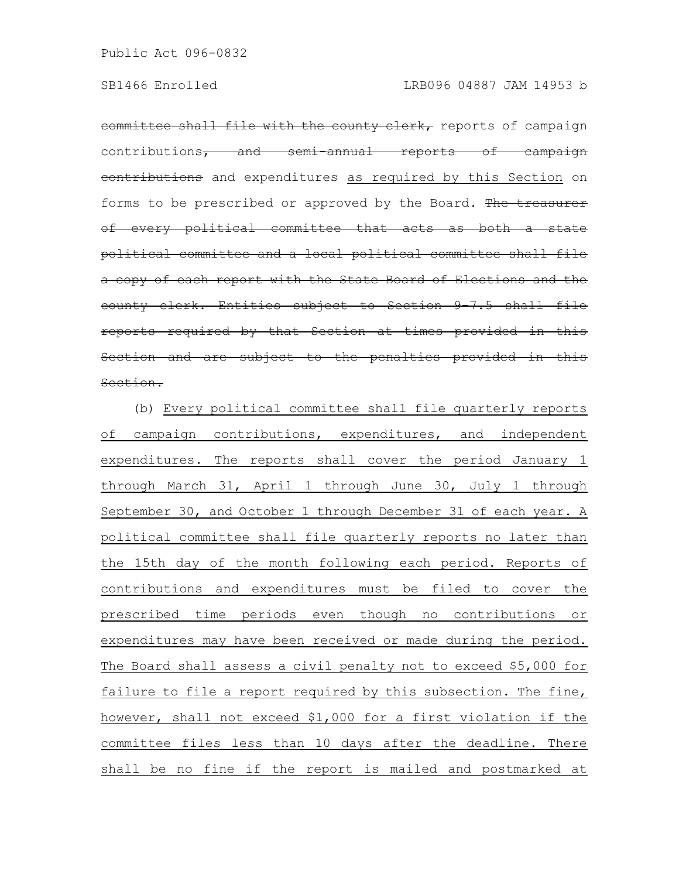~~committee shall file with the county clerk,~~ reports of campaign contributions~~, and semi-annual reports of campaign contributions~~ and expenditures <u>as required by this Section</u> on forms to be prescribed or approved by the Board. ~~The treasurer of every political committee that acts as both a state political committee and a local political committee shall file a copy of each report with the State Board of Elections and the county clerk. Entities subject to Section 9-7.5 shall file reports required by that Section at times provided in this Section and are subject to the penalties provided in this Section.~~

(b) <u>Every political committee shall file quarterly reports of campaign contributions, expenditures, and independent expenditures. The reports shall cover the period January 1 through March 31, April 1 through June 30, July 1 through September 30, and October 1 through December 31 of each year. A political committee shall file quarterly reports no later than the 15th day of the month following each period. Reports of contributions and expenditures must be filed to cover the prescribed time periods even though no contributions or expenditures may have been received or made during the period. The Board shall assess a civil penalty not to exceed $5,000 for failure to file a report required by this subsection. The fine, however, shall not exceed $1,000 for a first violation if the committee files less than 10 days after the deadline. There shall be no fine if the report is mailed and postmarked at</u>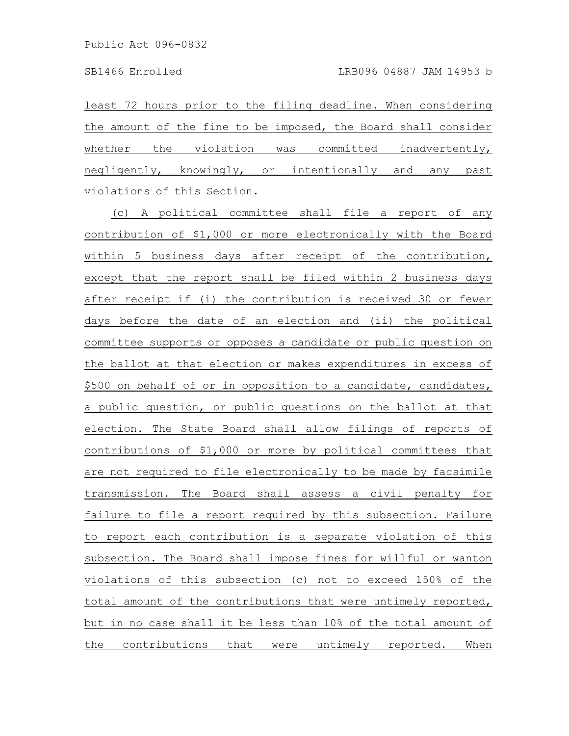least 72 hours prior to the filing deadline. When considering the amount of the fine to be imposed, the Board shall consider whether the violation was committed inadvertently, negligently, knowingly, or intentionally and any past violations of this Section.

(c) A political committee shall file a report of any contribution of $1,000 or more electronically with the Board within 5 business days after receipt of the contribution, except that the report shall be filed within 2 business days after receipt if (i) the contribution is received 30 or fewer days before the date of an election and (ii) the political committee supports or opposes a candidate or public question on the ballot at that election or makes expenditures in excess of $500 on behalf of or in opposition to a candidate, candidates, a public question, or public questions on the ballot at that election. The State Board shall allow filings of reports of contributions of $1,000 or more by political committees that are not required to file electronically to be made by facsimile transmission. The Board shall assess a civil penalty for failure to file a report required by this subsection. Failure to report each contribution is a separate violation of this subsection. The Board shall impose fines for willful or wanton violations of this subsection (c) not to exceed 150% of the total amount of the contributions that were untimely reported, but in no case shall it be less than 10% of the total amount of the contributions that were untimely reported. When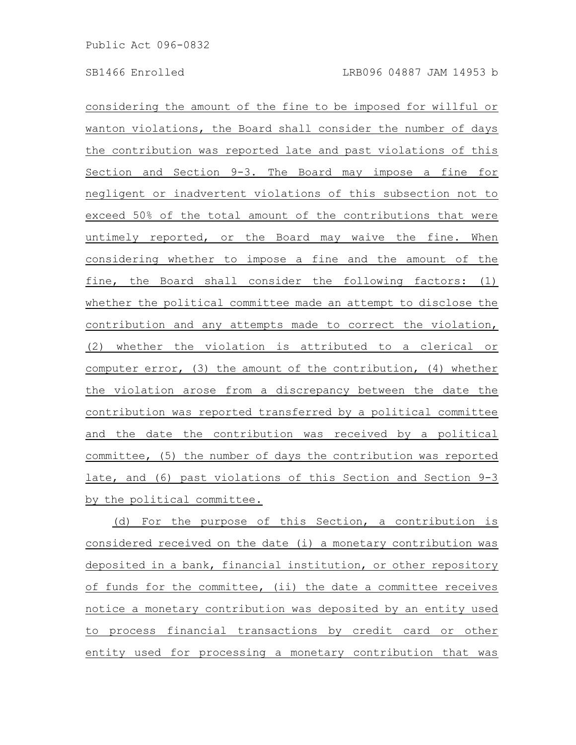considering the amount of the fine to be imposed for willful or wanton violations, the Board shall consider the number of days the contribution was reported late and past violations of this Section and Section 9-3. The Board may impose a fine for negligent or inadvertent violations of this subsection not to exceed 50% of the total amount of the contributions that were untimely reported, or the Board may waive the fine. When considering whether to impose a fine and the amount of the fine, the Board shall consider the following factors: (1) whether the political committee made an attempt to disclose the contribution and any attempts made to correct the violation, (2) whether the violation is attributed to a clerical or computer error, (3) the amount of the contribution, (4) whether the violation arose from a discrepancy between the date the contribution was reported transferred by a political committee and the date the contribution was received by a political committee, (5) the number of days the contribution was reported late, and (6) past violations of this Section and Section 9-3 by the political committee.

(d) For the purpose of this Section, a contribution is considered received on the date (i) a monetary contribution was deposited in a bank, financial institution, or other repository of funds for the committee, (ii) the date a committee receives notice a monetary contribution was deposited by an entity used to process financial transactions by credit card or other entity used for processing a monetary contribution that was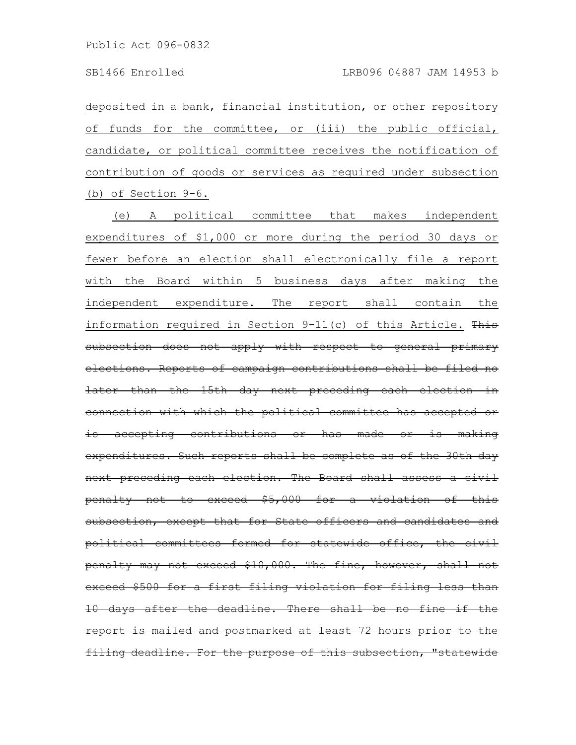deposited in a bank, financial institution, or other repository of funds for the committee, or (iii) the public official, candidate, or political committee receives the notification of contribution of goods or services as required under subsection (b) of Section 9-6.

(e) A political committee that makes independent expenditures of $1,000 or more during the period 30 days or fewer before an election shall electronically file a report with the Board within 5 business days after making the independent expenditure. The report shall contain the information required in Section 9-11(c) of this Article. ~~This subsection does not apply with respect to general primary elections. Reports of campaign contributions shall be filed no later than the 15th day next preceding each election in connection with which the political committee has accepted or is accepting contributions or has made or is making expenditures. Such reports shall be complete as of the 30th day next preceding each election. The Board shall assess a civil penalty not to exceed $5,000 for a violation of this subsection, except that for State officers and candidates and political committees formed for statewide office, the civil penalty may not exceed $10,000. The fine, however, shall not exceed $500 for a first filing violation for filing less than 10 days after the deadline. There shall be no fine if the report is mailed and postmarked at least 72 hours prior to the filing deadline. For the purpose of this subsection, "statewide~~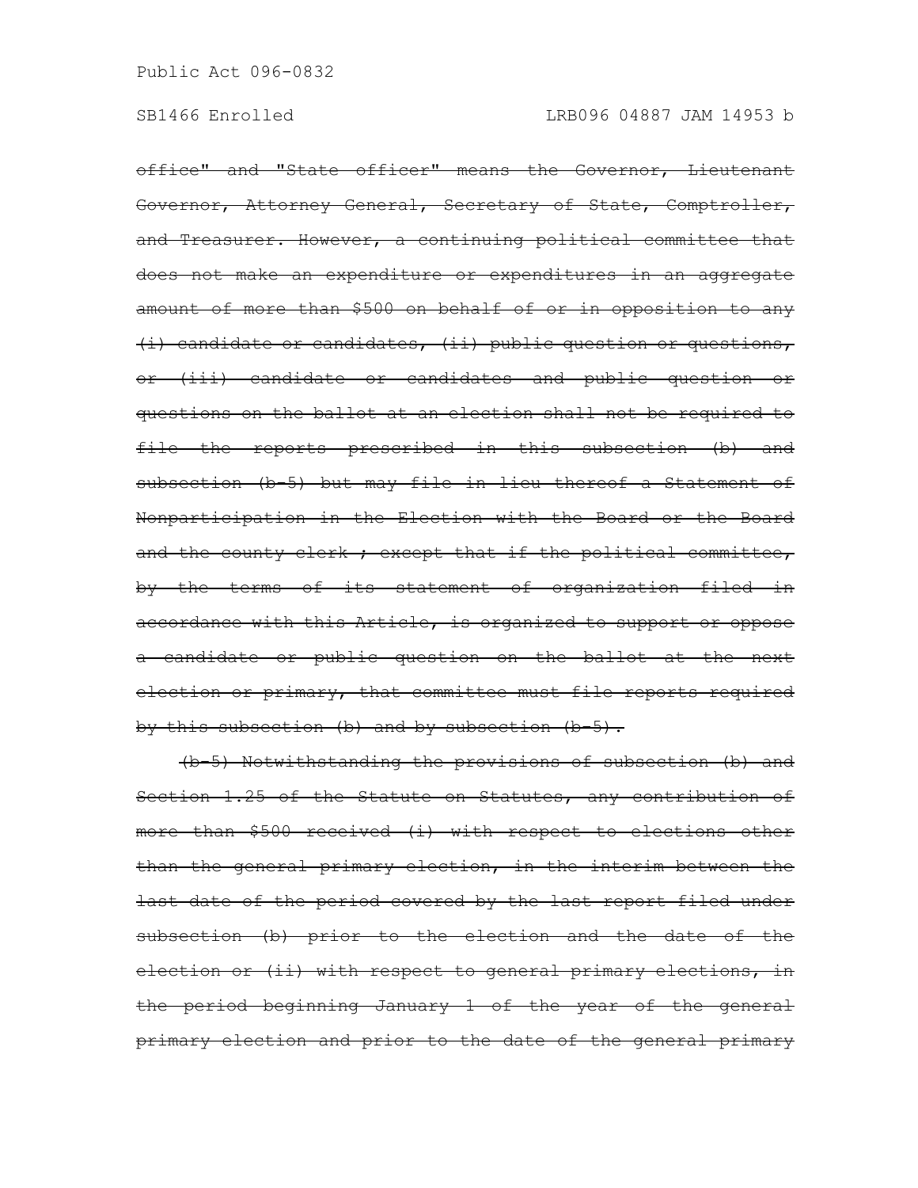~~office" and "State officer" means the Governor, Lieutenant Governor, Attorney General, Secretary of State, Comptroller, and Treasurer. However, a continuing political committee that does not make an expenditure or expenditures in an aggregate amount of more than $500 on behalf of or in opposition to any (i) candidate or candidates, (ii) public question or questions, or (iii) candidate or candidates and public question or questions on the ballot at an election shall not be required to file the reports prescribed in this subsection (b) and subsection (b-5) but may file in lieu thereof a Statement of Nonparticipation in the Election with the Board or the Board and the county clerk ; except that if the political committee, by the terms of its statement of organization filed in accordance with this Article, is organized to support or oppose a candidate or public question on the ballot at the next election or primary, that committee must file reports required by this subsection (b) and by subsection (b-5).~~

~~(b-5) Notwithstanding the provisions of subsection (b) and Section 1.25 of the Statute on Statutes, any contribution of more than $500 received (i) with respect to elections other than the general primary election, in the interim between the last date of the period covered by the last report filed under subsection (b) prior to the election and the date of the election or (ii) with respect to general primary elections, in the period beginning January 1 of the year of the general primary election and prior to the date of the general primary~~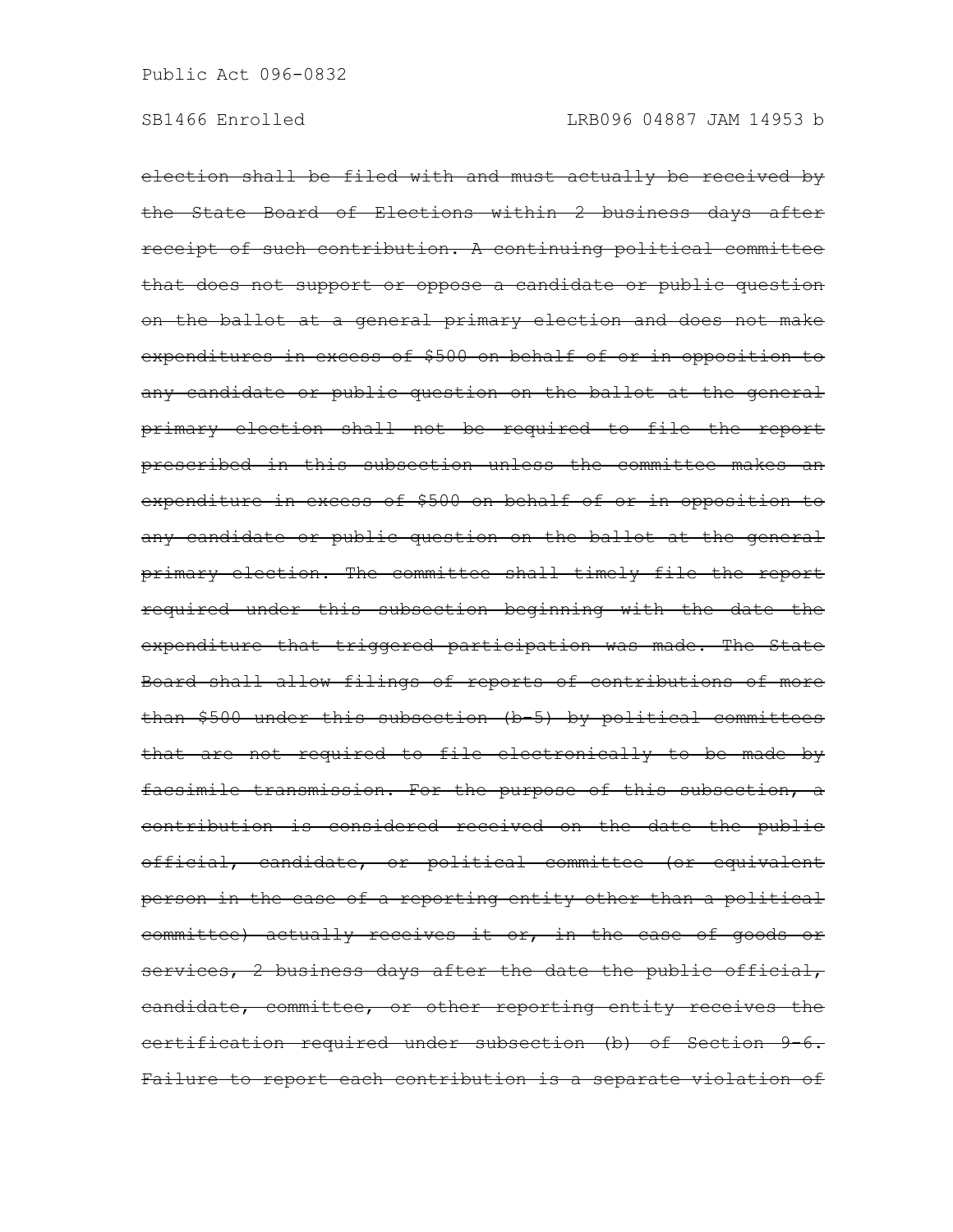~~election shall be filed with and must actually be received by the State Board of Elections within 2 business days after receipt of such contribution. A continuing political committee that does not support or oppose a candidate or public question on the ballot at a general primary election and does not make expenditures in excess of $500 on behalf of or in opposition to any candidate or public question on the ballot at the general primary election shall not be required to file the report prescribed in this subsection unless the committee makes an expenditure in excess of $500 on behalf of or in opposition to any candidate or public question on the ballot at the general primary election. The committee shall timely file the report required under this subsection beginning with the date the expenditure that triggered participation was made. The State Board shall allow filings of reports of contributions of more than $500 under this subsection (b-5) by political committees that are not required to file electronically to be made by facsimile transmission. For the purpose of this subsection, a contribution is considered received on the date the public official, candidate, or political committee (or equivalent person in the case of a reporting entity other than a political committee) actually receives it or, in the case of goods or services, 2 business days after the date the public official, candidate, committee, or other reporting entity receives the certification required under subsection (b) of Section 9-6. Failure to report each contribution is a separate violation of~~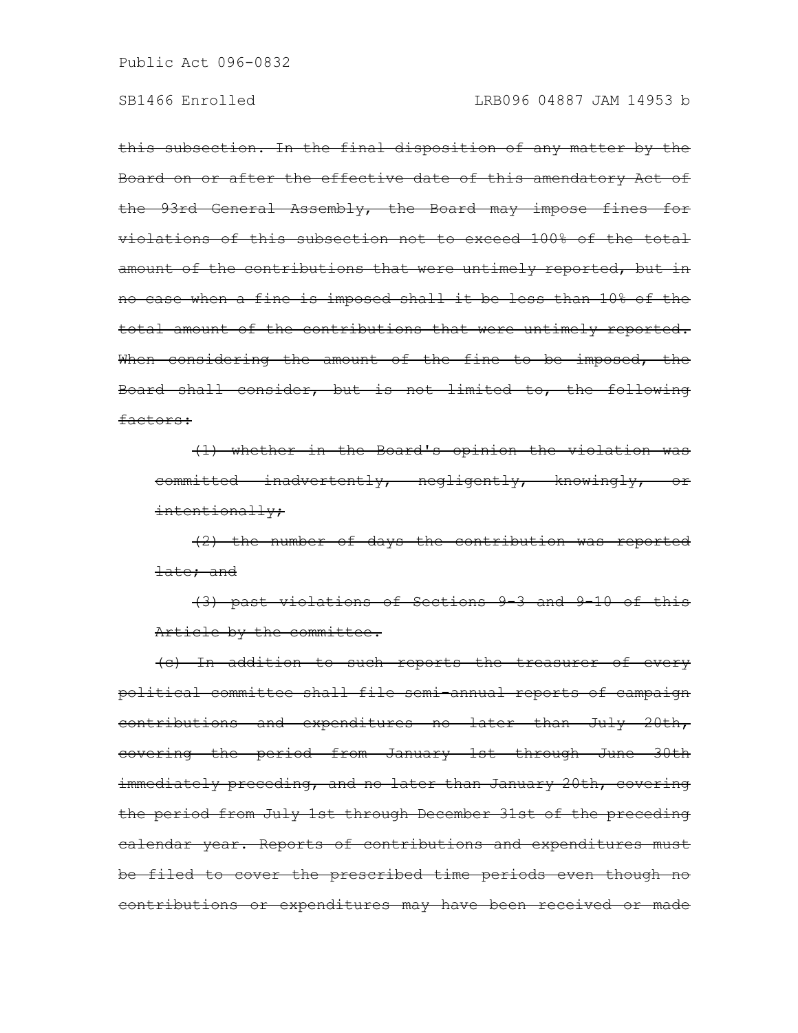~~this subsection. In the final disposition of any matter by the Board on or after the effective date of this amendatory Act of the 93rd General Assembly, the Board may impose fines for violations of this subsection not to exceed 100% of the total amount of the contributions that were untimely reported, but in no case when a fine is imposed shall it be less than 10% of the total amount of the contributions that were untimely reported. When considering the amount of the fine to be imposed, the Board shall consider, but is not limited to, the following factors:~~

~~(1) whether in the Board's opinion the violation was committed inadvertently, negligently, knowingly, or intentionally;~~

~~(2) the number of days the contribution was reported late; and~~

~~(3) past violations of Sections 9-3 and 9-10 of this Article by the committee.~~

~~(c) In addition to such reports the treasurer of every political committee shall file semi-annual reports of campaign contributions and expenditures no later than July 20th, covering the period from January 1st through June 30th immediately preceding, and no later than January 20th, covering the period from July 1st through December 31st of the preceding calendar year. Reports of contributions and expenditures must be filed to cover the prescribed time periods even though no contributions or expenditures may have been received or made~~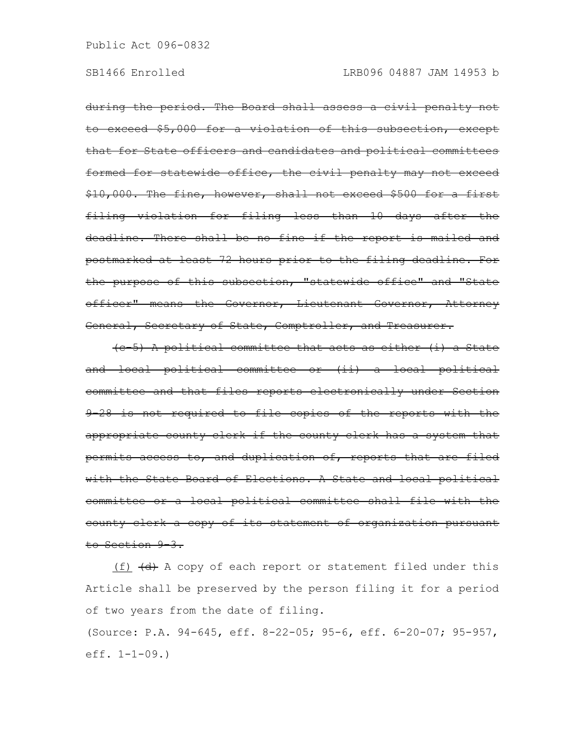~~during the period. The Board shall assess a civil penalty not to exceed $5,000 for a violation of this subsection, except that for State officers and candidates and political committees formed for statewide office, the civil penalty may not exceed $10,000. The fine, however, shall not exceed $500 for a first filing violation for filing less than 10 days after the deadline. There shall be no fine if the report is mailed and postmarked at least 72 hours prior to the filing deadline. For the purpose of this subsection, "statewide office" and "State officer" means the Governor, Lieutenant Governor, Attorney General, Secretary of State, Comptroller, and Treasurer.~~

~~(c-5) A political committee that acts as either (i) a State and local political committee or (ii) a local political committee and that files reports electronically under Section 9-28 is not required to file copies of the reports with the appropriate county clerk if the county clerk has a system that permits access to, and duplication of, reports that are filed with the State Board of Elections. A State and local political committee or a local political committee shall file with the county clerk a copy of its statement of organization pursuant to Section 9-3.~~

<u>(f)</u> ~~(d)~~ A copy of each report or statement filed under this Article shall be preserved by the person filing it for a period of two years from the date of filing.

(Source: P.A. 94-645, eff. 8-22-05; 95-6, eff. 6-20-07; 95-957, eff. 1-1-09.)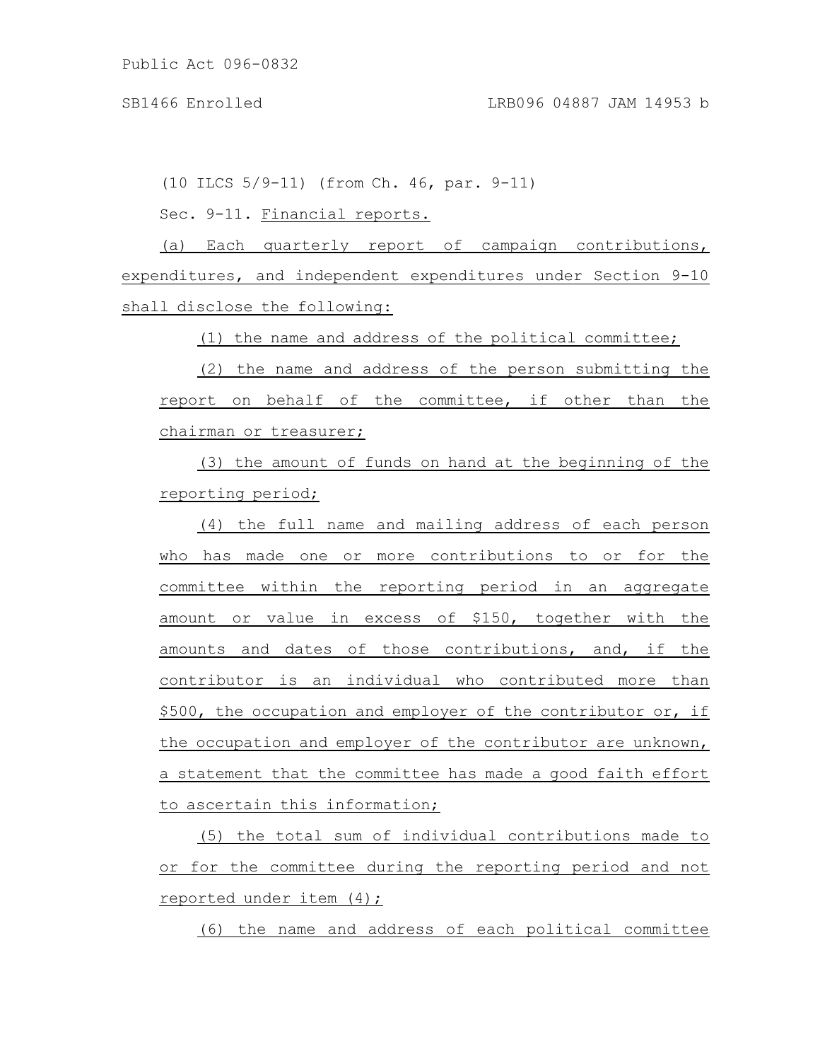(10 ILCS 5/9-11) (from Ch. 46, par. 9-11)

Sec. 9-11. Financial reports.

(a) Each quarterly report of campaign contributions, expenditures, and independent expenditures under Section 9-10 shall disclose the following:

(1) the name and address of the political committee;

(2) the name and address of the person submitting the report on behalf of the committee, if other than the chairman or treasurer;

(3) the amount of funds on hand at the beginning of the reporting period;

(4) the full name and mailing address of each person who has made one or more contributions to or for the committee within the reporting period in an aggregate amount or value in excess of $150, together with the amounts and dates of those contributions, and, if the contributor is an individual who contributed more than $500, the occupation and employer of the contributor or, if the occupation and employer of the contributor are unknown, a statement that the committee has made a good faith effort to ascertain this information;

(5) the total sum of individual contributions made to or for the committee during the reporting period and not reported under item (4);

(6) the name and address of each political committee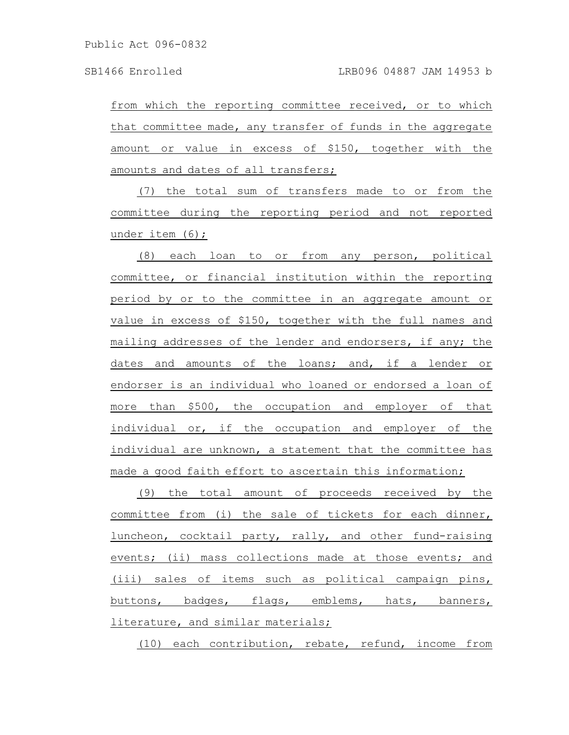from which the reporting committee received, or to which that committee made, any transfer of funds in the aggregate amount or value in excess of $150, together with the amounts and dates of all transfers;

(7) the total sum of transfers made to or from the committee during the reporting period and not reported under item (6);

(8) each loan to or from any person, political committee, or financial institution within the reporting period by or to the committee in an aggregate amount or value in excess of $150, together with the full names and mailing addresses of the lender and endorsers, if any; the dates and amounts of the loans; and, if a lender or endorser is an individual who loaned or endorsed a loan of more than $500, the occupation and employer of that individual or, if the occupation and employer of the individual are unknown, a statement that the committee has made a good faith effort to ascertain this information;

(9) the total amount of proceeds received by the committee from (i) the sale of tickets for each dinner, luncheon, cocktail party, rally, and other fund-raising events; (ii) mass collections made at those events; and (iii) sales of items such as political campaign pins, buttons, badges, flags, emblems, hats, banners, literature, and similar materials;

(10) each contribution, rebate, refund, income from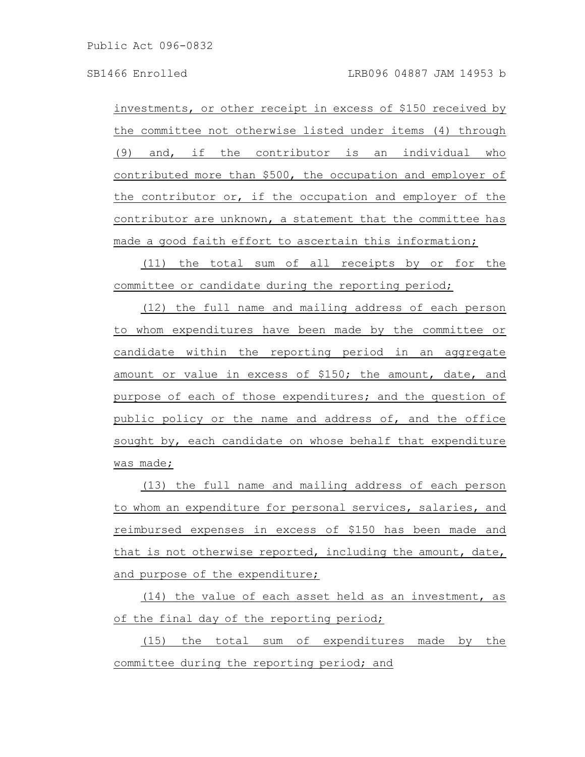investments, or other receipt in excess of $150 received by the committee not otherwise listed under items (4) through (9) and, if the contributor is an individual who contributed more than $500, the occupation and employer of the contributor or, if the occupation and employer of the contributor are unknown, a statement that the committee has made a good faith effort to ascertain this information;

(11) the total sum of all receipts by or for the committee or candidate during the reporting period;

(12) the full name and mailing address of each person to whom expenditures have been made by the committee or candidate within the reporting period in an aggregate amount or value in excess of $150; the amount, date, and purpose of each of those expenditures; and the question of public policy or the name and address of, and the office sought by, each candidate on whose behalf that expenditure was made;

(13) the full name and mailing address of each person to whom an expenditure for personal services, salaries, and reimbursed expenses in excess of $150 has been made and that is not otherwise reported, including the amount, date, and purpose of the expenditure;

(14) the value of each asset held as an investment, as of the final day of the reporting period;

(15) the total sum of expenditures made by the committee during the reporting period; and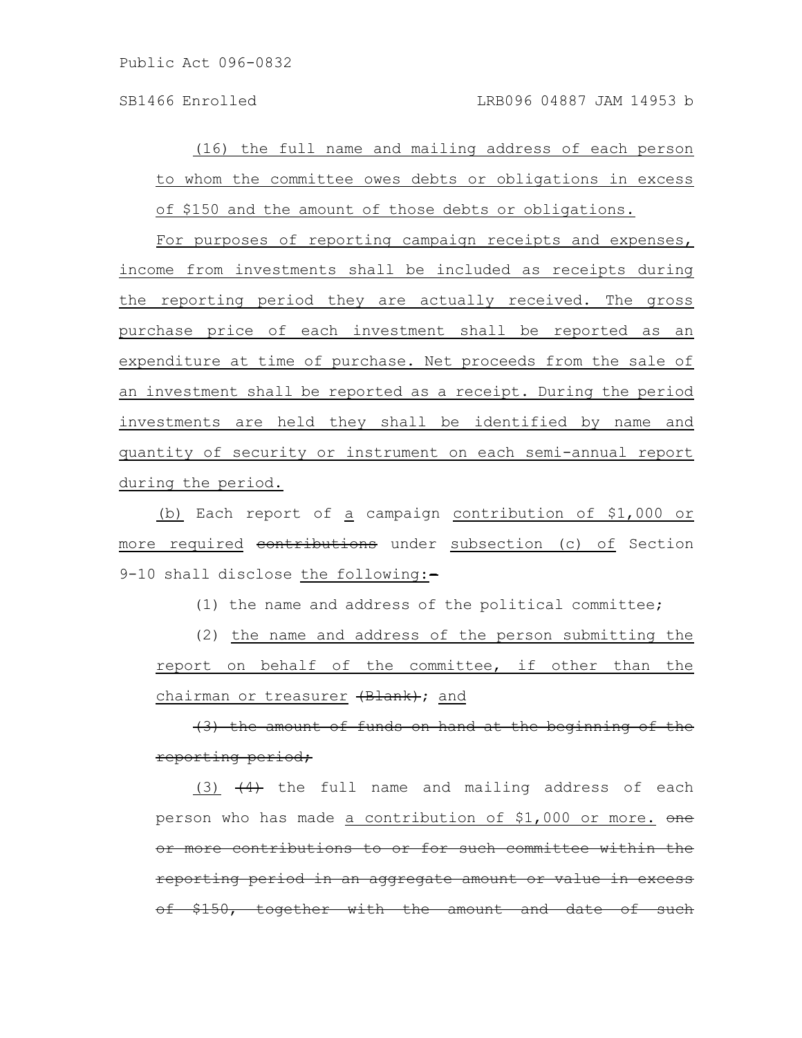(16) the full name and mailing address of each person to whom the committee owes debts or obligations in excess of $150 and the amount of those debts or obligations.

For purposes of reporting campaign receipts and expenses, income from investments shall be included as receipts during the reporting period they are actually received. The gross purchase price of each investment shall be reported as an expenditure at time of purchase. Net proceeds from the sale of an investment shall be reported as a receipt. During the period investments are held they shall be identified by name and quantity of security or instrument on each semi-annual report during the period.

(b) Each report of a campaign contribution of $1,000 or more required ~~contributions~~ under subsection (c) of Section 9-10 shall disclose the following:~~.~~

(1) the name and address of the political committee;

(2) the name and address of the person submitting the report on behalf of the committee, if other than the chairman or treasurer ~~(Blank)~~; and

~~(3) the amount of funds on hand at the beginning of the reporting period;~~

(3) ~~(4)~~ the full name and mailing address of each person who has made a contribution of $1,000 or more. ~~one or more contributions to or for such committee within the reporting period in an aggregate amount or value in excess of $150, together with the amount and date of such~~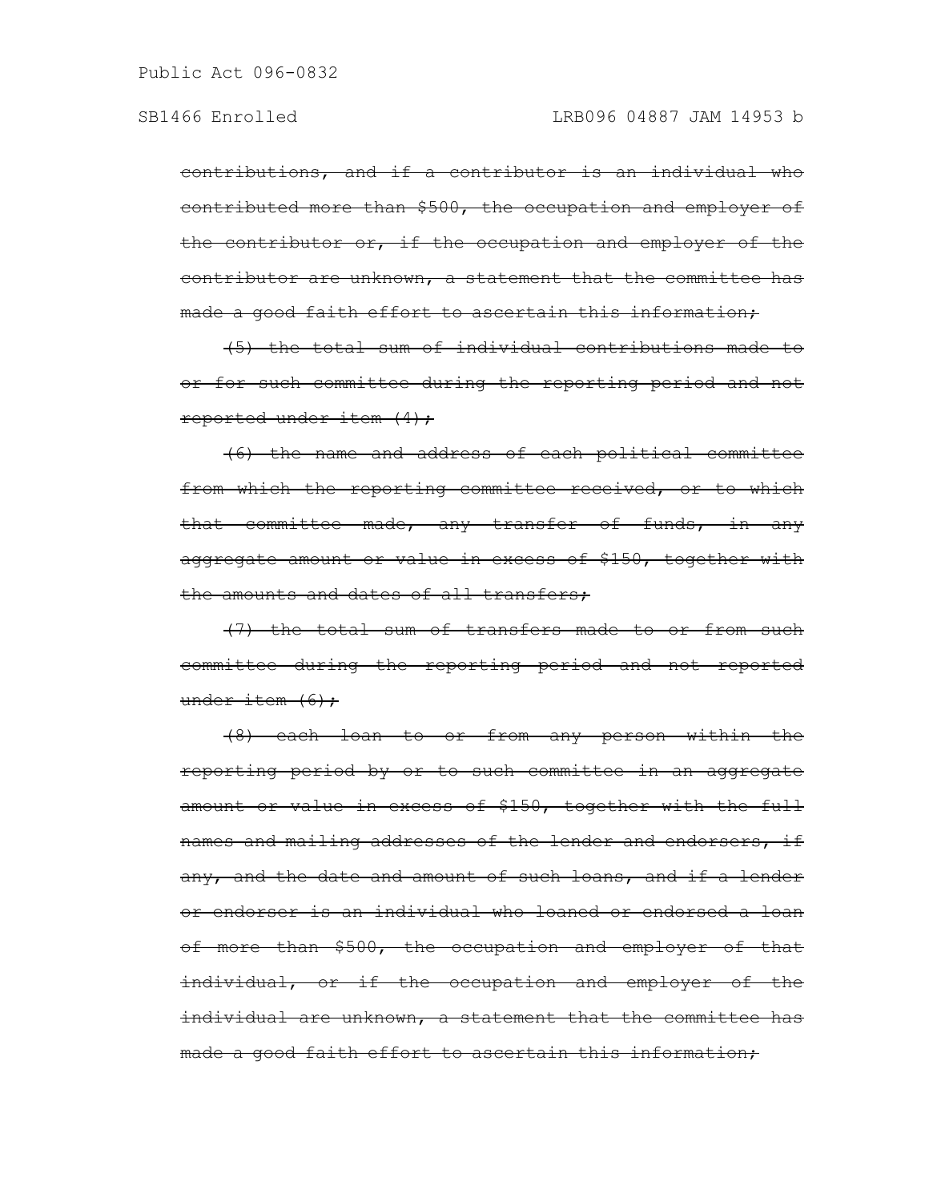~~contributions, and if a contributor is an individual who contributed more than $500, the occupation and employer of the contributor or, if the occupation and employer of the contributor are unknown, a statement that the committee has made a good faith effort to ascertain this information;~~

~~(5) the total sum of individual contributions made to or for such committee during the reporting period and not reported under item (4);~~

~~(6) the name and address of each political committee from which the reporting committee received, or to which that committee made, any transfer of funds, in any aggregate amount or value in excess of $150, together with the amounts and dates of all transfers;~~

~~(7) the total sum of transfers made to or from such committee during the reporting period and not reported under item (6);~~

~~(8) each loan to or from any person within the reporting period by or to such committee in an aggregate amount or value in excess of $150, together with the full names and mailing addresses of the lender and endorsers, if any, and the date and amount of such loans, and if a lender or endorser is an individual who loaned or endorsed a loan of more than $500, the occupation and employer of that individual, or if the occupation and employer of the individual are unknown, a statement that the committee has made a good faith effort to ascertain this information;~~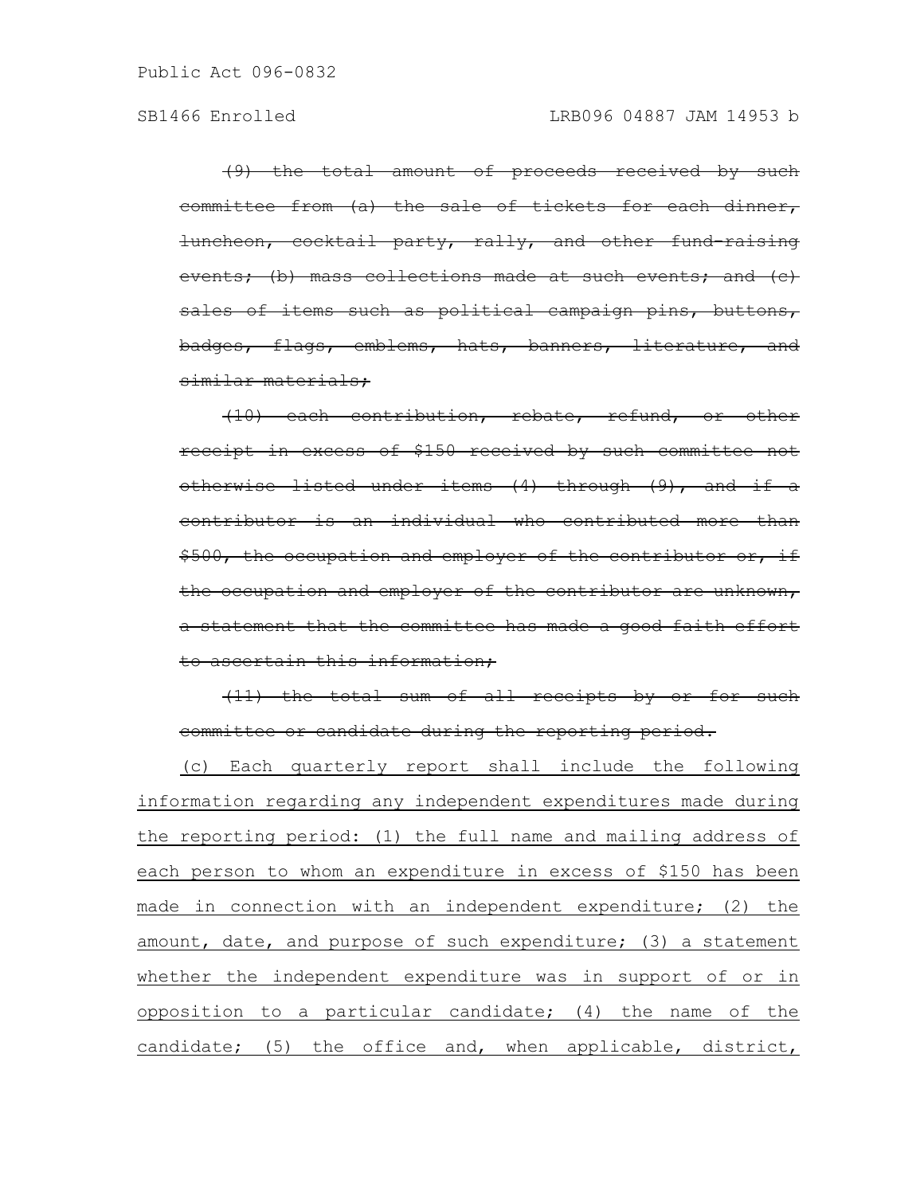~~(9) the total amount of proceeds received by such committee from (a) the sale of tickets for each dinner, luncheon, cocktail party, rally, and other fund-raising events; (b) mass collections made at such events; and (c) sales of items such as political campaign pins, buttons, badges, flags, emblems, hats, banners, literature, and similar materials;~~

~~(10) each contribution, rebate, refund, or other receipt in excess of $150 received by such committee not otherwise listed under items (4) through (9), and if a contributor is an individual who contributed more than $500, the occupation and employer of the contributor or, if the occupation and employer of the contributor are unknown, a statement that the committee has made a good faith effort to ascertain this information;~~

~~(11) the total sum of all receipts by or for such committee or candidate during the reporting period.~~

<u>(c) Each quarterly report shall include the following information regarding any independent expenditures made during the reporting period: (1) the full name and mailing address of each person to whom an expenditure in excess of $150 has been made in connection with an independent expenditure; (2) the amount, date, and purpose of such expenditure; (3) a statement whether the independent expenditure was in support of or in opposition to a particular candidate; (4) the name of the candidate; (5) the office and, when applicable, district,</u>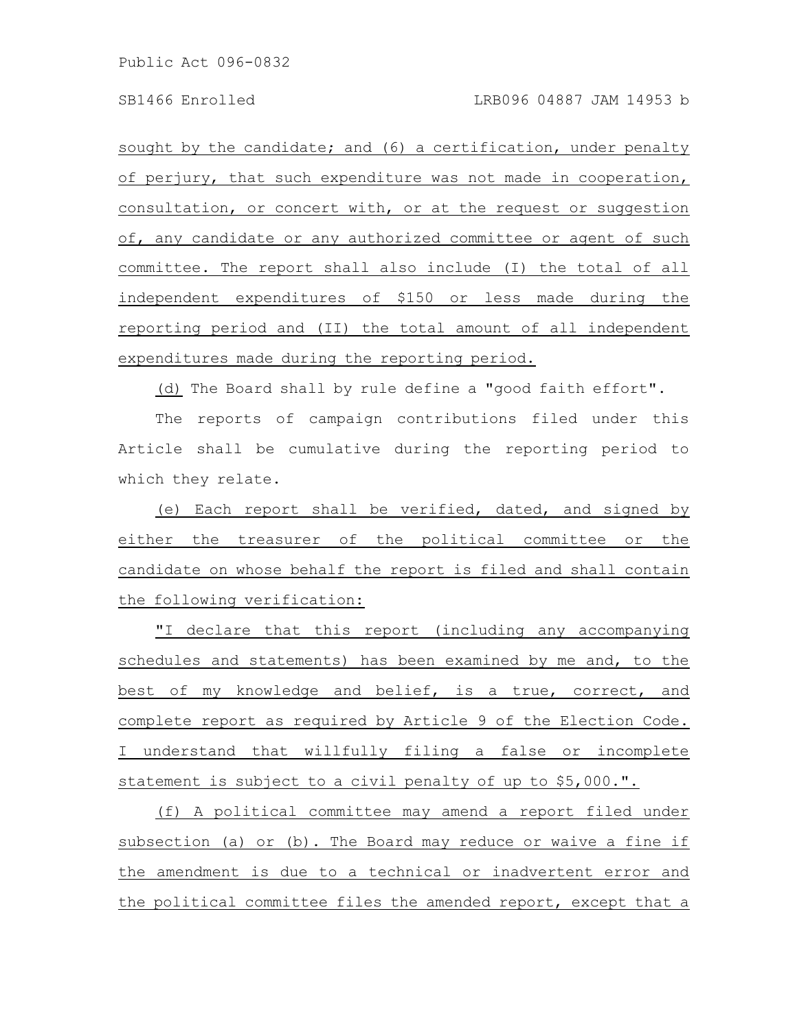sought by the candidate; and (6) a certification, under penalty of perjury, that such expenditure was not made in cooperation, consultation, or concert with, or at the request or suggestion of, any candidate or any authorized committee or agent of such committee. The report shall also include (I) the total of all independent expenditures of $150 or less made during the reporting period and (II) the total amount of all independent expenditures made during the reporting period.

(d) The Board shall by rule define a "good faith effort".

The reports of campaign contributions filed under this Article shall be cumulative during the reporting period to which they relate.

(e) Each report shall be verified, dated, and signed by either the treasurer of the political committee or the candidate on whose behalf the report is filed and shall contain the following verification:

"I declare that this report (including any accompanying schedules and statements) has been examined by me and, to the best of my knowledge and belief, is a true, correct, and complete report as required by Article 9 of the Election Code. I understand that willfully filing a false or incomplete statement is subject to a civil penalty of up to $5,000.".

(f) A political committee may amend a report filed under subsection (a) or (b). The Board may reduce or waive a fine if the amendment is due to a technical or inadvertent error and the political committee files the amended report, except that a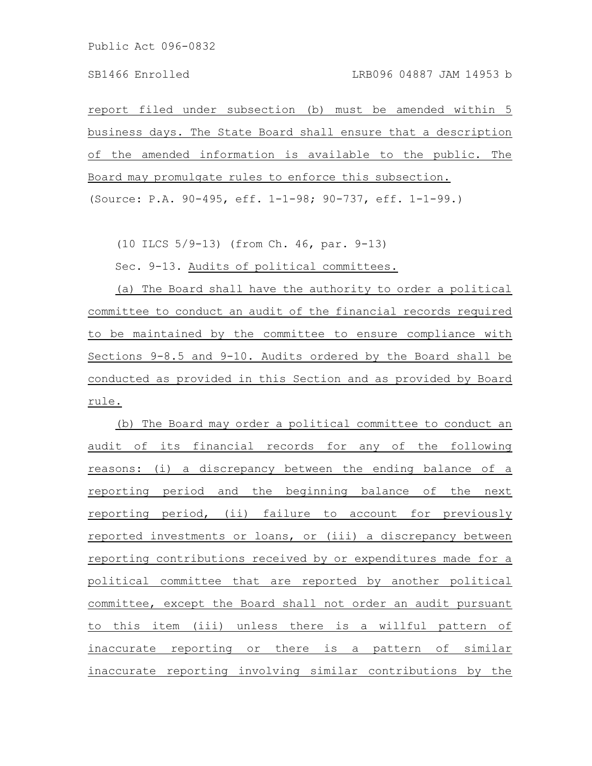report filed under subsection (b) must be amended within 5 business days. The State Board shall ensure that a description of the amended information is available to the public. The Board may promulgate rules to enforce this subsection.

(Source: P.A. 90-495, eff. 1-1-98; 90-737, eff. 1-1-99.)

(10 ILCS 5/9-13) (from Ch. 46, par. 9-13)

Sec. 9-13. Audits of political committees.

(a) The Board shall have the authority to order a political committee to conduct an audit of the financial records required to be maintained by the committee to ensure compliance with Sections 9-8.5 and 9-10. Audits ordered by the Board shall be conducted as provided in this Section and as provided by Board rule.

(b) The Board may order a political committee to conduct an audit of its financial records for any of the following reasons: (i) a discrepancy between the ending balance of a reporting period and the beginning balance of the next reporting period, (ii) failure to account for previously reported investments or loans, or (iii) a discrepancy between reporting contributions received by or expenditures made for a political committee that are reported by another political committee, except the Board shall not order an audit pursuant to this item (iii) unless there is a willful pattern of inaccurate reporting or there is a pattern of similar inaccurate reporting involving similar contributions by the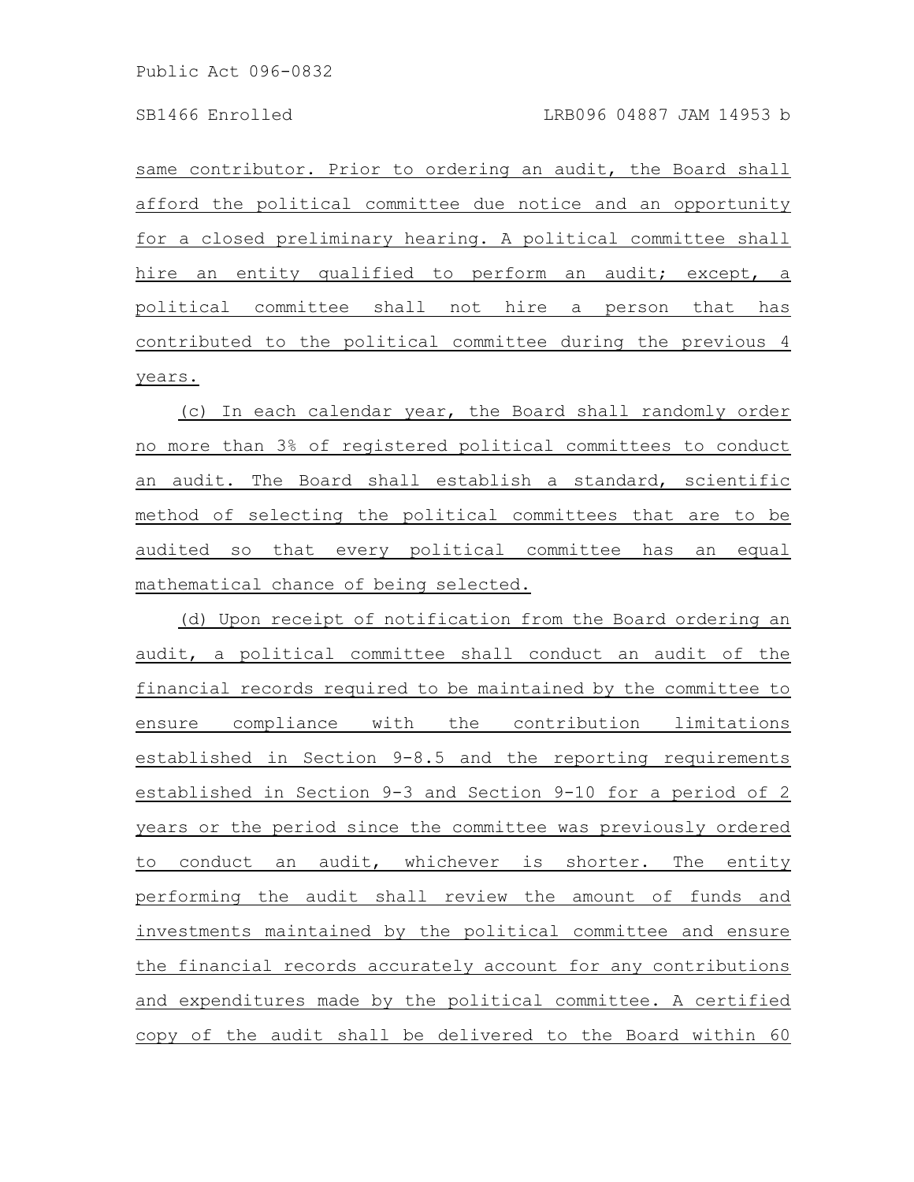same contributor. Prior to ordering an audit, the Board shall afford the political committee due notice and an opportunity for a closed preliminary hearing. A political committee shall hire an entity qualified to perform an audit; except, a political committee shall not hire a person that has contributed to the political committee during the previous 4 years.

(c) In each calendar year, the Board shall randomly order no more than 3% of registered political committees to conduct an audit. The Board shall establish a standard, scientific method of selecting the political committees that are to be audited so that every political committee has an equal mathematical chance of being selected.

(d) Upon receipt of notification from the Board ordering an audit, a political committee shall conduct an audit of the financial records required to be maintained by the committee to ensure compliance with the contribution limitations established in Section 9-8.5 and the reporting requirements established in Section 9-3 and Section 9-10 for a period of 2 years or the period since the committee was previously ordered to conduct an audit, whichever is shorter. The entity performing the audit shall review the amount of funds and investments maintained by the political committee and ensure the financial records accurately account for any contributions and expenditures made by the political committee. A certified copy of the audit shall be delivered to the Board within 60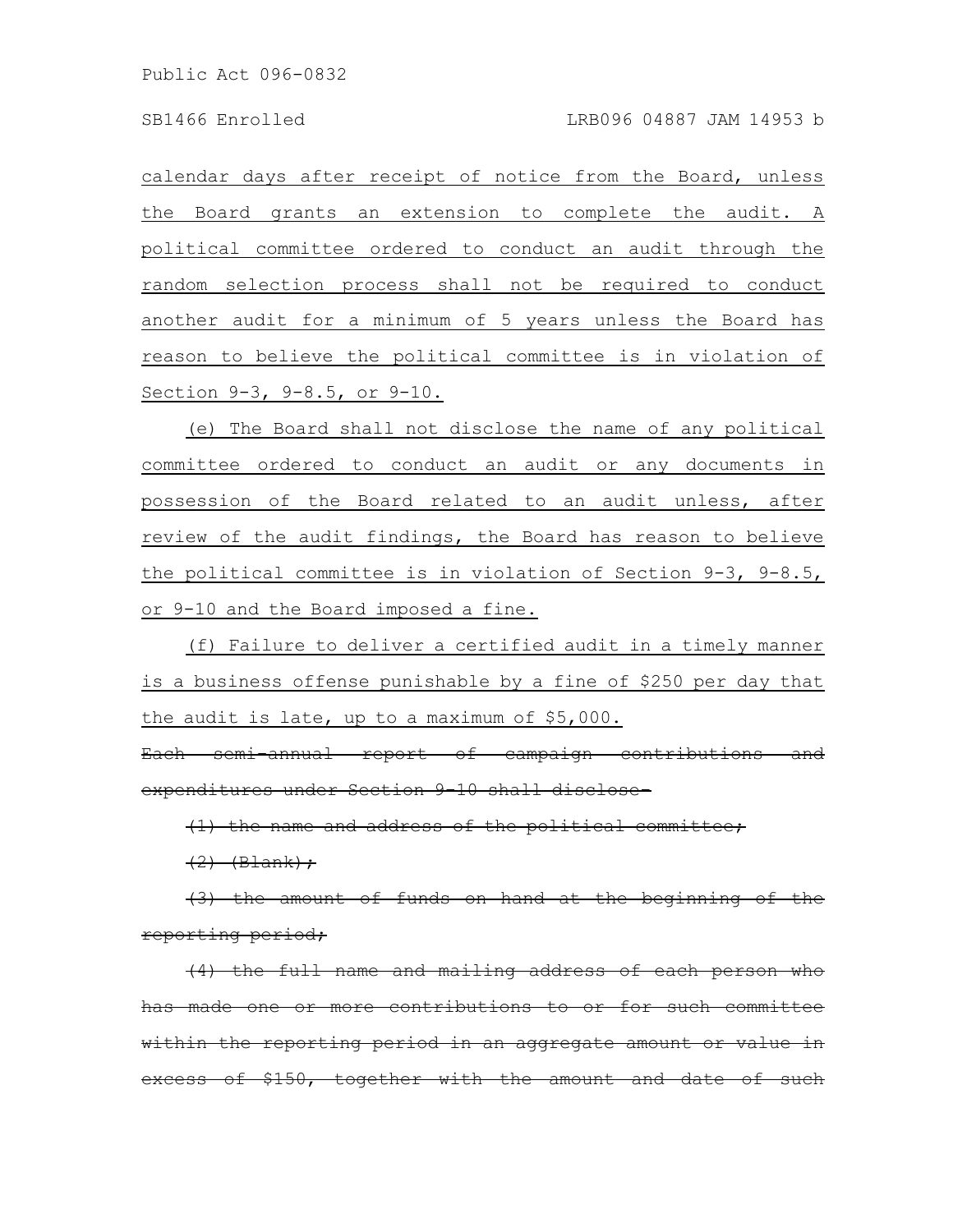calendar days after receipt of notice from the Board, unless the Board grants an extension to complete the audit. A political committee ordered to conduct an audit through the random selection process shall not be required to conduct another audit for a minimum of 5 years unless the Board has reason to believe the political committee is in violation of Section 9-3, 9-8.5, or 9-10.

(e) The Board shall not disclose the name of any political committee ordered to conduct an audit or any documents in possession of the Board related to an audit unless, after review of the audit findings, the Board has reason to believe the political committee is in violation of Section 9-3, 9-8.5, or 9-10 and the Board imposed a fine.

(f) Failure to deliver a certified audit in a timely manner is a business offense punishable by a fine of $250 per day that the audit is late, up to a maximum of $5,000.

~~Each semi-annual report of campaign contributions and expenditures under Section 9-10 shall disclose:~~

~~(1) the name and address of the political committee;~~

~~(2) (Blank);~~

~~(3) the amount of funds on hand at the beginning of the reporting period;~~

~~(4) the full name and mailing address of each person who has made one or more contributions to or for such committee within the reporting period in an aggregate amount or value in excess of $150, together with the amount and date of such~~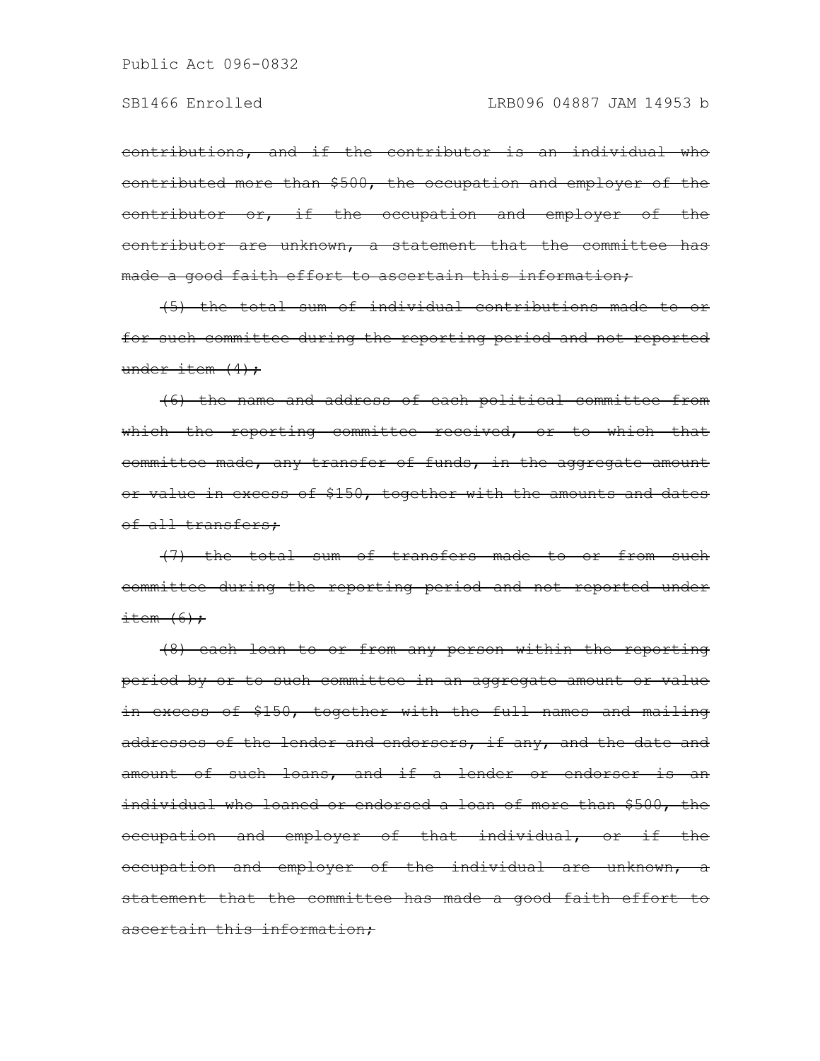~~contributions, and if the contributor is an individual who contributed more than $500, the occupation and employer of the contributor or, if the occupation and employer of the contributor are unknown, a statement that the committee has made a good faith effort to ascertain this information;~~

~~(5) the total sum of individual contributions made to or for such committee during the reporting period and not reported under item (4);~~

~~(6) the name and address of each political committee from which the reporting committee received, or to which that committee made, any transfer of funds, in the aggregate amount or value in excess of $150, together with the amounts and dates of all transfers;~~

~~(7) the total sum of transfers made to or from such committee during the reporting period and not reported under item (6);~~

~~(8) each loan to or from any person within the reporting period by or to such committee in an aggregate amount or value in excess of $150, together with the full names and mailing addresses of the lender and endorsers, if any, and the date and amount of such loans, and if a lender or endorser is an individual who loaned or endorsed a loan of more than $500, the occupation and employer of that individual, or if the occupation and employer of the individual are unknown, a statement that the committee has made a good faith effort to ascertain this information;~~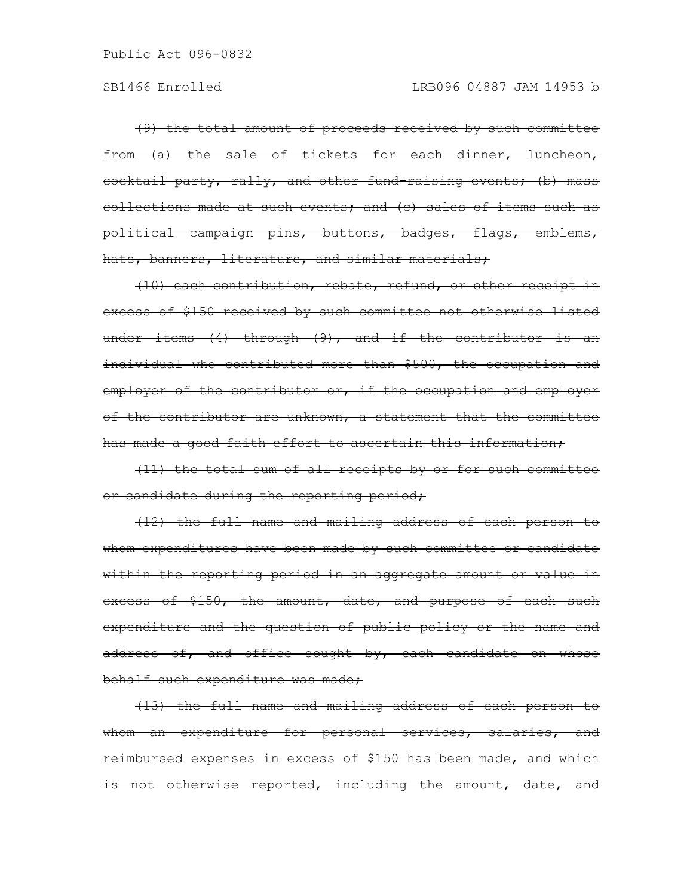~~(9) the total amount of proceeds received by such committee from (a) the sale of tickets for each dinner, luncheon, cocktail party, rally, and other fund-raising events; (b) mass collections made at such events; and (c) sales of items such as political campaign pins, buttons, badges, flags, emblems, hats, banners, literature, and similar materials;~~

~~(10) each contribution, rebate, refund, or other receipt in excess of $150 received by such committee not otherwise listed under items (4) through (9), and if the contributor is an individual who contributed more than $500, the occupation and employer of the contributor or, if the occupation and employer of the contributor are unknown, a statement that the committee has made a good faith effort to ascertain this information;~~

~~(11) the total sum of all receipts by or for such committee or candidate during the reporting period;~~

~~(12) the full name and mailing address of each person to whom expenditures have been made by such committee or candidate within the reporting period in an aggregate amount or value in excess of $150, the amount, date, and purpose of each such expenditure and the question of public policy or the name and address of, and office sought by, each candidate on whose behalf such expenditure was made;~~

~~(13) the full name and mailing address of each person to whom an expenditure for personal services, salaries, and reimbursed expenses in excess of $150 has been made, and which is not otherwise reported, including the amount, date, and~~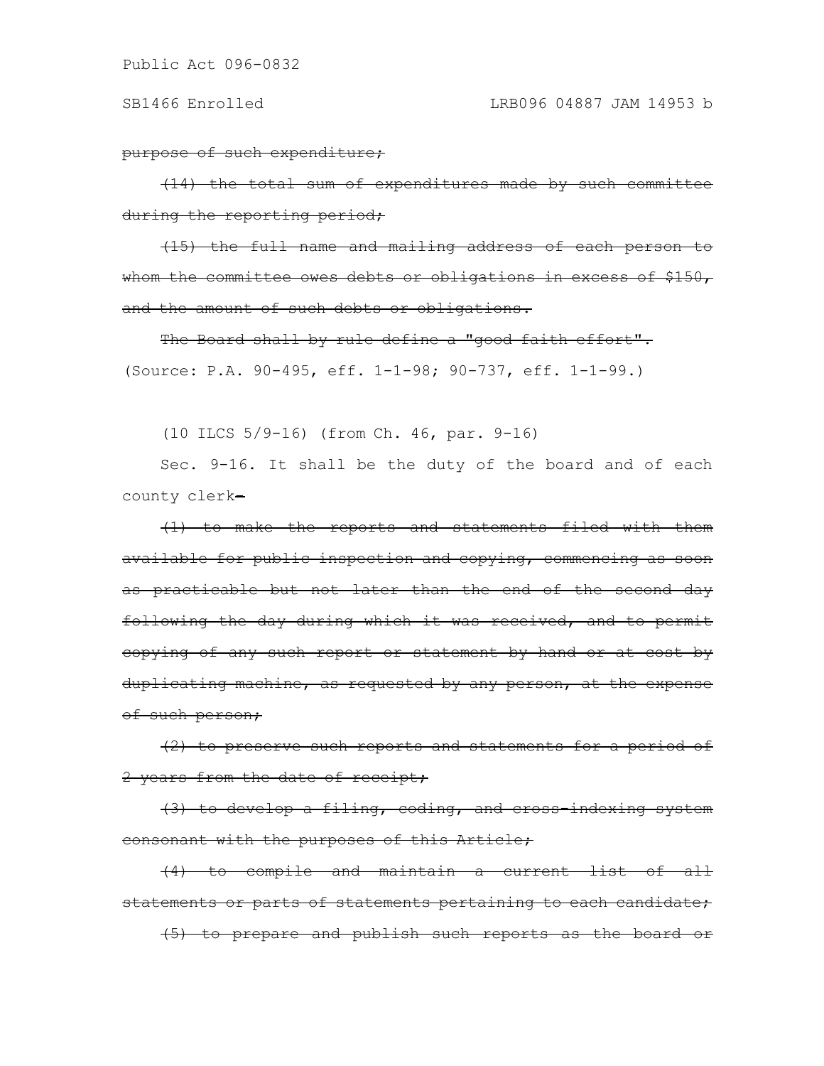~~purpose of such expenditure;~~

~~(14) the total sum of expenditures made by such committee during the reporting period;~~

~~(15) the full name and mailing address of each person to whom the committee owes debts or obligations in excess of $150, and the amount of such debts or obligations.~~

~~The Board shall by rule define a "good faith effort".~~

(Source: P.A. 90-495, eff. 1-1-98; 90-737, eff. 1-1-99.)

(10 ILCS 5/9-16) (from Ch. 46, par. 9-16)

Sec. 9-16. It shall be the duty of the board and of each county clerk~~-~~

~~(1) to make the reports and statements filed with them available for public inspection and copying, commencing as soon as practicable but not later than the end of the second day following the day during which it was received, and to permit copying of any such report or statement by hand or at cost by duplicating machine, as requested by any person, at the expense of such person;~~

~~(2) to preserve such reports and statements for a period of 2 years from the date of receipt;~~

~~(3) to develop a filing, coding, and cross-indexing system consonant with the purposes of this Article;~~

~~(4) to compile and maintain a current list of all statements or parts of statements pertaining to each candidate;~~

~~(5) to prepare and publish such reports as the board or~~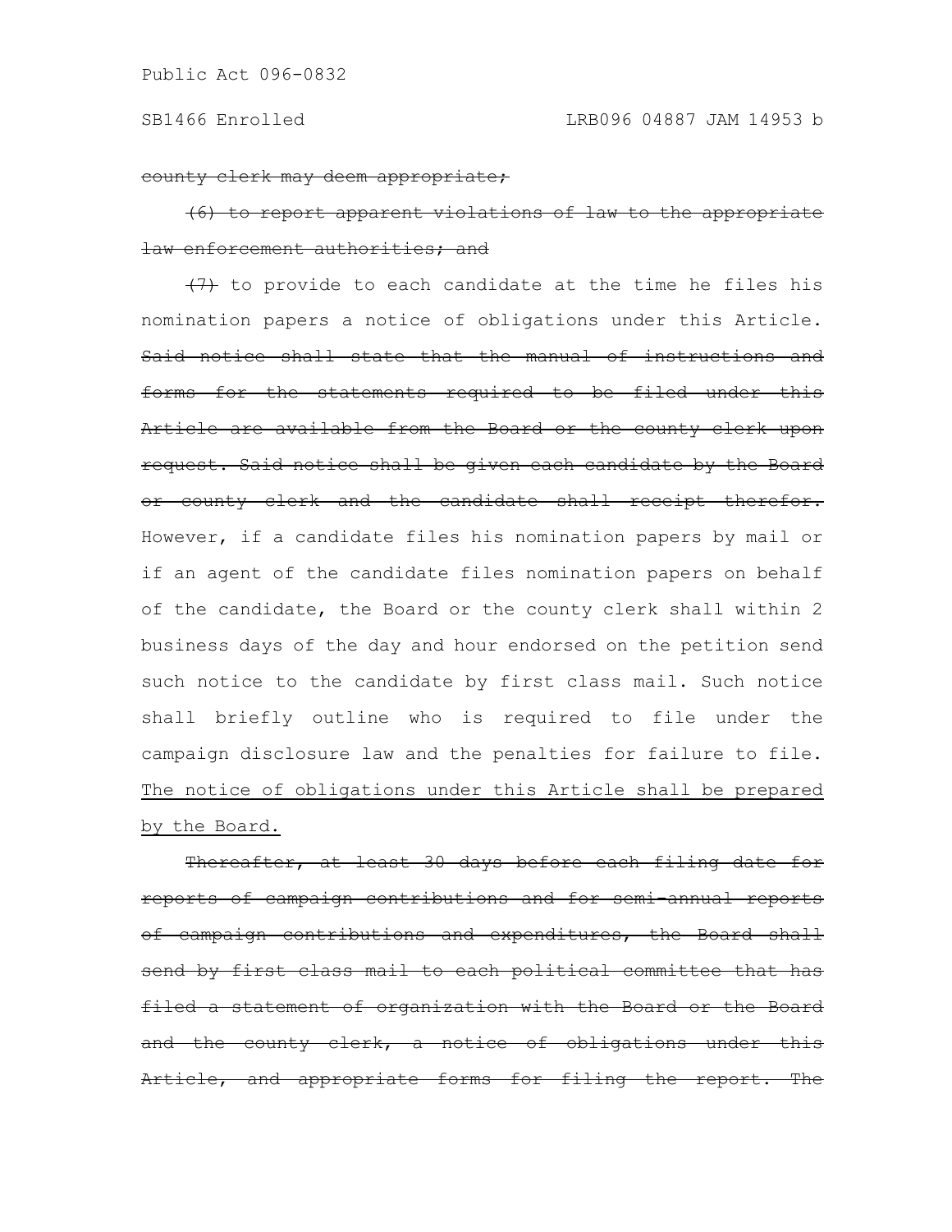~~county clerk may deem appropriate;~~

~~(6) to report apparent violations of law to the appropriate law enforcement authorities; and~~

~~(7)~~ to provide to each candidate at the time he files his nomination papers a notice of obligations under this Article. ~~Said notice shall state that the manual of instructions and forms for the statements required to be filed under this Article are available from the Board or the county clerk upon request. Said notice shall be given each candidate by the Board or county clerk and the candidate shall receipt therefor.~~ However, if a candidate files his nomination papers by mail or if an agent of the candidate files nomination papers on behalf of the candidate, the Board or the county clerk shall within 2 business days of the day and hour endorsed on the petition send such notice to the candidate by first class mail. Such notice shall briefly outline who is required to file under the campaign disclosure law and the penalties for failure to file. <u>The notice of obligations under this Article shall be prepared by the Board.</u>

~~Thereafter, at least 30 days before each filing date for reports of campaign contributions and for semi-annual reports of campaign contributions and expenditures, the Board shall send by first class mail to each political committee that has filed a statement of organization with the Board or the Board and the county clerk, a notice of obligations under this Article, and appropriate forms for filing the report. The~~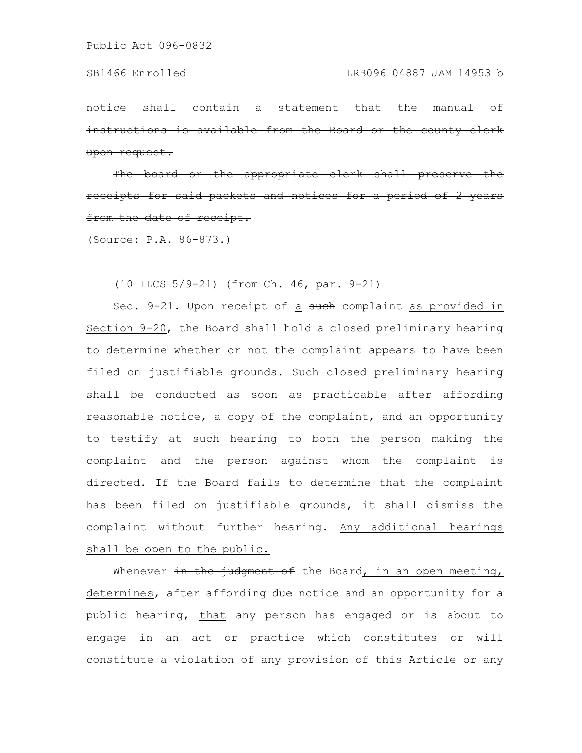~~notice shall contain a statement that the manual of instructions is available from the Board or the county clerk upon request.~~

~~The board or the appropriate clerk shall preserve the receipts for said packets and notices for a period of 2 years from the date of receipt.~~

(Source: P.A. 86-873.)

(10 ILCS 5/9-21) (from Ch. 46, par. 9-21)

Sec. 9-21. Upon receipt of <u>a</u> ~~such~~ complaint <u>as provided in Section 9-20</u>, the Board shall hold a closed preliminary hearing to determine whether or not the complaint appears to have been filed on justifiable grounds. Such closed preliminary hearing shall be conducted as soon as practicable after affording reasonable notice, a copy of the complaint, and an opportunity to testify at such hearing to both the person making the complaint and the person against whom the complaint is directed. If the Board fails to determine that the complaint has been filed on justifiable grounds, it shall dismiss the complaint without further hearing. <u>Any additional hearings shall be open to the public.</u>

Whenever ~~in the judgment of~~ the Board<u>, in an open meeting, determines</u>, after affording due notice and an opportunity for a public hearing, <u>that</u> any person has engaged or is about to engage in an act or practice which constitutes or will constitute a violation of any provision of this Article or any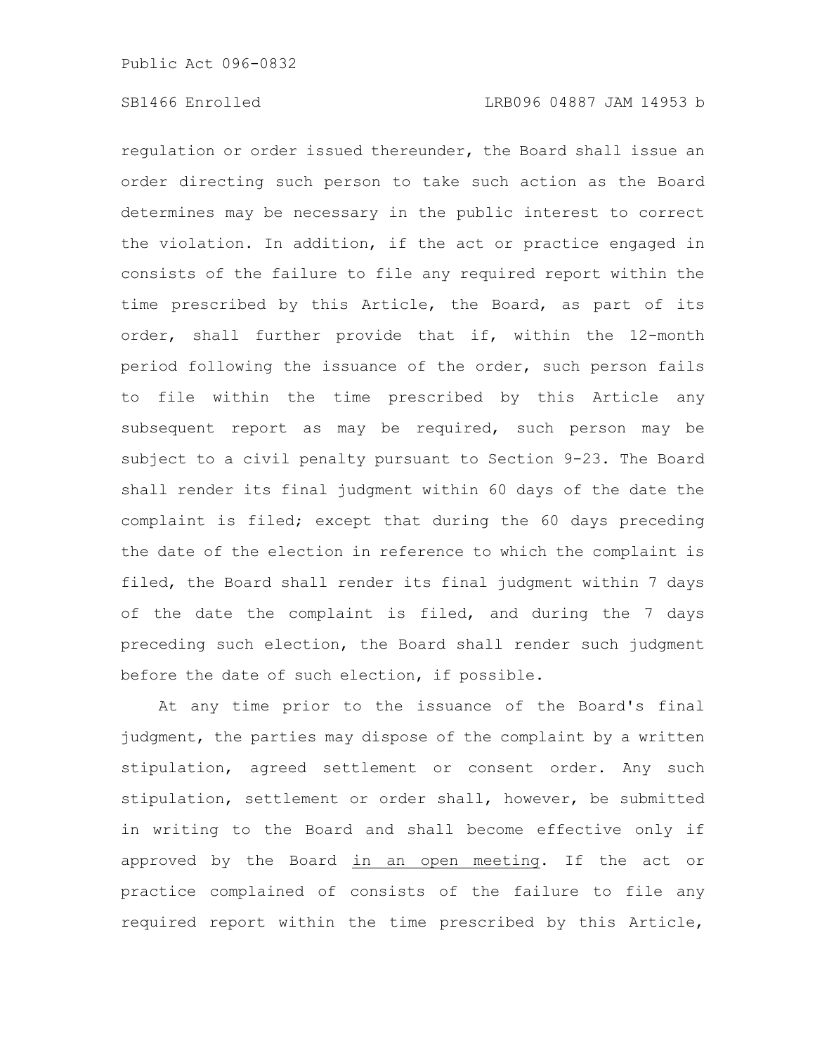regulation or order issued thereunder, the Board shall issue an order directing such person to take such action as the Board determines may be necessary in the public interest to correct the violation. In addition, if the act or practice engaged in consists of the failure to file any required report within the time prescribed by this Article, the Board, as part of its order, shall further provide that if, within the 12-month period following the issuance of the order, such person fails to file within the time prescribed by this Article any subsequent report as may be required, such person may be subject to a civil penalty pursuant to Section 9-23. The Board shall render its final judgment within 60 days of the date the complaint is filed; except that during the 60 days preceding the date of the election in reference to which the complaint is filed, the Board shall render its final judgment within 7 days of the date the complaint is filed, and during the 7 days preceding such election, the Board shall render such judgment before the date of such election, if possible.

At any time prior to the issuance of the Board's final judgment, the parties may dispose of the complaint by a written stipulation, agreed settlement or consent order. Any such stipulation, settlement or order shall, however, be submitted in writing to the Board and shall become effective only if approved by the Board <u>in an open meeting</u>. If the act or practice complained of consists of the failure to file any required report within the time prescribed by this Article,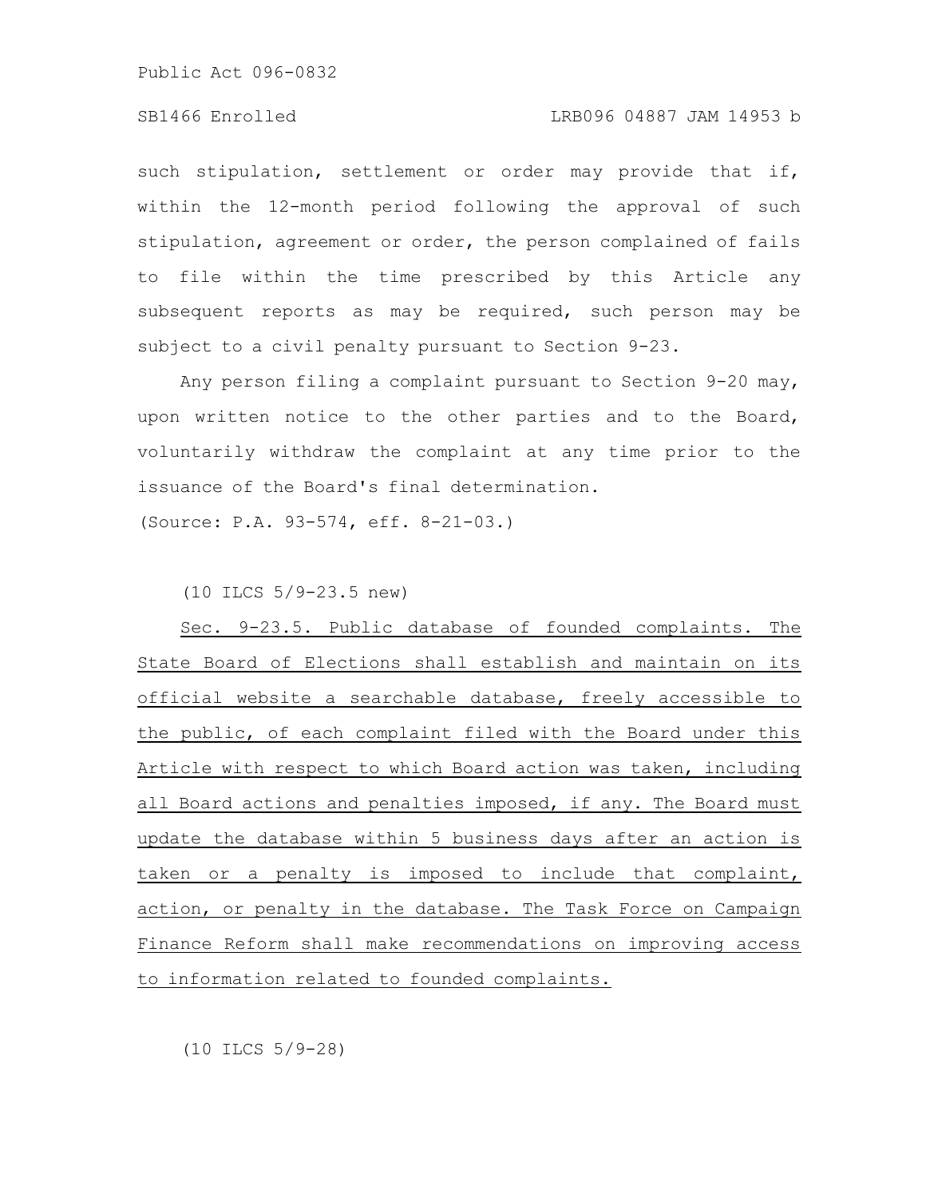such stipulation, settlement or order may provide that if, within the 12-month period following the approval of such stipulation, agreement or order, the person complained of fails to file within the time prescribed by this Article any subsequent reports as may be required, such person may be subject to a civil penalty pursuant to Section 9-23.

Any person filing a complaint pursuant to Section 9-20 may, upon written notice to the other parties and to the Board, voluntarily withdraw the complaint at any time prior to the issuance of the Board's final determination.

(Source: P.A. 93-574, eff. 8-21-03.)

(10 ILCS 5/9-23.5 new)

<u>Sec. 9-23.5. Public database of founded complaints. The State Board of Elections shall establish and maintain on its official website a searchable database, freely accessible to the public, of each complaint filed with the Board under this Article with respect to which Board action was taken, including all Board actions and penalties imposed, if any. The Board must update the database within 5 business days after an action is taken or a penalty is imposed to include that complaint, action, or penalty in the database. The Task Force on Campaign Finance Reform shall make recommendations on improving access to information related to founded complaints.</u>

(10 ILCS 5/9-28)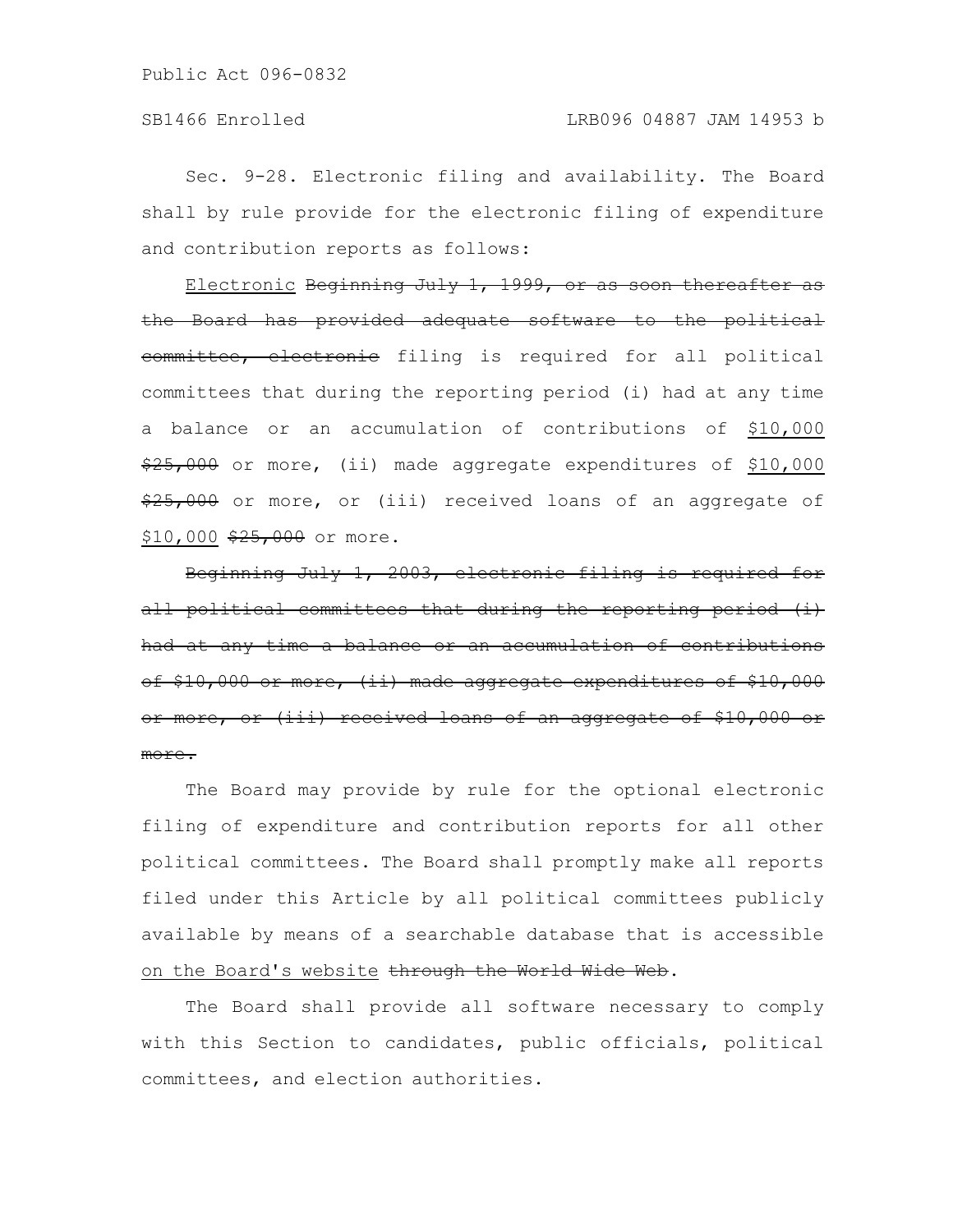Sec. 9-28. Electronic filing and availability. The Board shall by rule provide for the electronic filing of expenditure and contribution reports as follows:

<u>Electronic</u> ~~Beginning July 1, 1999, or as soon thereafter as the Board has provided adequate software to the political committee, electronic~~ filing is required for all political committees that during the reporting period (i) had at any time a balance or an accumulation of contributions of <u>$10,000</u> ~~$25,000~~ or more, (ii) made aggregate expenditures of <u>$10,000</u> ~~$25,000~~ or more, or (iii) received loans of an aggregate of <u>$10,000</u> ~~$25,000~~ or more.

~~Beginning July 1, 2003, electronic filing is required for all political committees that during the reporting period (i) had at any time a balance or an accumulation of contributions of $10,000 or more, (ii) made aggregate expenditures of $10,000 or more, or (iii) received loans of an aggregate of $10,000 or more.~~

The Board may provide by rule for the optional electronic filing of expenditure and contribution reports for all other political committees. The Board shall promptly make all reports filed under this Article by all political committees publicly available by means of a searchable database that is accessible <u>on the Board's website</u> ~~through the World Wide Web~~.

The Board shall provide all software necessary to comply with this Section to candidates, public officials, political committees, and election authorities.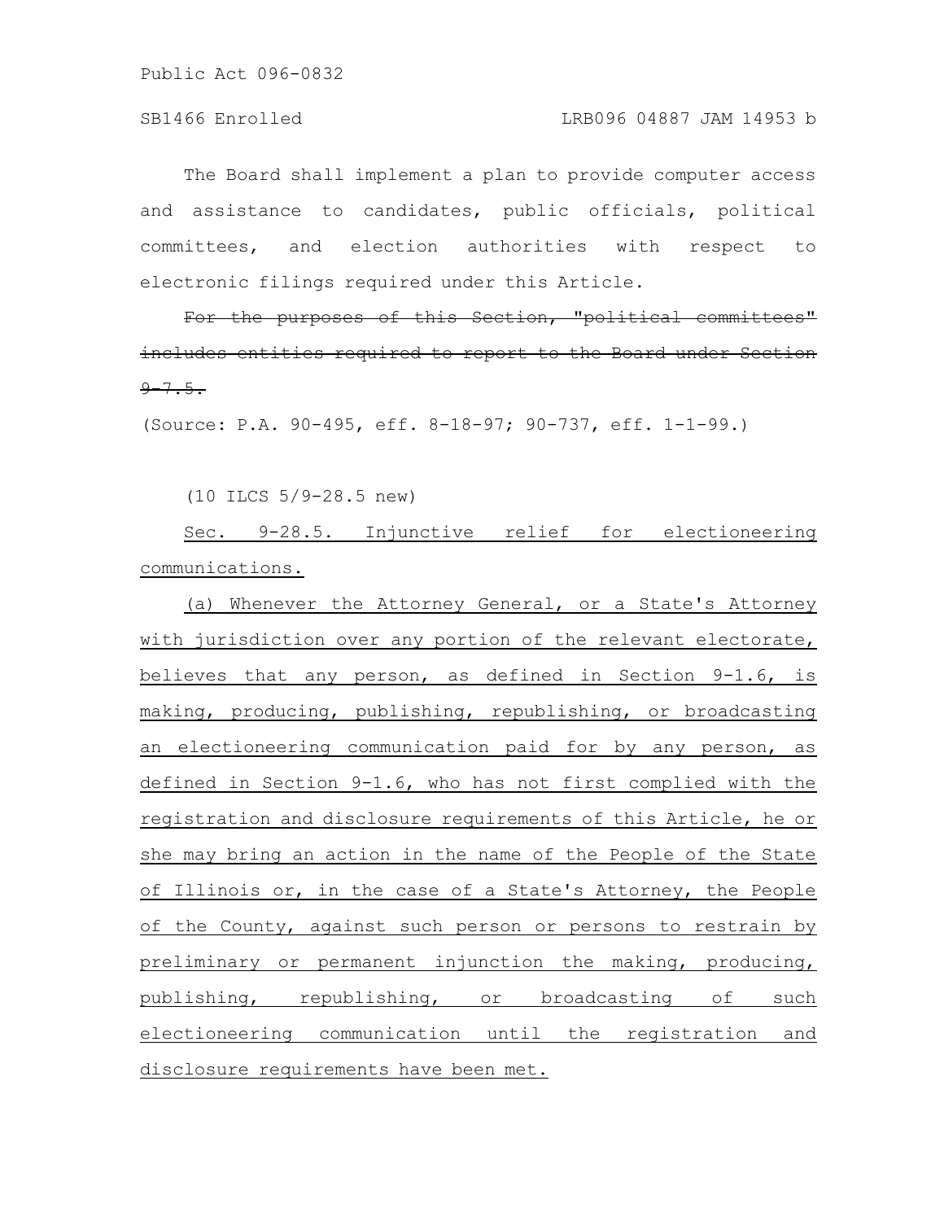The Board shall implement a plan to provide computer access and assistance to candidates, public officials, political committees, and election authorities with respect to electronic filings required under this Article.

~~For the purposes of this Section, "political committees" includes entities required to report to the Board under Section 9-7.5.~~

(Source: P.A. 90-495, eff. 8-18-97; 90-737, eff. 1-1-99.)

(10 ILCS 5/9-28.5 new)

Sec. 9-28.5. Injunctive relief for electioneering communications.

(a) Whenever the Attorney General, or a State's Attorney with jurisdiction over any portion of the relevant electorate, believes that any person, as defined in Section 9-1.6, is making, producing, publishing, republishing, or broadcasting an electioneering communication paid for by any person, as defined in Section 9-1.6, who has not first complied with the registration and disclosure requirements of this Article, he or she may bring an action in the name of the People of the State of Illinois or, in the case of a State's Attorney, the People of the County, against such person or persons to restrain by preliminary or permanent injunction the making, producing, publishing, republishing, or broadcasting of such electioneering communication until the registration and disclosure requirements have been met.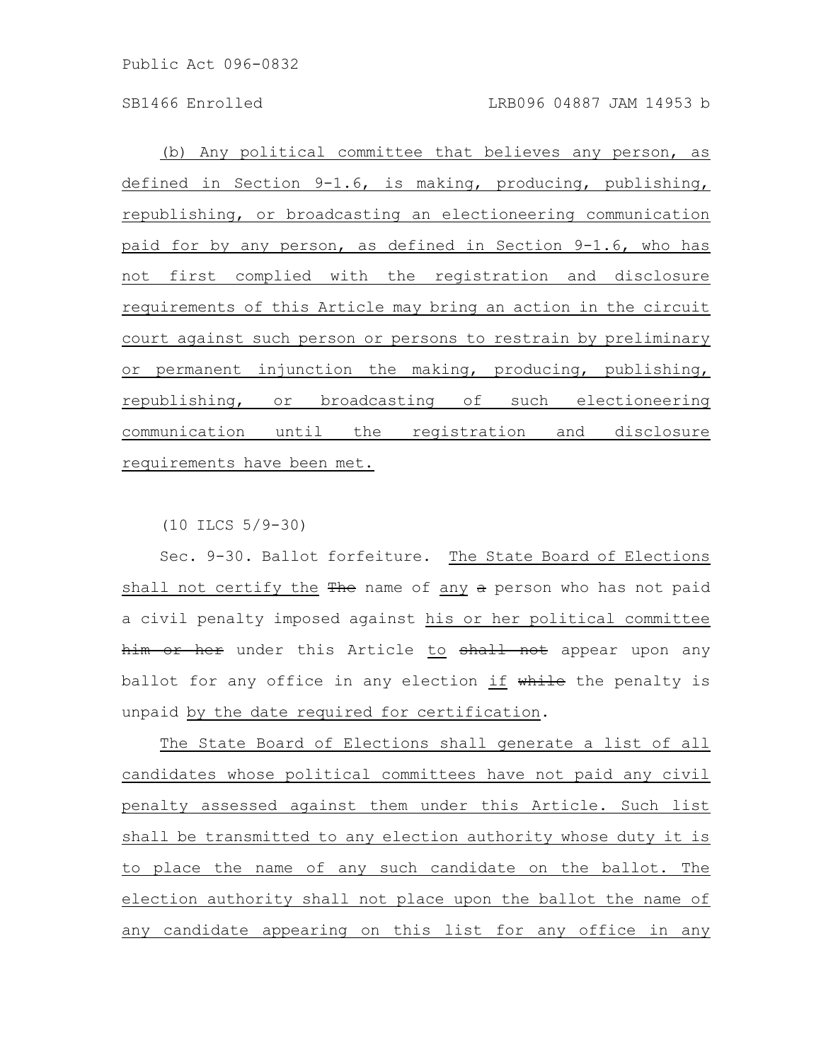(b) Any political committee that believes any person, as defined in Section 9-1.6, is making, producing, publishing, republishing, or broadcasting an electioneering communication paid for by any person, as defined in Section 9-1.6, who has not first complied with the registration and disclosure requirements of this Article may bring an action in the circuit court against such person or persons to restrain by preliminary or permanent injunction the making, producing, publishing, republishing, or broadcasting of such electioneering communication until the registration and disclosure requirements have been met.

(10 ILCS 5/9-30)

Sec. 9-30. Ballot forfeiture. The State Board of Elections shall not certify the ~~The~~ name of any ~~a~~ person who has not paid a civil penalty imposed against his or her political committee ~~him or her~~ under this Article to ~~shall not~~ appear upon any ballot for any office in any election if ~~while~~ the penalty is unpaid by the date required for certification.

The State Board of Elections shall generate a list of all candidates whose political committees have not paid any civil penalty assessed against them under this Article. Such list shall be transmitted to any election authority whose duty it is to place the name of any such candidate on the ballot. The election authority shall not place upon the ballot the name of any candidate appearing on this list for any office in any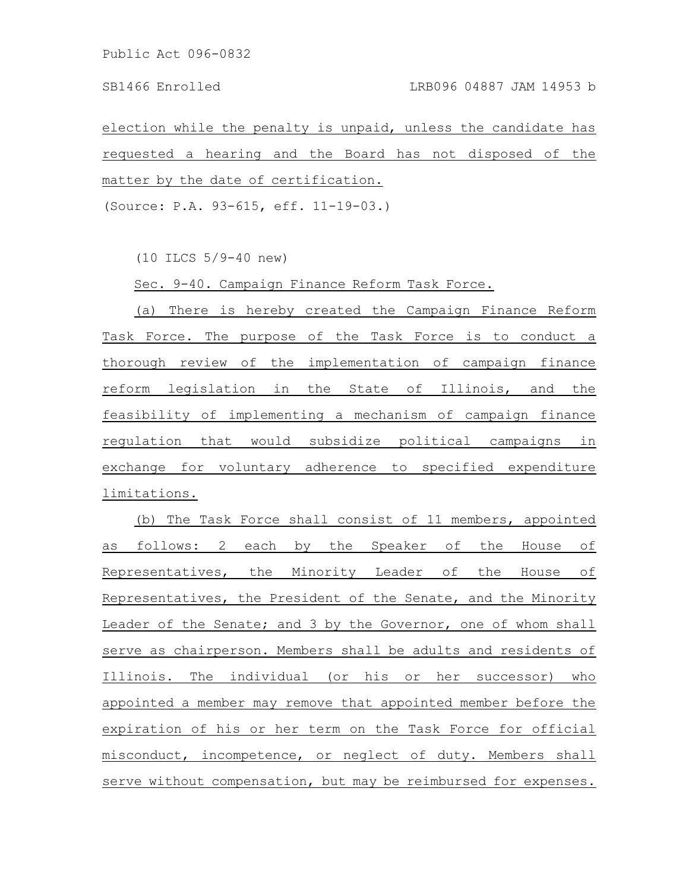election while the penalty is unpaid, unless the candidate has requested a hearing and the Board has not disposed of the matter by the date of certification.

(Source: P.A. 93-615, eff. 11-19-03.)

(10 ILCS 5/9-40 new)

Sec. 9-40. Campaign Finance Reform Task Force.

(a) There is hereby created the Campaign Finance Reform Task Force. The purpose of the Task Force is to conduct a thorough review of the implementation of campaign finance reform legislation in the State of Illinois, and the feasibility of implementing a mechanism of campaign finance regulation that would subsidize political campaigns in exchange for voluntary adherence to specified expenditure limitations.

(b) The Task Force shall consist of 11 members, appointed as follows: 2 each by the Speaker of the House of Representatives, the Minority Leader of the House of Representatives, the President of the Senate, and the Minority Leader of the Senate; and 3 by the Governor, one of whom shall serve as chairperson. Members shall be adults and residents of Illinois. The individual (or his or her successor) who appointed a member may remove that appointed member before the expiration of his or her term on the Task Force for official misconduct, incompetence, or neglect of duty. Members shall serve without compensation, but may be reimbursed for expenses.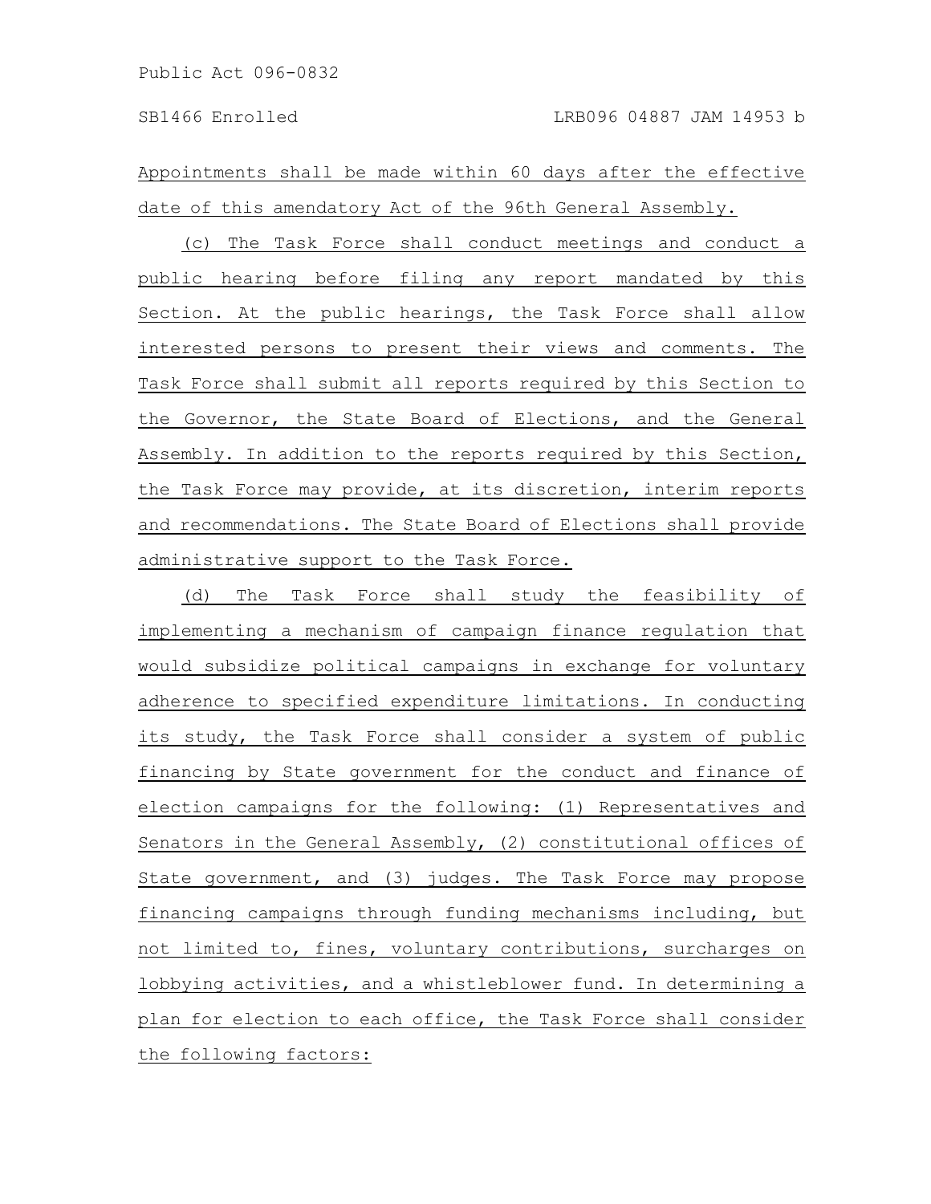Appointments shall be made within 60 days after the effective date of this amendatory Act of the 96th General Assembly.

(c) The Task Force shall conduct meetings and conduct a public hearing before filing any report mandated by this Section. At the public hearings, the Task Force shall allow interested persons to present their views and comments. The Task Force shall submit all reports required by this Section to the Governor, the State Board of Elections, and the General Assembly. In addition to the reports required by this Section, the Task Force may provide, at its discretion, interim reports and recommendations. The State Board of Elections shall provide administrative support to the Task Force.

(d) The Task Force shall study the feasibility of implementing a mechanism of campaign finance regulation that would subsidize political campaigns in exchange for voluntary adherence to specified expenditure limitations. In conducting its study, the Task Force shall consider a system of public financing by State government for the conduct and finance of election campaigns for the following: (1) Representatives and Senators in the General Assembly, (2) constitutional offices of State government, and (3) judges. The Task Force may propose financing campaigns through funding mechanisms including, but not limited to, fines, voluntary contributions, surcharges on lobbying activities, and a whistleblower fund. In determining a plan for election to each office, the Task Force shall consider the following factors: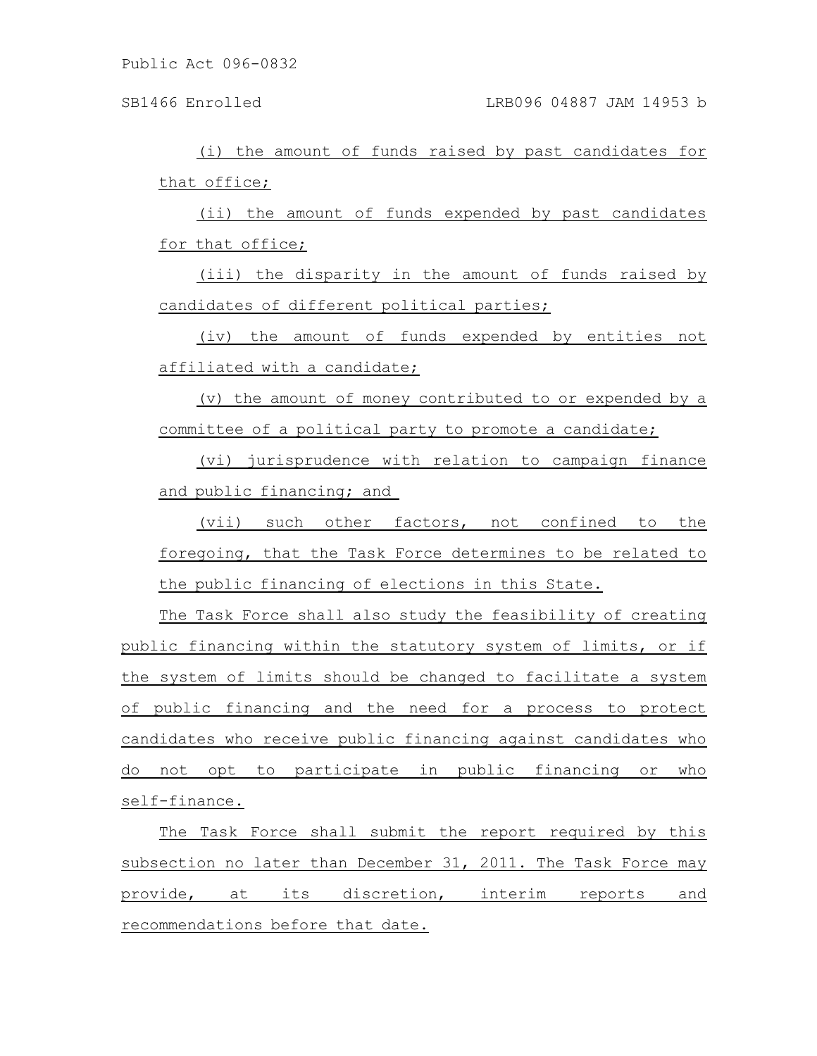(i) the amount of funds raised by past candidates for that office;

(ii) the amount of funds expended by past candidates for that office;

(iii) the disparity in the amount of funds raised by candidates of different political parties;

(iv) the amount of funds expended by entities not affiliated with a candidate;

(v) the amount of money contributed to or expended by a committee of a political party to promote a candidate;

(vi) jurisprudence with relation to campaign finance and public financing; and

(vii) such other factors, not confined to the foregoing, that the Task Force determines to be related to the public financing of elections in this State.

The Task Force shall also study the feasibility of creating public financing within the statutory system of limits, or if the system of limits should be changed to facilitate a system of public financing and the need for a process to protect candidates who receive public financing against candidates who do not opt to participate in public financing or who self-finance.

The Task Force shall submit the report required by this subsection no later than December 31, 2011. The Task Force may provide, at its discretion, interim reports and recommendations before that date.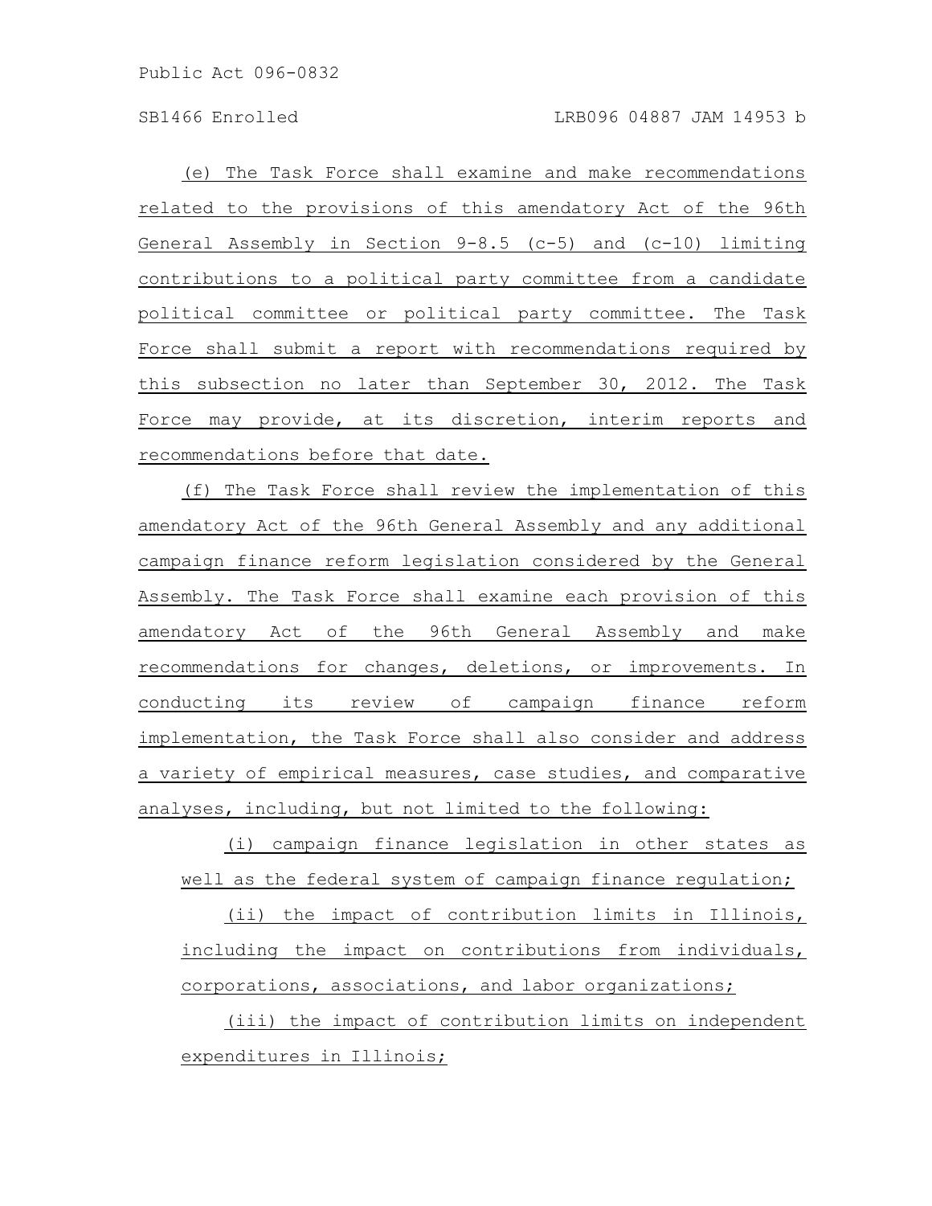(e) The Task Force shall examine and make recommendations related to the provisions of this amendatory Act of the 96th General Assembly in Section 9-8.5 (c-5) and (c-10) limiting contributions to a political party committee from a candidate political committee or political party committee. The Task Force shall submit a report with recommendations required by this subsection no later than September 30, 2012. The Task Force may provide, at its discretion, interim reports and recommendations before that date.

(f) The Task Force shall review the implementation of this amendatory Act of the 96th General Assembly and any additional campaign finance reform legislation considered by the General Assembly. The Task Force shall examine each provision of this amendatory Act of the 96th General Assembly and make recommendations for changes, deletions, or improvements. In conducting its review of campaign finance reform implementation, the Task Force shall also consider and address a variety of empirical measures, case studies, and comparative analyses, including, but not limited to the following:

(i) campaign finance legislation in other states as well as the federal system of campaign finance regulation;

(ii) the impact of contribution limits in Illinois, including the impact on contributions from individuals, corporations, associations, and labor organizations;

(iii) the impact of contribution limits on independent expenditures in Illinois;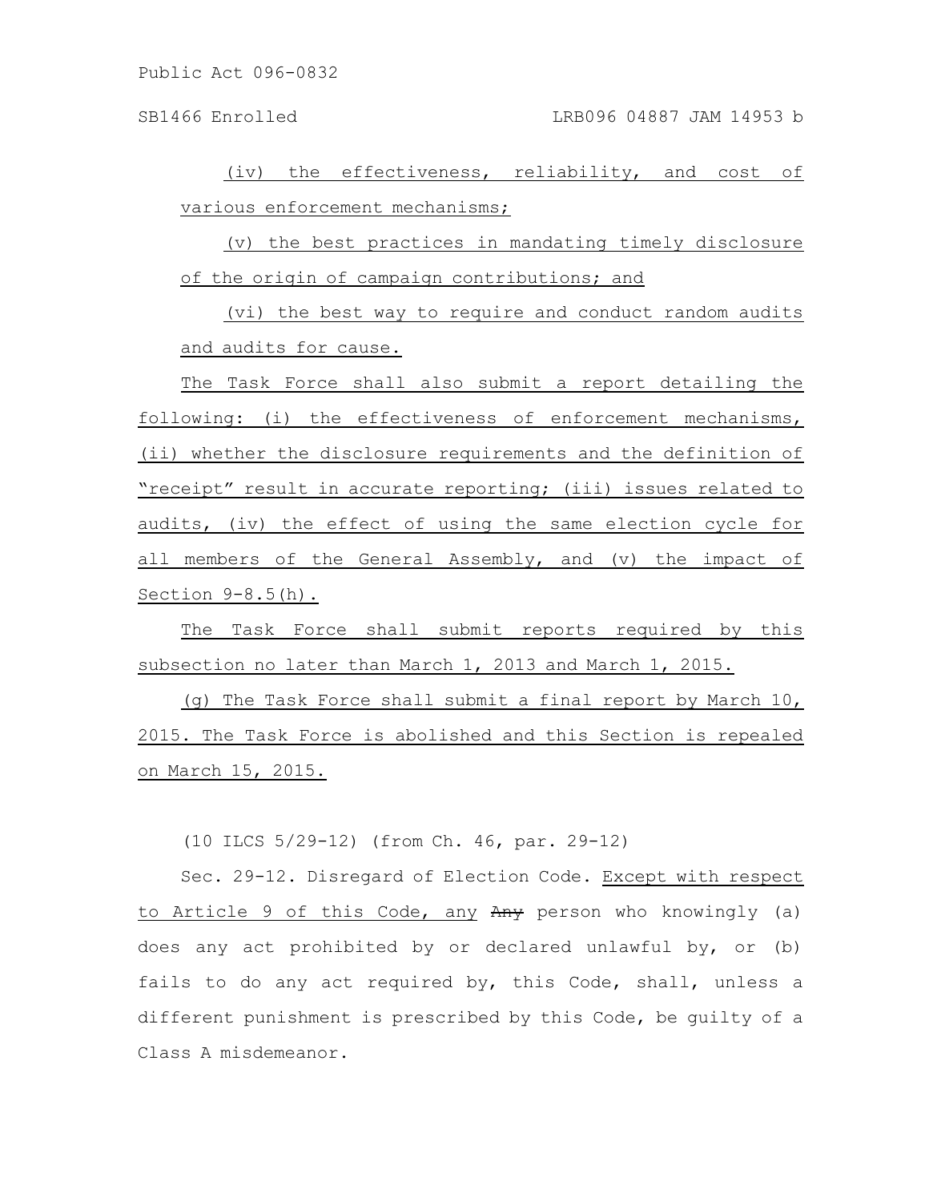(iv) the effectiveness, reliability, and cost of various enforcement mechanisms;

(v) the best practices in mandating timely disclosure of the origin of campaign contributions; and

(vi) the best way to require and conduct random audits and audits for cause.

The Task Force shall also submit a report detailing the following: (i) the effectiveness of enforcement mechanisms, (ii) whether the disclosure requirements and the definition of "receipt" result in accurate reporting; (iii) issues related to audits, (iv) the effect of using the same election cycle for all members of the General Assembly, and (v) the impact of Section 9-8.5(h).

The Task Force shall submit reports required by this subsection no later than March 1, 2013 and March 1, 2015.

(g) The Task Force shall submit a final report by March 10, 2015. The Task Force is abolished and this Section is repealed on March 15, 2015.

(10 ILCS 5/29-12) (from Ch. 46, par. 29-12)

Sec. 29-12. Disregard of Election Code. Except with respect to Article 9 of this Code, any ~~Any~~ person who knowingly (a) does any act prohibited by or declared unlawful by, or (b) fails to do any act required by, this Code, shall, unless a different punishment is prescribed by this Code, be guilty of a Class A misdemeanor.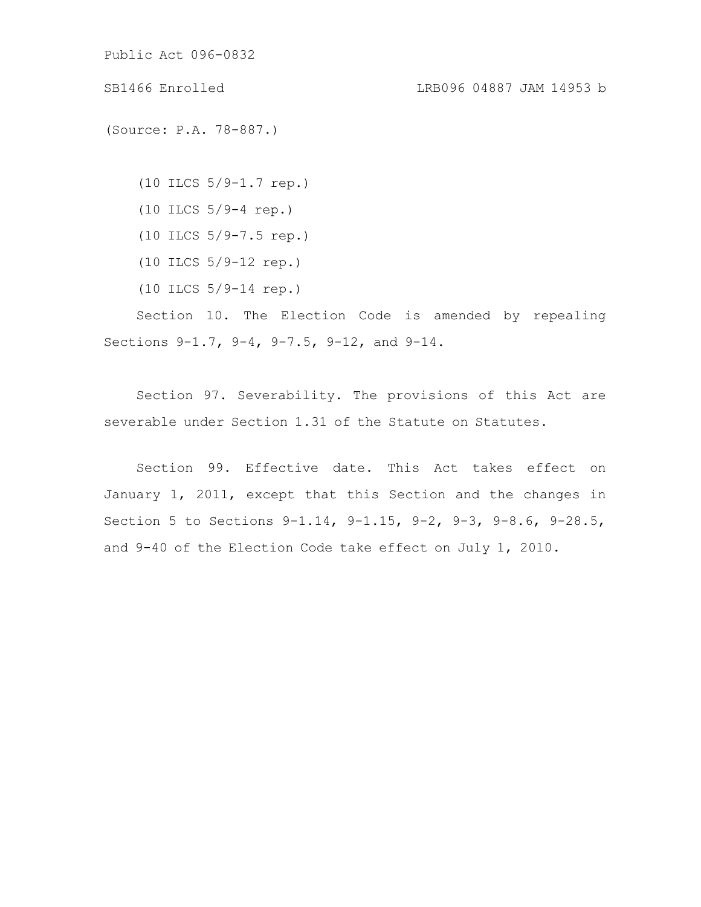(Source: P.A. 78-887.)

(10 ILCS 5/9-1.7 rep.)

(10 ILCS 5/9-4 rep.)

(10 ILCS 5/9-7.5 rep.)

(10 ILCS 5/9-12 rep.)

(10 ILCS 5/9-14 rep.)

Section 10. The Election Code is amended by repealing Sections 9-1.7, 9-4, 9-7.5, 9-12, and 9-14.

Section 97. Severability. The provisions of this Act are severable under Section 1.31 of the Statute on Statutes.

Section 99. Effective date. This Act takes effect on January 1, 2011, except that this Section and the changes in Section 5 to Sections 9-1.14, 9-1.15, 9-2, 9-3, 9-8.6, 9-28.5, and 9-40 of the Election Code take effect on July 1, 2010.